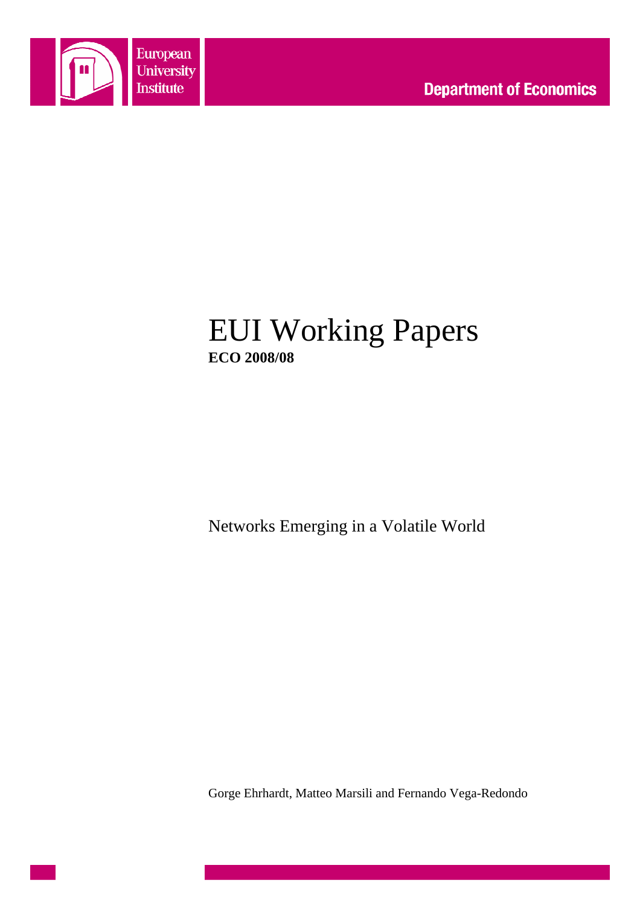European University Institute

Department of Economics

# EUI Working Papers

**ECO 2008/08**

Networks Emerging in a Volatile World

Gorge Ehrhardt, Matteo Marsili and Fernando Vega-Redondo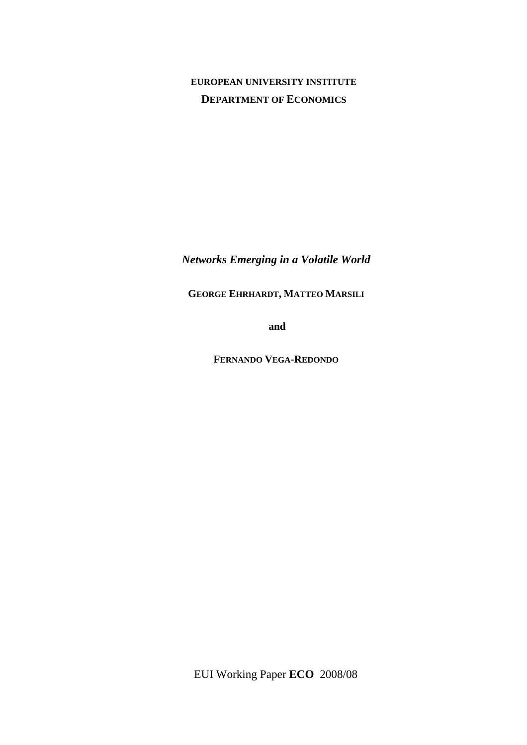**EUROPEAN UNIVERSITY INSTITUTE**

**DEPARTMENT OF ECONOMICS**

***Networks Emerging in a Volatile World***

**GEORGE EHRHARDT, MATTEO MARSILI**

**and**

**FERNANDO VEGA-REDONDO**

EUI Working Paper **ECO** 2008/08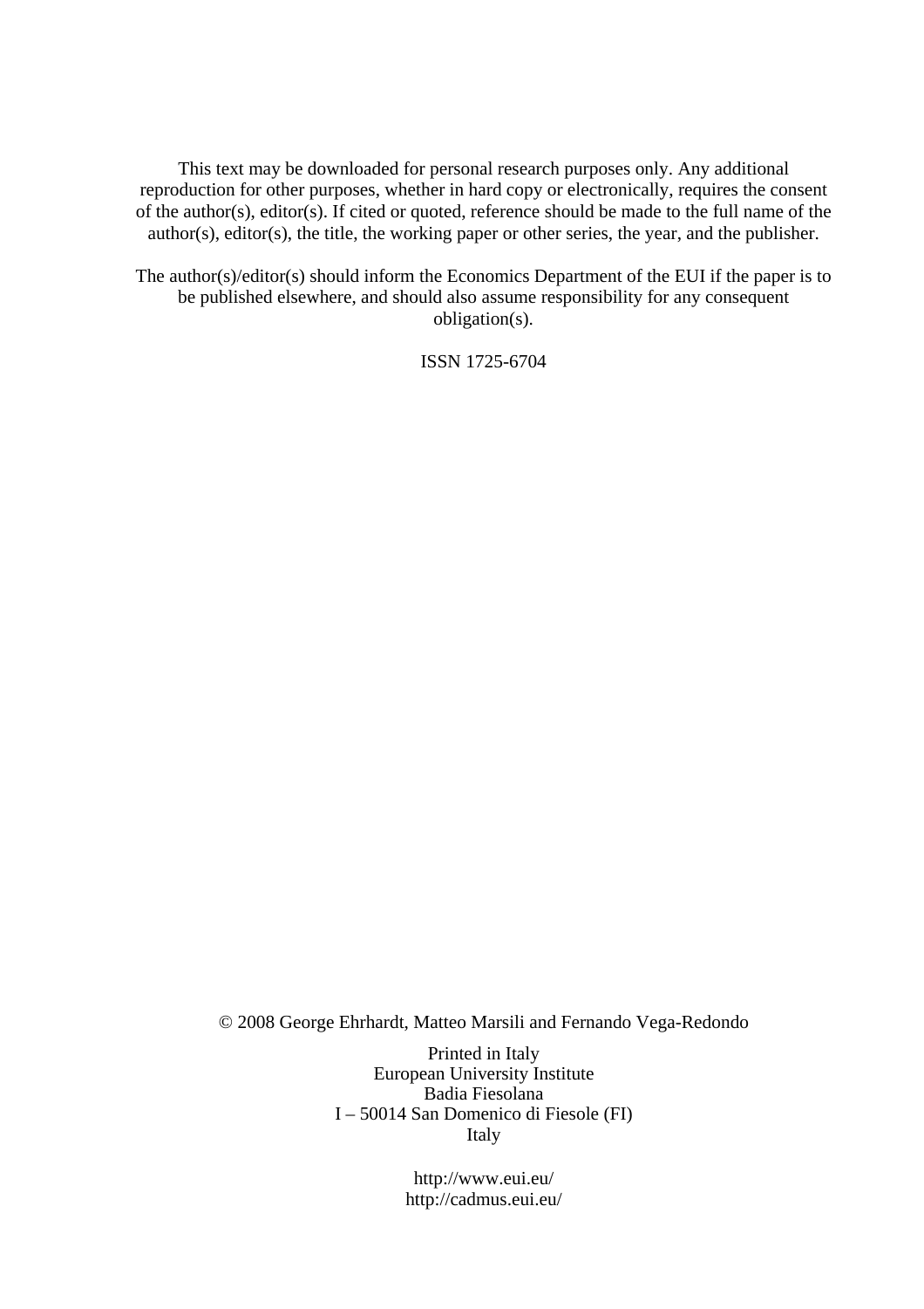This text may be downloaded for personal research purposes only. Any additional reproduction for other purposes, whether in hard copy or electronically, requires the consent of the author(s), editor(s). If cited or quoted, reference should be made to the full name of the author(s), editor(s), the title, the working paper or other series, the year, and the publisher.

The author(s)/editor(s) should inform the Economics Department of the EUI if the paper is to be published elsewhere, and should also assume responsibility for any consequent obligation(s).

ISSN 1725-6704

© 2008 George Ehrhardt, Matteo Marsili and Fernando Vega-Redondo

Printed in Italy
European University Institute
Badia Fiesolana
I – 50014 San Domenico di Fiesole (FI)
Italy

http://www.eui.eu/
http://cadmus.eui.eu/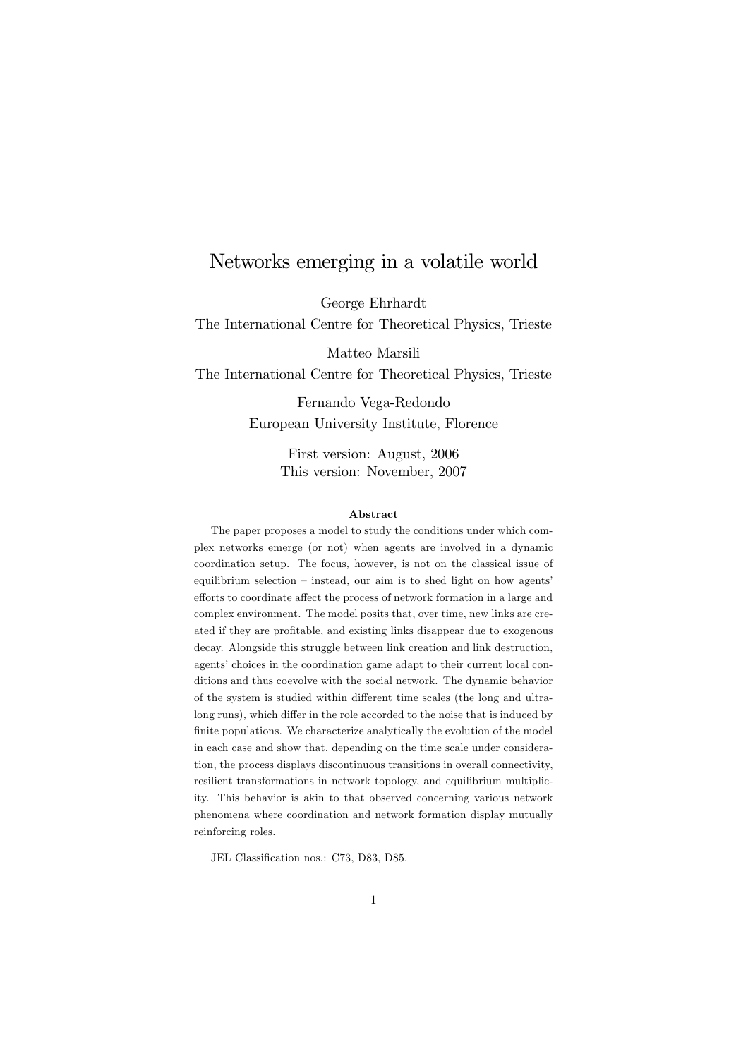# Networks emerging in a volatile world

George Ehrhardt  
The International Centre for Theoretical Physics, Trieste

Matteo Marsili  
The International Centre for Theoretical Physics, Trieste

Fernando Vega-Redondo  
European University Institute, Florence

First version: August, 2006  
This version: November, 2007

**Abstract**

The paper proposes a model to study the conditions under which complex networks emerge (or not) when agents are involved in a dynamic coordination setup. The focus, however, is not on the classical issue of equilibrium selection – instead, our aim is to shed light on how agents' efforts to coordinate affect the process of network formation in a large and complex environment. The model posits that, over time, new links are created if they are profitable, and existing links disappear due to exogenous decay. Alongside this struggle between link creation and link destruction, agents' choices in the coordination game adapt to their current local conditions and thus coevolve with the social network. The dynamic behavior of the system is studied within different time scales (the long and ultra-long runs), which differ in the role accorded to the noise that is induced by finite populations. We characterize analytically the evolution of the model in each case and show that, depending on the time scale under consideration, the process displays discontinuous transitions in overall connectivity, resilient transformations in network topology, and equilibrium multiplicity. This behavior is akin to that observed concerning various network phenomena where coordination and network formation display mutually reinforcing roles.

JEL Classification nos.: C73, D83, D85.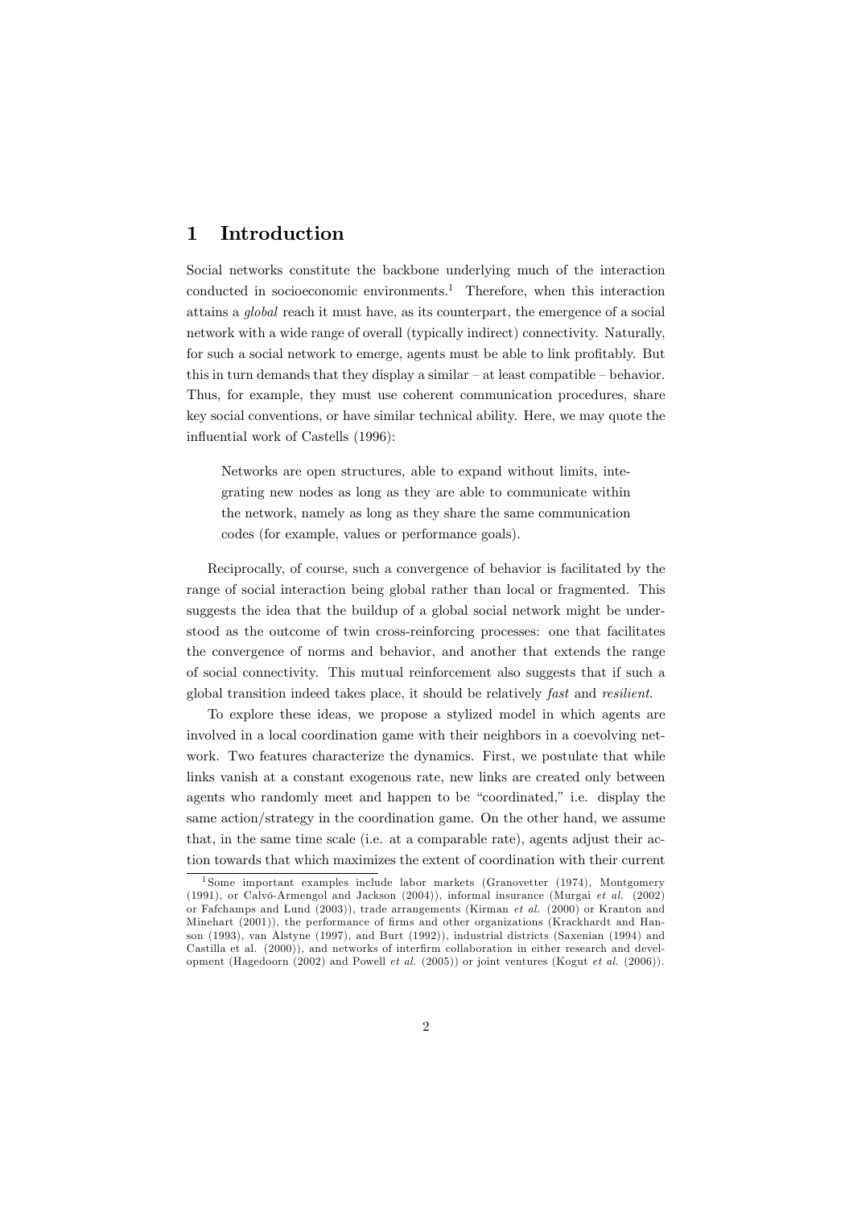## 1 Introduction

Social networks constitute the backbone underlying much of the interaction conducted in socioeconomic environments.[1] Therefore, when this interaction attains a *global* reach it must have, as its counterpart, the emergence of a social network with a wide range of overall (typically indirect) connectivity. Naturally, for such a social network to emerge, agents must be able to link profitably. But this in turn demands that they display a similar – at least compatible – behavior. Thus, for example, they must use coherent communication procedures, share key social conventions, or have similar technical ability. Here, we may quote the influential work of Castells (1996):

> Networks are open structures, able to expand without limits, integrating new nodes as long as they are able to communicate within the network, namely as long as they share the same communication codes (for example, values or performance goals).

Reciprocally, of course, such a convergence of behavior is facilitated by the range of social interaction being global rather than local or fragmented. This suggests the idea that the buildup of a global social network might be understood as the outcome of twin cross-reinforcing processes: one that facilitates the convergence of norms and behavior, and another that extends the range of social connectivity. This mutual reinforcement also suggests that if such a global transition indeed takes place, it should be relatively *fast* and *resilient*.

To explore these ideas, we propose a stylized model in which agents are involved in a local coordination game with their neighbors in a coevolving network. Two features characterize the dynamics. First, we postulate that while links vanish at a constant exogenous rate, new links are created only between agents who randomly meet and happen to be "coordinated," i.e. display the same action/strategy in the coordination game. On the other hand, we assume that, in the same time scale (i.e. at a comparable rate), agents adjust their action towards that which maximizes the extent of coordination with their current

[1] Some important examples include labor markets (Granovetter (1974), Montgomery (1991), or Calvó-Armengol and Jackson (2004)), informal insurance (Murgai *et al.* (2002) or Fafchamps and Lund (2003)), trade arrangements (Kirman *et al.* (2000) or Kranton and Minehart (2001)), the performance of firms and other organizations (Krackhardt and Hanson (1993), van Alstyne (1997), and Burt (1992)), industrial districts (Saxenian (1994) and Castilla et al. (2000)), and networks of interfirm collaboration in either research and development (Hagedoorn (2002) and Powell *et al.* (2005)) or joint ventures (Kogut *et al.* (2006)).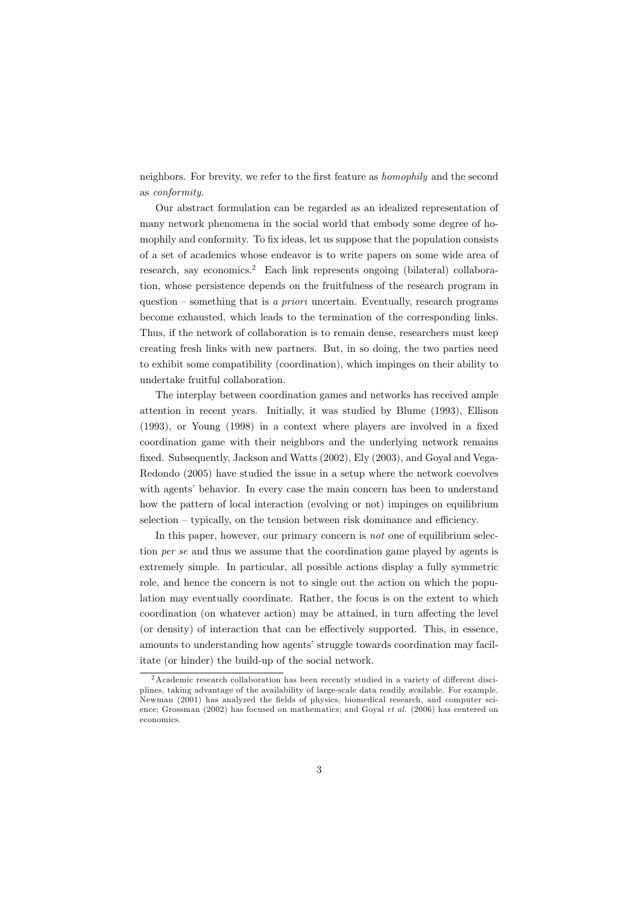neighbors. For brevity, we refer to the first feature as *homophily* and the second as *conformity*.

Our abstract formulation can be regarded as an idealized representation of many network phenomena in the social world that embody some degree of homophily and conformity. To fix ideas, let us suppose that the population consists of a set of academics whose endeavor is to write papers on some wide area of research, say economics.[2] Each link represents ongoing (bilateral) collaboration, whose persistence depends on the fruitfulness of the research program in question – something that is *a priori* uncertain. Eventually, research programs become exhausted, which leads to the termination of the corresponding links. Thus, if the network of collaboration is to remain dense, researchers must keep creating fresh links with new partners. But, in so doing, the two parties need to exhibit some compatibility (coordination), which impinges on their ability to undertake fruitful collaboration.

The interplay between coordination games and networks has received ample attention in recent years. Initially, it was studied by Blume (1993), Ellison (1993), or Young (1998) in a context where players are involved in a fixed coordination game with their neighbors and the underlying network remains fixed. Subsequently, Jackson and Watts (2002), Ely (2003), and Goyal and Vega-Redondo (2005) have studied the issue in a setup where the network coevolves with agents' behavior. In every case the main concern has been to understand how the pattern of local interaction (evolving or not) impinges on equilibrium selection – typically, on the tension between risk dominance and efficiency.

In this paper, however, our primary concern is *not* one of equilibrium selection *per se* and thus we assume that the coordination game played by agents is extremely simple. In particular, all possible actions display a fully symmetric role, and hence the concern is not to single out the action on which the population may eventually coordinate. Rather, the focus is on the extent to which coordination (on whatever action) may be attained, in turn affecting the level (or density) of interaction that can be effectively supported. This, in essence, amounts to understanding how agents' struggle towards coordination may facilitate (or hinder) the build-up of the social network.

[2] Academic research collaboration has been recently studied in a variety of different disciplines, taking advantage of the availability of large-scale data readily available. For example, Newman (2001) has analyzed the fields of physics, biomedical research, and computer science; Grossman (2002) has focused on mathematics; and Goyal *et al.* (2006) has centered on economics.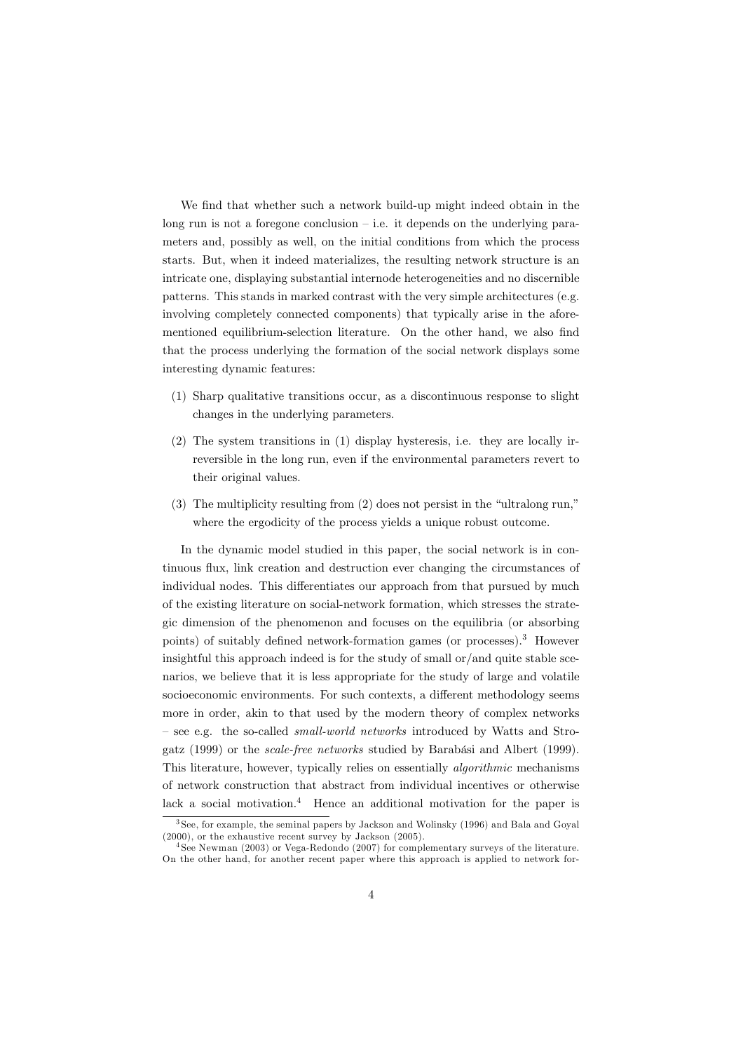We find that whether such a network build-up might indeed obtain in the long run is not a foregone conclusion – i.e. it depends on the underlying parameters and, possibly as well, on the initial conditions from which the process starts. But, when it indeed materializes, the resulting network structure is an intricate one, displaying substantial internode heterogeneities and no discernible patterns. This stands in marked contrast with the very simple architectures (e.g. involving completely connected components) that typically arise in the aforementioned equilibrium-selection literature. On the other hand, we also find that the process underlying the formation of the social network displays some interesting dynamic features:

(1) Sharp qualitative transitions occur, as a discontinuous response to slight changes in the underlying parameters.

(2) The system transitions in (1) display hysteresis, i.e. they are locally irreversible in the long run, even if the environmental parameters revert to their original values.

(3) The multiplicity resulting from (2) does not persist in the "ultralong run," where the ergodicity of the process yields a unique robust outcome.

In the dynamic model studied in this paper, the social network is in continuous flux, link creation and destruction ever changing the circumstances of individual nodes. This differentiates our approach from that pursued by much of the existing literature on social-network formation, which stresses the strategic dimension of the phenomenon and focuses on the equilibria (or absorbing points) of suitably defined network-formation games (or processes).[3] However insightful this approach indeed is for the study of small or/and quite stable scenarios, we believe that it is less appropriate for the study of large and volatile socioeconomic environments. For such contexts, a different methodology seems more in order, akin to that used by the modern theory of complex networks – see e.g. the so-called *small-world networks* introduced by Watts and Strogatz (1999) or the *scale-free networks* studied by Barabási and Albert (1999). This literature, however, typically relies on essentially *algorithmic* mechanisms of network construction that abstract from individual incentives or otherwise lack a social motivation.[4] Hence an additional motivation for the paper is

[3] See, for example, the seminal papers by Jackson and Wolinsky (1996) and Bala and Goyal (2000), or the exhaustive recent survey by Jackson (2005).

[4] See Newman (2003) or Vega-Redondo (2007) for complementary surveys of the literature. On the other hand, for another recent paper where this approach is applied to network for-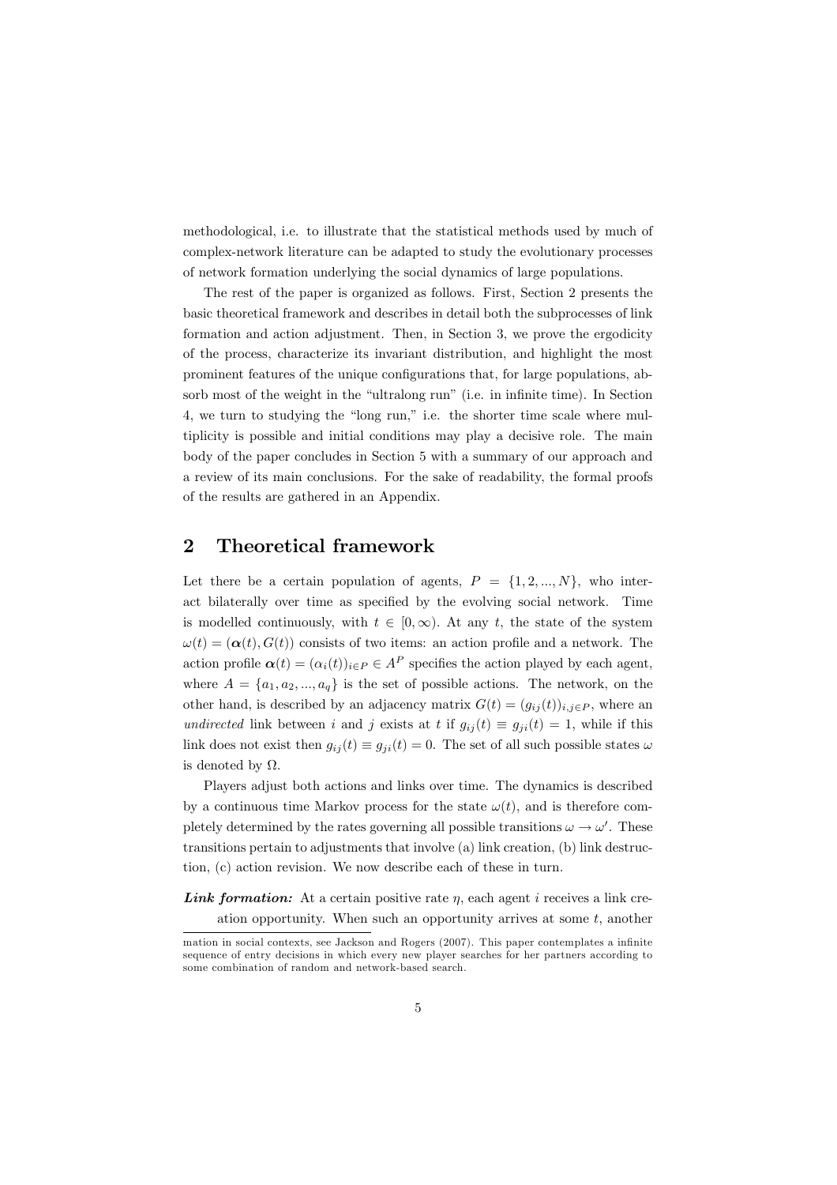methodological, i.e. to illustrate that the statistical methods used by much of complex-network literature can be adapted to study the evolutionary processes of network formation underlying the social dynamics of large populations.

The rest of the paper is organized as follows. First, Section 2 presents the basic theoretical framework and describes in detail both the subprocesses of link formation and action adjustment. Then, in Section 3, we prove the ergodicity of the process, characterize its invariant distribution, and highlight the most prominent features of the unique configurations that, for large populations, absorb most of the weight in the "ultralong run" (i.e. in infinite time). In Section 4, we turn to studying the "long run," i.e. the shorter time scale where multiplicity is possible and initial conditions may play a decisive role. The main body of the paper concludes in Section 5 with a summary of our approach and a review of its main conclusions. For the sake of readability, the formal proofs of the results are gathered in an Appendix.

## 2 Theoretical framework

Let there be a certain population of agents, $P = \{1, 2, ..., N\}$, who interact bilaterally over time as specified by the evolving social network. Time is modelled continuously, with $t \in [0, \infty)$. At any $t$, the state of the system $\omega(t) = (\boldsymbol{\alpha}(t), G(t))$ consists of two items: an action profile and a network. The action profile $\boldsymbol{\alpha}(t) = (\alpha_i(t))_{i \in P} \in A^P$ specifies the action played by each agent, where $A = \{a_1, a_2, ..., a_q\}$ is the set of possible actions. The network, on the other hand, is described by an adjacency matrix $G(t) = (g_{ij}(t))_{i,j \in P}$, where an *undirected* link between $i$ and $j$ exists at $t$ if $g_{ij}(t) \equiv g_{ji}(t) = 1$, while if this link does not exist then $g_{ij}(t) \equiv g_{ji}(t) = 0$. The set of all such possible states $\omega$ is denoted by $\Omega$.

Players adjust both actions and links over time. The dynamics is described by a continuous time Markov process for the state $\omega(t)$, and is therefore completely determined by the rates governing all possible transitions $\omega \to \omega'$. These transitions pertain to adjustments that involve (a) link creation, (b) link destruction, (c) action revision. We now describe each of these in turn.

***Link formation:*** At a certain positive rate $\eta$, each agent $i$ receives a link creation opportunity. When such an opportunity arrives at some $t$, another

mation in social contexts, see Jackson and Rogers (2007). This paper contemplates a infinite sequence of entry decisions in which every new player searches for her partners according to some combination of random and network-based search.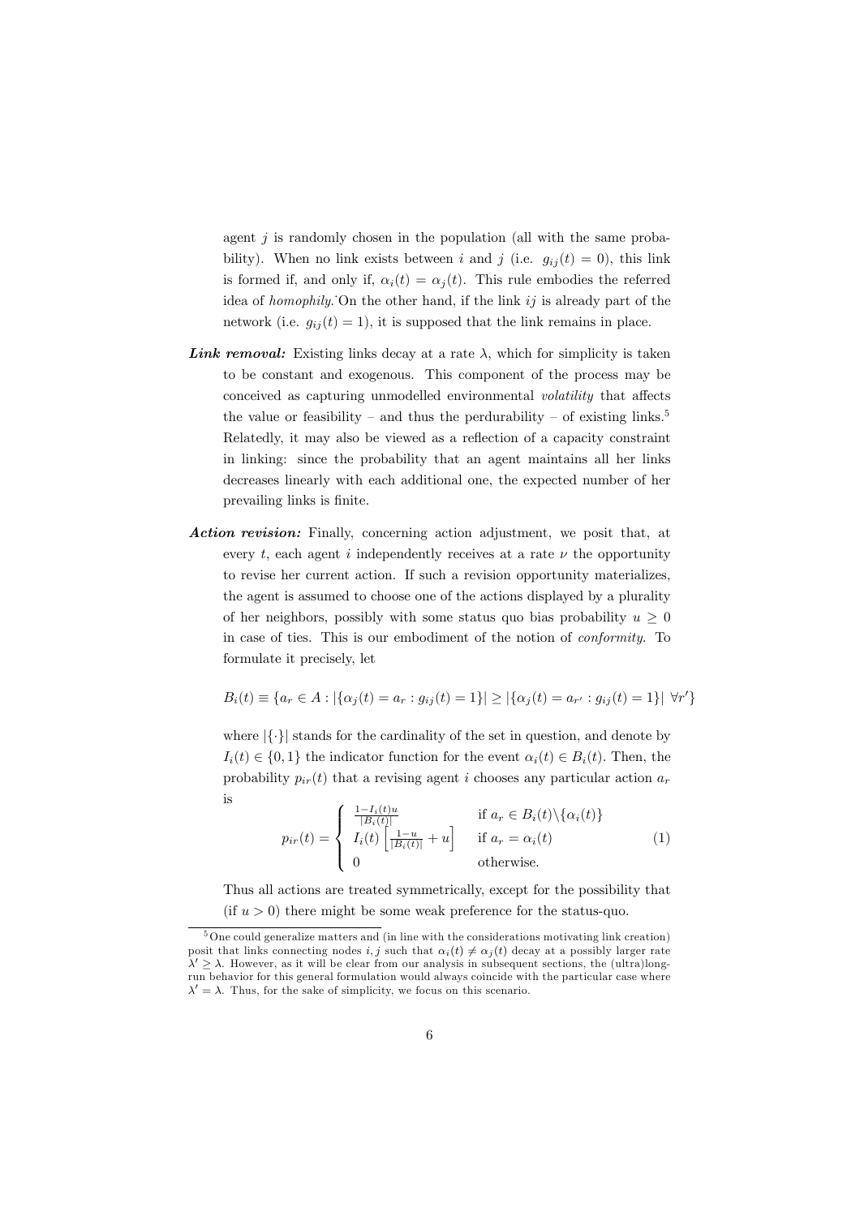agent $j$ is randomly chosen in the population (all with the same probability). When no link exists between $i$ and $j$ (i.e. $g_{ij}(t) = 0$), this link is formed if, and only if, $\alpha_i(t) = \alpha_j(t)$. This rule embodies the referred idea of *homophily*. On the other hand, if the link $ij$ is already part of the network (i.e. $g_{ij}(t) = 1$), it is supposed that the link remains in place.

***Link removal:*** Existing links decay at a rate $\lambda$, which for simplicity is taken to be constant and exogenous. This component of the process may be conceived as capturing unmodelled environmental *volatility* that affects the value or feasibility – and thus the perdurability – of existing links.[5] Relatedly, it may also be viewed as a reflection of a capacity constraint in linking: since the probability that an agent maintains all her links decreases linearly with each additional one, the expected number of her prevailing links is finite.

***Action revision:*** Finally, concerning action adjustment, we posit that, at every $t$, each agent $i$ independently receives at a rate $\nu$ the opportunity to revise her current action. If such a revision opportunity materializes, the agent is assumed to choose one of the actions displayed by a plurality of her neighbors, possibly with some status quo bias probability $u \geq 0$ in case of ties. This is our embodiment of the notion of *conformity*. To formulate it precisely, let

$$B_i(t) \equiv \{a_r \in A : |\{\alpha_j(t) = a_r : g_{ij}(t) = 1\}| \geq |\{\alpha_j(t) = a_{r'} : g_{ij}(t) = 1\}| \ \forall r'\}$$

where $|\{\cdot\}|$ stands for the cardinality of the set in question, and denote by $I_i(t) \in \{0, 1\}$ the indicator function for the event $\alpha_i(t) \in B_i(t)$. Then, the probability $p_{ir}(t)$ that a revising agent $i$ chooses any particular action $a_r$ is

$$p_{ir}(t) = \begin{cases} \frac{1 - I_i(t)u}{|B_i(t)|} & \text{if } a_r \in B_i(t) \backslash \{\alpha_i(t)\} \\ I_i(t)\left[\frac{1-u}{|B_i(t)|} + u\right] & \text{if } a_r = \alpha_i(t) \\ 0 & \text{otherwise.} \end{cases} \tag{1}$$

Thus all actions are treated symmetrically, except for the possibility that (if $u > 0$) there might be some weak preference for the status-quo.

[5] One could generalize matters and (in line with the considerations motivating link creation) posit that links connecting nodes $i, j$ such that $\alpha_i(t) \neq \alpha_j(t)$ decay at a possibly larger rate $\lambda' \geq \lambda$. However, as it will be clear from our analysis in subsequent sections, the (ultra)long-run behavior for this general formulation would always coincide with the particular case where $\lambda' = \lambda$. Thus, for the sake of simplicity, we focus on this scenario.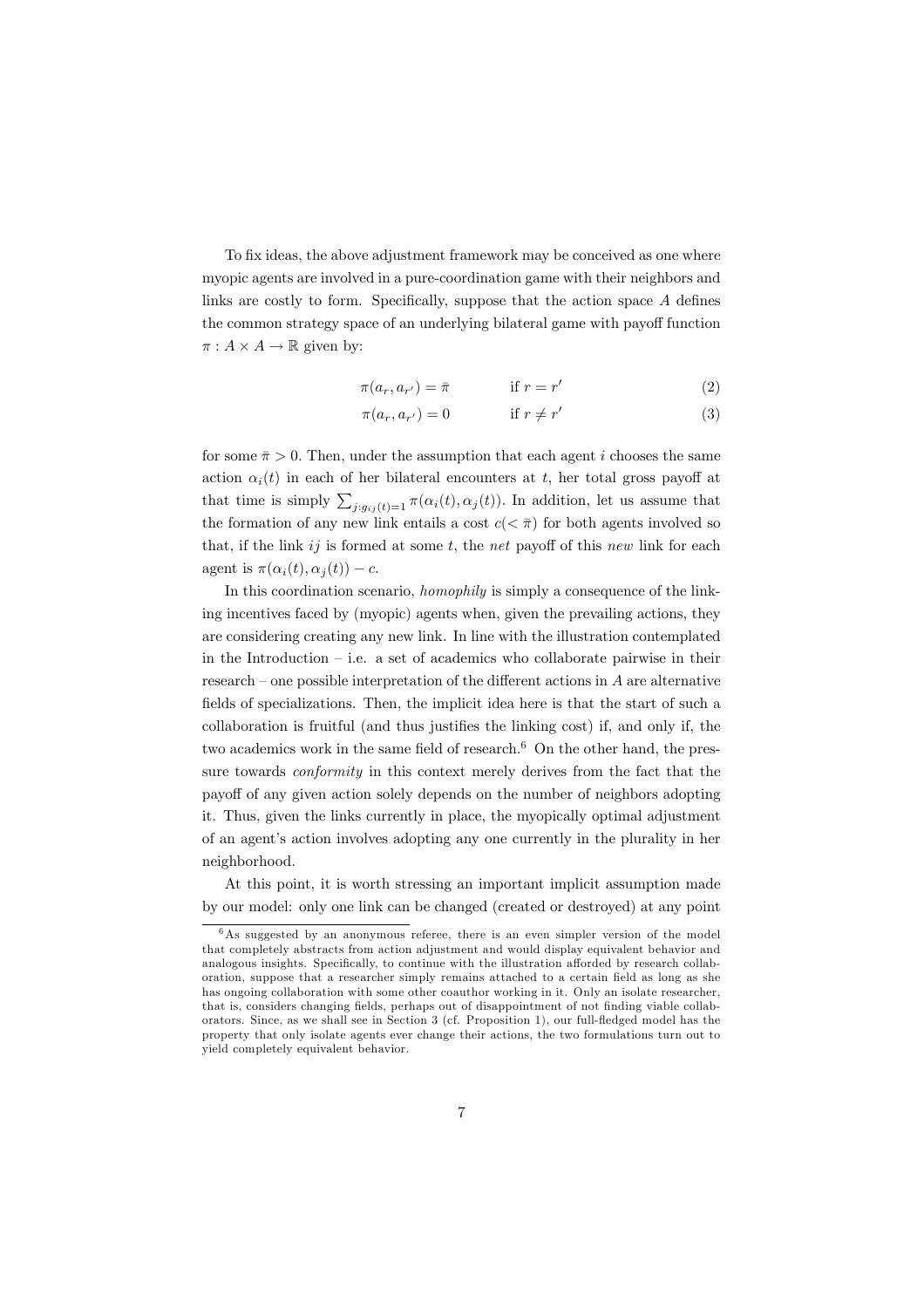To fix ideas, the above adjustment framework may be conceived as one where myopic agents are involved in a pure-coordination game with their neighbors and links are costly to form. Specifically, suppose that the action space $A$ defines the common strategy space of an underlying bilateral game with payoff function $\pi : A \times A \rightarrow \mathbb{R}$ given by:

$$\pi(a_r, a_{r'}) = \bar{\pi} \qquad \text{if } r = r' \tag{2}$$

$$\pi(a_r, a_{r'}) = 0 \qquad \text{if } r \neq r' \tag{3}$$

for some $\bar{\pi} > 0$. Then, under the assumption that each agent $i$ chooses the same action $\alpha_i(t)$ in each of her bilateral encounters at $t$, her total gross payoff at that time is simply $\sum_{j:g_{ij}(t)=1} \pi(\alpha_i(t), \alpha_j(t))$. In addition, let us assume that the formation of any new link entails a cost $c(< \bar{\pi})$ for both agents involved so that, if the link $ij$ is formed at some $t$, the *net* payoff of this *new* link for each agent is $\pi(\alpha_i(t), \alpha_j(t)) - c$.

In this coordination scenario, *homophily* is simply a consequence of the linking incentives faced by (myopic) agents when, given the prevailing actions, they are considering creating any new link. In line with the illustration contemplated in the Introduction – i.e. a set of academics who collaborate pairwise in their research – one possible interpretation of the different actions in $A$ are alternative fields of specializations. Then, the implicit idea here is that the start of such a collaboration is fruitful (and thus justifies the linking cost) if, and only if, the two academics work in the same field of research.[6] On the other hand, the pressure towards *conformity* in this context merely derives from the fact that the payoff of any given action solely depends on the number of neighbors adopting it. Thus, given the links currently in place, the myopically optimal adjustment of an agent's action involves adopting any one currently in the plurality in her neighborhood.

At this point, it is worth stressing an important implicit assumption made by our model: only one link can be changed (created or destroyed) at any point

[6] As suggested by an anonymous referee, there is an even simpler version of the model that completely abstracts from action adjustment and would display equivalent behavior and analogous insights. Specifically, to continue with the illustration afforded by research collaboration, suppose that a researcher simply remains attached to a certain field as long as she has ongoing collaboration with some other coauthor working in it. Only an isolate researcher, that is, considers changing fields, perhaps out of disappointment of not finding viable collaborators. Since, as we shall see in Section 3 (cf. Proposition 1), our full-fledged model has the property that only isolate agents ever change their actions, the two formulations turn out to yield completely equivalent behavior.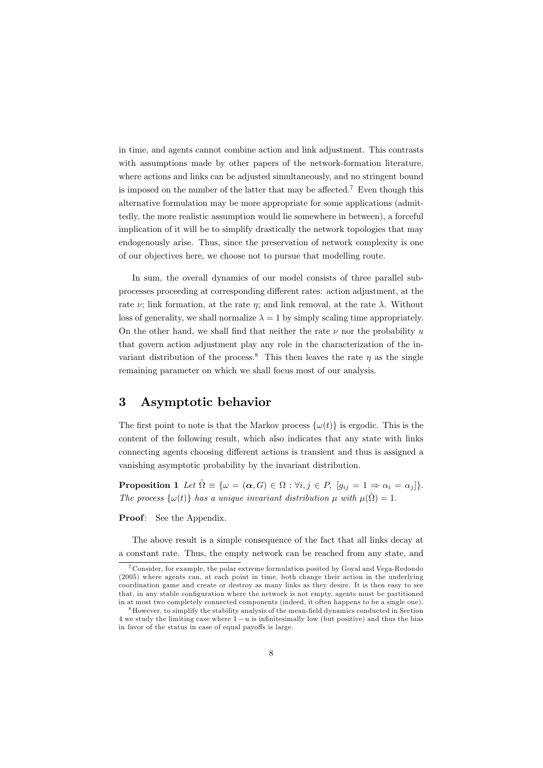in time, and agents cannot combine action and link adjustment. This contrasts with assumptions made by other papers of the network-formation literature, where actions and links can be adjusted simultaneously, and no stringent bound is imposed on the number of the latter that may be affected.[7] Even though this alternative formulation may be more appropriate for some applications (admittedly, the more realistic assumption would lie somewhere in between), a forceful implication of it will be to simplify drastically the network topologies that may endogenously arise. Thus, since the preservation of network complexity is one of our objectives here, we choose not to pursue that modelling route.

In sum, the overall dynamics of our model consists of three parallel subprocesses proceeding at corresponding different rates: action adjustment, at the rate $\nu$; link formation, at the rate $\eta$; and link removal, at the rate $\lambda$. Without loss of generality, we shall normalize $\lambda = 1$ by simply scaling time appropriately. On the other hand, we shall find that neither the rate $\nu$ nor the probability $u$ that govern action adjustment play any role in the characterization of the invariant distribution of the process.[8] This then leaves the rate $\eta$ as the single remaining parameter on which we shall focus most of our analysis.

# 3 Asymptotic behavior

The first point to note is that the Markov process $\{\omega(t)\}$ is ergodic. This is the content of the following result, which also indicates that any state with links connecting agents choosing different actions is transient and thus is assigned a vanishing asymptotic probability by the invariant distribution.

**Proposition 1** *Let* $\hat{\Omega} \equiv \{\omega = (\boldsymbol{\alpha}, G) \in \Omega : \forall i, j \in P,\ [g_{ij} = 1 \Rightarrow \alpha_i = \alpha_j]\}$. *The process* $\{\omega(t)\}$ *has a unique invariant distribution* $\mu$ *with* $\mu(\hat{\Omega}) = 1$.

**Proof**: See the Appendix.

The above result is a simple consequence of the fact that all links decay at a constant rate. Thus, the empty network can be reached from any state, and

[7] Consider, for example, the polar extreme formulation posited by Goyal and Vega-Redondo (2005) where agents can, at each point in time, both change their action in the underlying coordination game and create or destroy as many links as they desire. It is then easy to see that, in any stable configuration where the network is not empty, agents must be partitioned in at most two completely connected components (indeed, it often happens to be a single one).

[8] However, to simplify the stability analysis of the mean-field dynamics conducted in Section 4 we study the limiting case where $1 - u$ is infinitesimally low (but positive) and thus the bias in favor of the status in case of equal payoffs is large.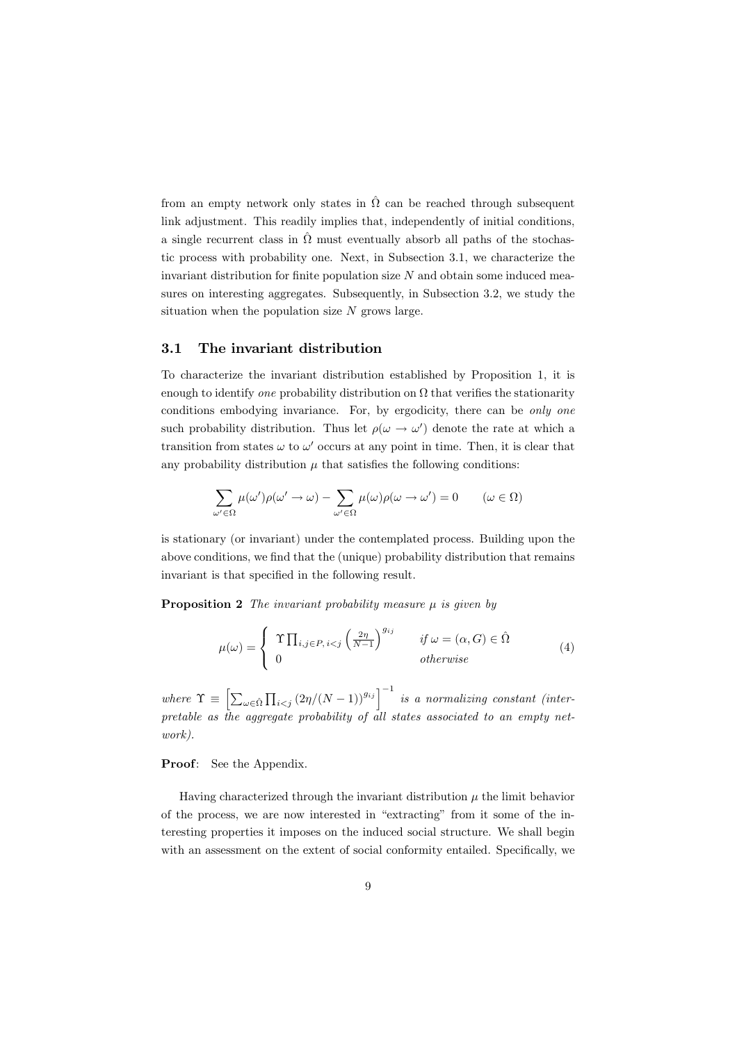from an empty network only states in $\hat{\Omega}$ can be reached through subsequent link adjustment. This readily implies that, independently of initial conditions, a single recurrent class in $\hat{\Omega}$ must eventually absorb all paths of the stochastic process with probability one. Next, in Subsection 3.1, we characterize the invariant distribution for finite population size $N$ and obtain some induced measures on interesting aggregates. Subsequently, in Subsection 3.2, we study the situation when the population size $N$ grows large.

### 3.1 The invariant distribution

To characterize the invariant distribution established by Proposition 1, it is enough to identify *one* probability distribution on $\Omega$ that verifies the stationarity conditions embodying invariance. For, by ergodicity, there can be *only one* such probability distribution. Thus let $\rho(\omega \to \omega')$ denote the rate at which a transition from states $\omega$ to $\omega'$ occurs at any point in time. Then, it is clear that any probability distribution $\mu$ that satisfies the following conditions:

$$\sum_{\omega' \in \Omega} \mu(\omega')\rho(\omega' \to \omega) - \sum_{\omega' \in \Omega} \mu(\omega)\rho(\omega \to \omega') = 0 \qquad (\omega \in \Omega)$$

is stationary (or invariant) under the contemplated process. Building upon the above conditions, we find that the (unique) probability distribution that remains invariant is that specified in the following result.

**Proposition 2** *The invariant probability measure $\mu$ is given by*

$$\mu(\omega) = \begin{cases} \Upsilon \prod_{i,j \in P,\, i<j} \left(\frac{2\eta}{N-1}\right)^{g_{ij}} & \text{if } \omega = (\alpha, G) \in \hat{\Omega} \\ 0 & \text{otherwise} \end{cases} \tag{4}$$

*where $\Upsilon \equiv \left[\sum_{\omega \in \hat{\Omega}} \prod_{i<j} (2\eta/(N-1))^{g_{ij}}\right]^{-1}$ is a normalizing constant (interpretable as the aggregate probability of all states associated to an empty network).*

**Proof**: See the Appendix.

Having characterized through the invariant distribution $\mu$ the limit behavior of the process, we are now interested in "extracting" from it some of the interesting properties it imposes on the induced social structure. We shall begin with an assessment on the extent of social conformity entailed. Specifically, we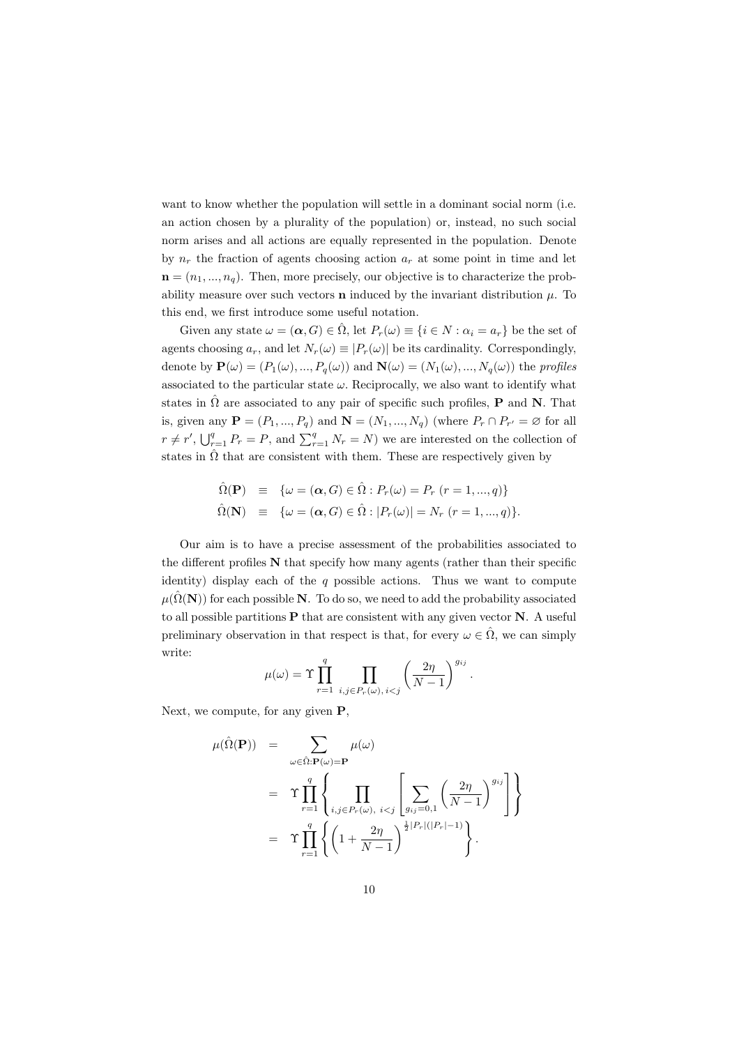want to know whether the population will settle in a dominant social norm (i.e. an action chosen by a plurality of the population) or, instead, no such social norm arises and all actions are equally represented in the population. Denote by $n_r$ the fraction of agents choosing action $a_r$ at some point in time and let $\mathbf{n} = (n_1, ..., n_q)$. Then, more precisely, our objective is to characterize the probability measure over such vectors $\mathbf{n}$ induced by the invariant distribution $\mu$. To this end, we first introduce some useful notation.

Given any state $\omega = (\boldsymbol{\alpha}, G) \in \hat{\Omega}$, let $P_r(\omega) \equiv \{i \in N : \alpha_i = a_r\}$ be the set of agents choosing $a_r$, and let $N_r(\omega) \equiv |P_r(\omega)|$ be its cardinality. Correspondingly, denote by $\mathbf{P}(\omega) = (P_1(\omega), ..., P_q(\omega))$ and $\mathbf{N}(\omega) = (N_1(\omega), ..., N_q(\omega))$ the *profiles* associated to the particular state $\omega$. Reciprocally, we also want to identify what states in $\hat{\Omega}$ are associated to any pair of specific such profiles, $\mathbf{P}$ and $\mathbf{N}$. That is, given any $\mathbf{P} = (P_1, ..., P_q)$ and $\mathbf{N} = (N_1, ..., N_q)$ (where $P_r \cap P_{r'} = \varnothing$ for all $r \neq r'$, $\bigcup_{r=1}^{q} P_r = P$, and $\sum_{r=1}^{q} N_r = N$) we are interested on the collection of states in $\hat{\Omega}$ that are consistent with them. These are respectively given by

$$\begin{aligned}
\hat{\Omega}(\mathbf{P}) &\equiv \{\omega = (\boldsymbol{\alpha}, G) \in \hat{\Omega} : P_r(\omega) = P_r \ (r = 1, ..., q)\} \\
\hat{\Omega}(\mathbf{N}) &\equiv \{\omega = (\boldsymbol{\alpha}, G) \in \hat{\Omega} : |P_r(\omega)| = N_r \ (r = 1, ..., q)\}.
\end{aligned}$$

Our aim is to have a precise assessment of the probabilities associated to the different profiles $\mathbf{N}$ that specify how many agents (rather than their specific identity) display each of the $q$ possible actions. Thus we want to compute $\mu(\hat{\Omega}(\mathbf{N}))$ for each possible $\mathbf{N}$. To do so, we need to add the probability associated to all possible partitions $\mathbf{P}$ that are consistent with any given vector $\mathbf{N}$. A useful preliminary observation in that respect is that, for every $\omega \in \hat{\Omega}$, we can simply write:

$$\mu(\omega) = \Upsilon \prod_{r=1}^{q} \prod_{i,j \in P_r(\omega),\, i<j} \left(\frac{2\eta}{N-1}\right)^{g_{ij}}.$$

Next, we compute, for any given $\mathbf{P}$,

$$\begin{aligned}
\mu(\hat{\Omega}(\mathbf{P})) &= \sum_{\omega \in \hat{\Omega} : \mathbf{P}(\omega) = \mathbf{P}} \mu(\omega) \\
&= \Upsilon \prod_{r=1}^{q} \left\{ \prod_{i,j \in P_r(\omega),\ i<j} \left[ \sum_{g_{ij}=0,1} \left(\frac{2\eta}{N-1}\right)^{g_{ij}} \right] \right\} \\
&= \Upsilon \prod_{r=1}^{q} \left\{ \left(1 + \frac{2\eta}{N-1}\right)^{\frac{1}{2}|P_r|(|P_r|-1)} \right\}.
\end{aligned}$$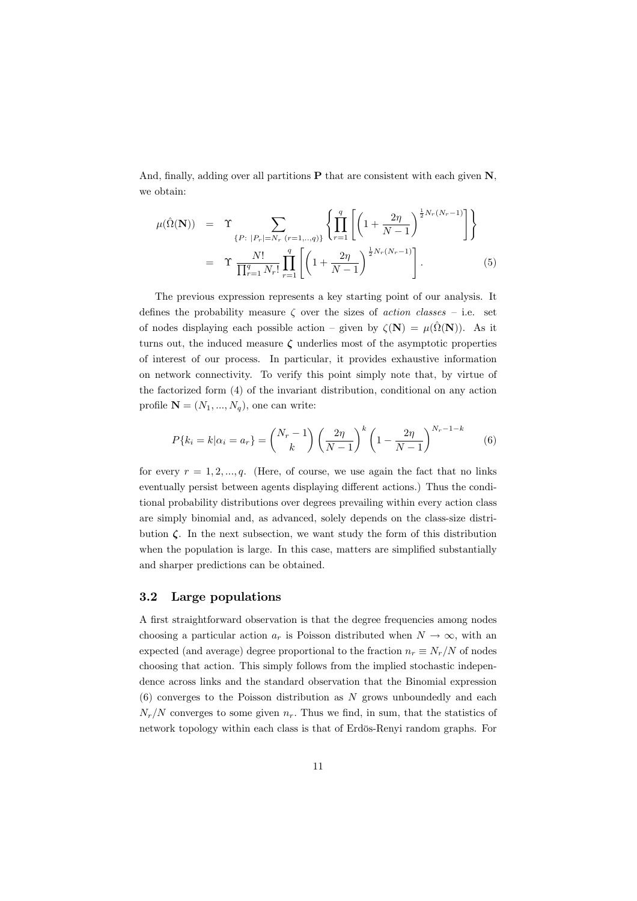And, finally, adding over all partitions $\mathbf{P}$ that are consistent with each given $\mathbf{N}$, we obtain:

$$
\begin{aligned}
\mu(\hat{\Omega}(\mathbf{N})) &= \Upsilon \sum_{\{P:\ |P_r|=N_r\ (r=1,..,q)\}} \left\{ \prod_{r=1}^{q} \left[ \left(1+\frac{2\eta}{N-1}\right)^{\frac{1}{2}N_r(N_r-1)} \right] \right\} \\
&= \Upsilon \, \frac{N!}{\prod_{r=1}^{q} N_r!} \prod_{r=1}^{q} \left[ \left(1+\frac{2\eta}{N-1}\right)^{\frac{1}{2}N_r(N_r-1)} \right]. \qquad (5)
\end{aligned}
$$

The previous expression represents a key starting point of our analysis. It defines the probability measure $\zeta$ over the sizes of *action classes* – i.e. set of nodes displaying each possible action – given by $\zeta(\mathbf{N}) = \mu(\hat{\Omega}(\mathbf{N}))$. As it turns out, the induced measure $\boldsymbol{\zeta}$ underlies most of the asymptotic properties of interest of our process. In particular, it provides exhaustive information on network connectivity. To verify this point simply note that, by virtue of the factorized form (4) of the invariant distribution, conditional on any action profile $\mathbf{N} = (N_1, ..., N_q)$, one can write:

$$
P\{k_i = k | \alpha_i = a_r\} = \binom{N_r - 1}{k} \left(\frac{2\eta}{N-1}\right)^{k} \left(1 - \frac{2\eta}{N-1}\right)^{N_r - 1 - k} \qquad (6)
$$

for every $r = 1, 2, ..., q$. (Here, of course, we use again the fact that no links eventually persist between agents displaying different actions.) Thus the conditional probability distributions over degrees prevailing within every action class are simply binomial and, as advanced, solely depends on the class-size distribution $\boldsymbol{\zeta}$. In the next subsection, we want study the form of this distribution when the population is large. In this case, matters are simplified substantially and sharper predictions can be obtained.

### 3.2 Large populations

A first straightforward observation is that the degree frequencies among nodes choosing a particular action $a_r$ is Poisson distributed when $N \to \infty$, with an expected (and average) degree proportional to the fraction $n_r \equiv N_r/N$ of nodes choosing that action. This simply follows from the implied stochastic independence across links and the standard observation that the Binomial expression (6) converges to the Poisson distribution as $N$ grows unboundedly and each $N_r/N$ converges to some given $n_r$. Thus we find, in sum, that the statistics of network topology within each class is that of Erdös-Renyi random graphs. For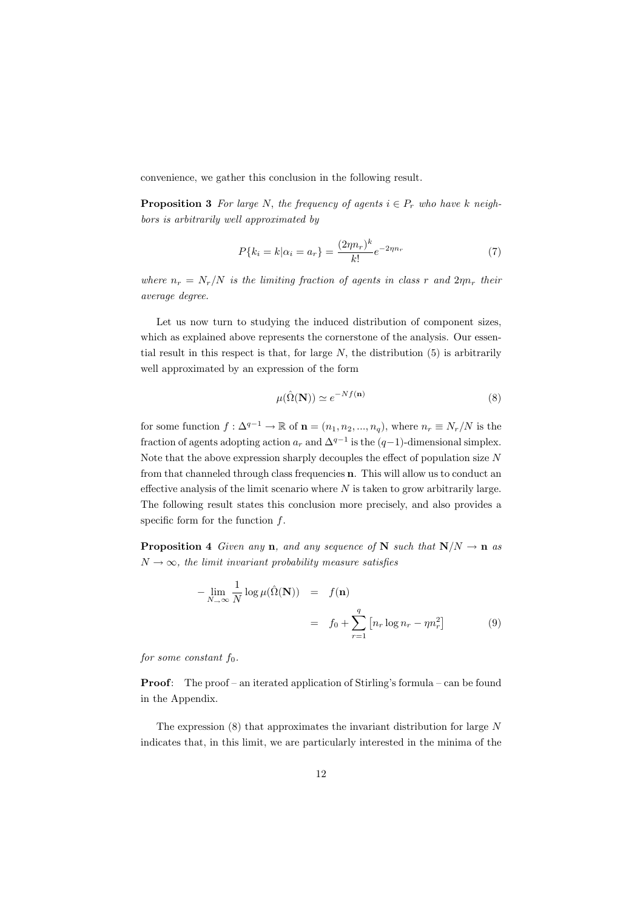convenience, we gather this conclusion in the following result.

**Proposition 3** *For large $N$, the frequency of agents $i \in P_r$ who have $k$ neighbors is arbitrarily well approximated by*

$$P\{k_i = k | \alpha_i = a_r\} = \frac{(2\eta n_r)^k}{k!} e^{-2\eta n_r} \tag{7}$$

*where $n_r = N_r/N$ is the limiting fraction of agents in class $r$ and $2\eta n_r$ their average degree.*

Let us now turn to studying the induced distribution of component sizes, which as explained above represents the cornerstone of the analysis. Our essential result in this respect is that, for large $N$, the distribution (5) is arbitrarily well approximated by an expression of the form

$$\mu(\hat{\Omega}(\mathbf{N})) \simeq e^{-Nf(\mathbf{n})} \tag{8}$$

for some function $f : \Delta^{q-1} \to \mathbb{R}$ of $\mathbf{n} = (n_1, n_2, ..., n_q)$, where $n_r \equiv N_r/N$ is the fraction of agents adopting action $a_r$ and $\Delta^{q-1}$ is the $(q-1)$-dimensional simplex. Note that the above expression sharply decouples the effect of population size $N$ from that channeled through class frequencies $\mathbf{n}$. This will allow us to conduct an effective analysis of the limit scenario where $N$ is taken to grow arbitrarily large. The following result states this conclusion more precisely, and also provides a specific form for the function $f$.

**Proposition 4** *Given any $\mathbf{n}$, and any sequence of $\mathbf{N}$ such that $\mathbf{N}/N \to \mathbf{n}$ as $N \to \infty$, the limit invariant probability measure satisfies*

$$\begin{aligned} -\lim_{N \to \infty} \frac{1}{N} \log \mu(\hat{\Omega}(\mathbf{N})) &= f(\mathbf{n}) \\ &= f_0 + \sum_{r=1}^{q} \left[ n_r \log n_r - \eta n_r^2 \right] \end{aligned} \tag{9}$$

*for some constant $f_0$.*

**Proof**: The proof – an iterated application of Stirling's formula – can be found in the Appendix.

The expression (8) that approximates the invariant distribution for large $N$ indicates that, in this limit, we are particularly interested in the minima of the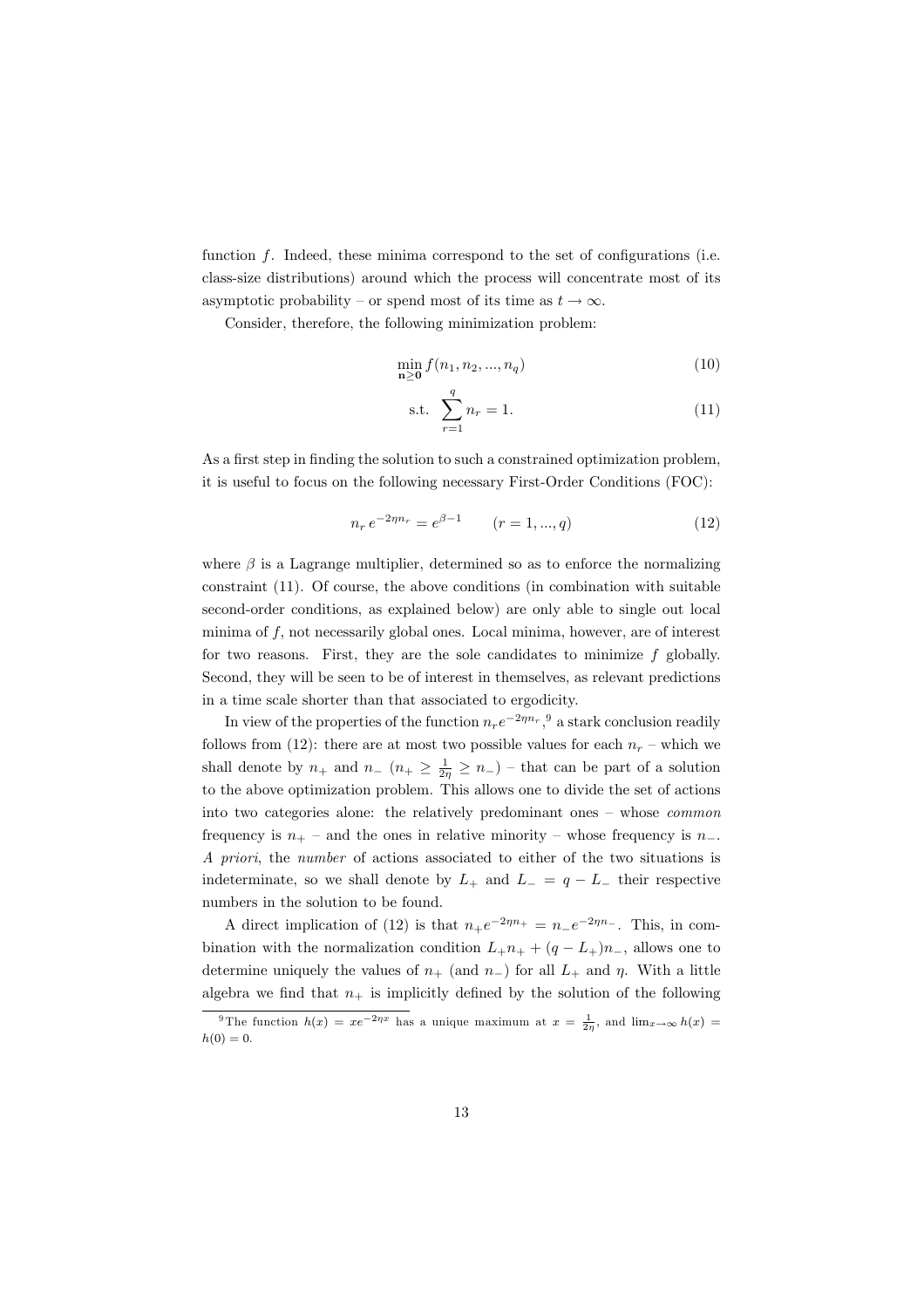function $f$. Indeed, these minima correspond to the set of configurations (i.e. class-size distributions) around which the process will concentrate most of its asymptotic probability – or spend most of its time as $t \to \infty$.

Consider, therefore, the following minimization problem:

$$\min_{\mathbf{n} \geq \mathbf{0}} f(n_1, n_2, ..., n_q) \tag{10}$$

$$\text{s.t.} \quad \sum_{r=1}^{q} n_r = 1. \tag{11}$$

As a first step in finding the solution to such a constrained optimization problem, it is useful to focus on the following necessary First-Order Conditions (FOC):

$$n_r \, e^{-2\eta n_r} = e^{\beta - 1} \qquad (r = 1, ..., q) \tag{12}$$

where $\beta$ is a Lagrange multiplier, determined so as to enforce the normalizing constraint (11). Of course, the above conditions (in combination with suitable second-order conditions, as explained below) are only able to single out local minima of $f$, not necessarily global ones. Local minima, however, are of interest for two reasons. First, they are the sole candidates to minimize $f$ globally. Second, they will be seen to be of interest in themselves, as relevant predictions in a time scale shorter than that associated to ergodicity.

In view of the properties of the function $n_r e^{-2\eta n_r}$,[9] a stark conclusion readily follows from (12): there are at most two possible values for each $n_r$ – which we shall denote by $n_+$ and $n_-$ ($n_+ \geq \frac{1}{2\eta} \geq n_-$) – that can be part of a solution to the above optimization problem. This allows one to divide the set of actions into two categories alone: the relatively predominant ones – whose *common* frequency is $n_+$ – and the ones in relative minority – whose frequency is $n_-$. *A priori*, the *number* of actions associated to either of the two situations is indeterminate, so we shall denote by $L_+$ and $L_- = q - L_-$ their respective numbers in the solution to be found.

A direct implication of (12) is that $n_+ e^{-2\eta n_+} = n_- e^{-2\eta n_-}$. This, in combination with the normalization condition $L_+ n_+ + (q - L_+) n_-$, allows one to determine uniquely the values of $n_+$ (and $n_-$) for all $L_+$ and $\eta$. With a little algebra we find that $n_+$ is implicitly defined by the solution of the following

[9] The function $h(x) = xe^{-2\eta x}$ has a unique maximum at $x = \frac{1}{2\eta}$, and $\lim_{x \to \infty} h(x) = h(0) = 0$.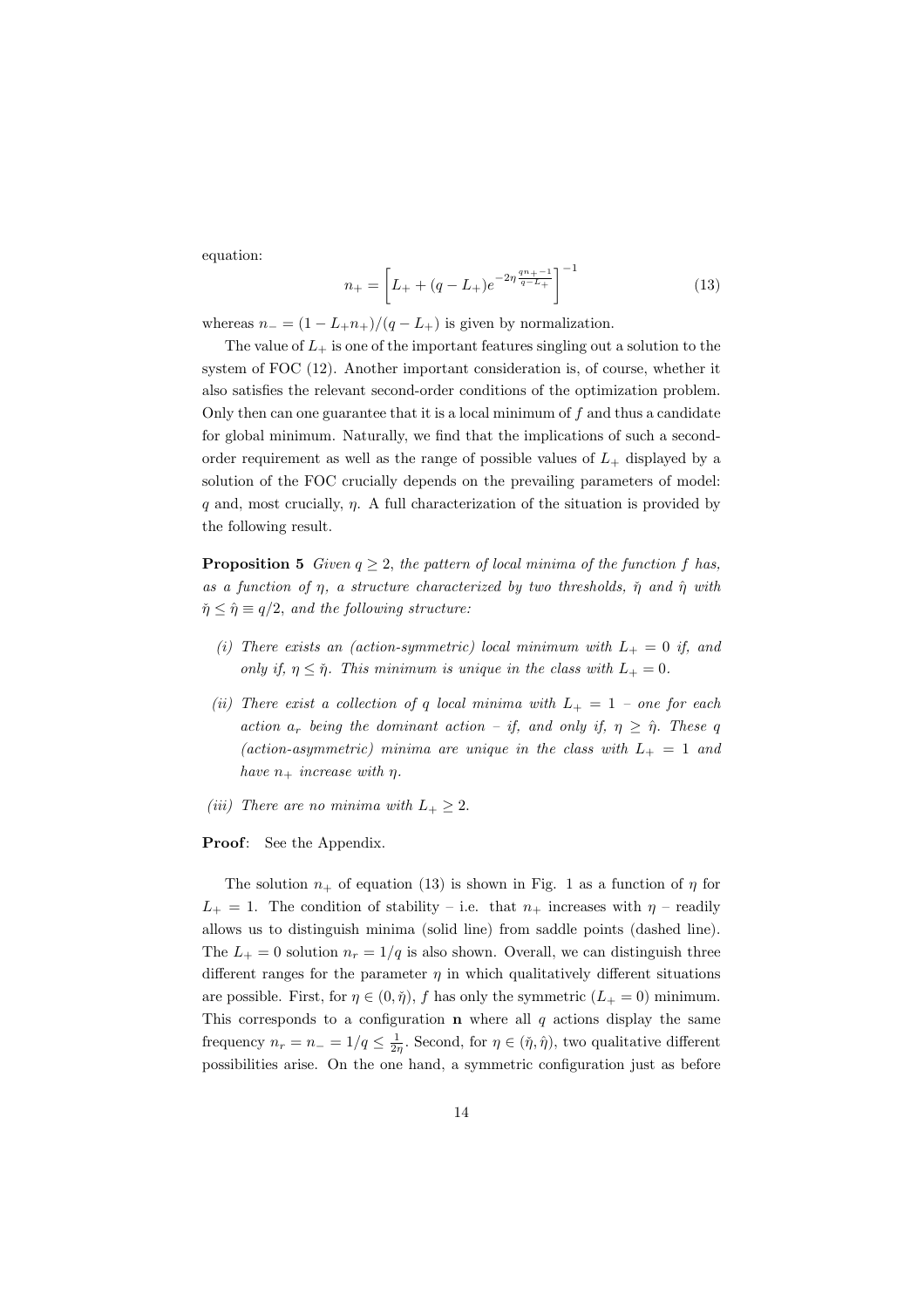equation:

$$n_+ = \left[ L_+ + (q - L_+) e^{-2\eta \frac{qn_+ - 1}{q - L_+}} \right]^{-1} \tag{13}$$

whereas $n_- = (1 - L_+ n_+)/(q - L_+)$ is given by normalization.

The value of $L_+$ is one of the important features singling out a solution to the system of FOC (12). Another important consideration is, of course, whether it also satisfies the relevant second-order conditions of the optimization problem. Only then can one guarantee that it is a local minimum of $f$ and thus a candidate for global minimum. Naturally, we find that the implications of such a second-order requirement as well as the range of possible values of $L_+$ displayed by a solution of the FOC crucially depends on the prevailing parameters of model: $q$ and, most crucially, $\eta$. A full characterization of the situation is provided by the following result.

**Proposition 5** *Given $q \geq 2$, the pattern of local minima of the function $f$ has, as a function of $\eta$, a structure characterized by two thresholds, $\check{\eta}$ and $\hat{\eta}$ with $\check{\eta} \leq \hat{\eta} \equiv q/2$, and the following structure:*

- *(i) There exists an (action-symmetric) local minimum with $L_+ = 0$ if, and only if, $\eta \leq \check{\eta}$. This minimum is unique in the class with $L_+ = 0$.*
- *(ii) There exist a collection of $q$ local minima with $L_+ = 1$ – one for each action $a_r$ being the dominant action – if, and only if, $\eta \geq \hat{\eta}$. These $q$ (action-asymmetric) minima are unique in the class with $L_+ = 1$ and have $n_+$ increase with $\eta$.*
- *(iii) There are no minima with $L_+ \geq 2$.*

**Proof**: See the Appendix.

The solution $n_+$ of equation (13) is shown in Fig. 1 as a function of $\eta$ for $L_+ = 1$. The condition of stability – i.e. that $n_+$ increases with $\eta$ – readily allows us to distinguish minima (solid line) from saddle points (dashed line). The $L_+ = 0$ solution $n_r = 1/q$ is also shown. Overall, we can distinguish three different ranges for the parameter $\eta$ in which qualitatively different situations are possible. First, for $\eta \in (0, \check{\eta})$, $f$ has only the symmetric ($L_+ = 0$) minimum. This corresponds to a configuration $\mathbf{n}$ where all $q$ actions display the same frequency $n_r = n_- = 1/q \leq \frac{1}{2\eta}$. Second, for $\eta \in (\check{\eta}, \hat{\eta})$, two qualitative different possibilities arise. On the one hand, a symmetric configuration just as before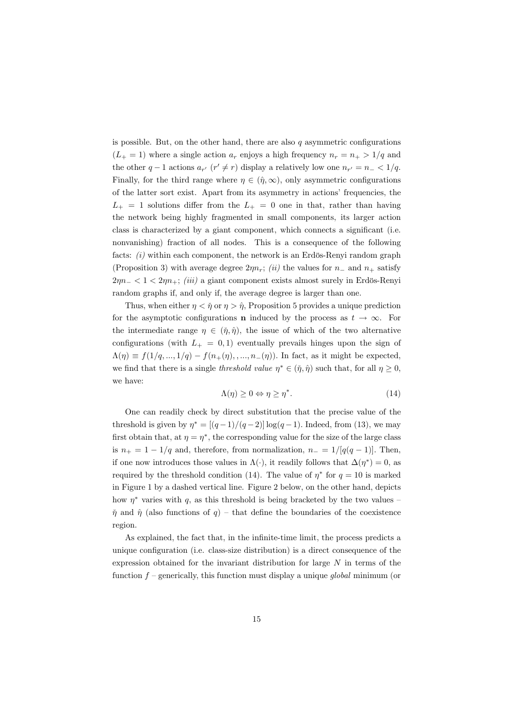is possible. But, on the other hand, there are also $q$ asymmetric configurations ($L_+ = 1$) where a single action $a_r$ enjoys a high frequency $n_r = n_+ > 1/q$ and the other $q-1$ actions $a_{r'}$ ($r' \neq r$) display a relatively low one $n_{r'} = n_- < 1/q$. Finally, for the third range where $\eta \in (\hat{\eta}, \infty)$, only asymmetric configurations of the latter sort exist. Apart from its asymmetry in actions' frequencies, the $L_+ = 1$ solutions differ from the $L_+ = 0$ one in that, rather than having the network being highly fragmented in small components, its larger action class is characterized by a giant component, which connects a significant (i.e. nonvanishing) fraction of all nodes. This is a consequence of the following facts: *(i)* within each component, the network is an Erdös-Renyi random graph (Proposition 3) with average degree $2\eta n_r$; *(ii)* the values for $n_-$ and $n_+$ satisfy $2\eta n_- < 1 < 2\eta n_+$; *(iii)* a giant component exists almost surely in Erdös-Renyi random graphs if, and only if, the average degree is larger than one.

Thus, when either $\eta < \check{\eta}$ or $\eta > \hat{\eta}$, Proposition 5 provides a unique prediction for the asymptotic configurations $\mathbf{n}$ induced by the process as $t \to \infty$. For the intermediate range $\eta \in (\check{\eta}, \hat{\eta})$, the issue of which of the two alternative configurations (with $L_+ = 0, 1$) eventually prevails hinges upon the sign of $\Lambda(\eta) \equiv f(1/q, ..., 1/q) - f(n_+(\eta), , ..., n_-(\eta))$. In fact, as it might be expected, we find that there is a single *threshold value* $\eta^* \in (\check{\eta}, \hat{\eta})$ such that, for all $\eta \geq 0$, we have:

$$\Lambda(\eta) \geq 0 \Leftrightarrow \eta \geq \eta^*. \tag{14}$$

One can readily check by direct substitution that the precise value of the threshold is given by $\eta^* = [(q-1)/(q-2)] \log(q-1)$. Indeed, from (13), we may first obtain that, at $\eta = \eta^*$, the corresponding value for the size of the large class is $n_+ = 1 - 1/q$ and, therefore, from normalization, $n_- = 1/[q(q-1)]$. Then, if one now introduces those values in $\Lambda(\cdot)$, it readily follows that $\Delta(\eta^*) = 0$, as required by the threshold condition (14). The value of $\eta^*$ for $q = 10$ is marked in Figure 1 by a dashed vertical line. Figure 2 below, on the other hand, depicts how $\eta^*$ varies with $q$, as this threshold is being bracketed by the two values – $\check{\eta}$ and $\hat{\eta}$ (also functions of $q$) – that define the boundaries of the coexistence region.

As explained, the fact that, in the infinite-time limit, the process predicts a unique configuration (i.e. class-size distribution) is a direct consequence of the expression obtained for the invariant distribution for large $N$ in terms of the function $f$ – generically, this function must display a unique *global* minimum (or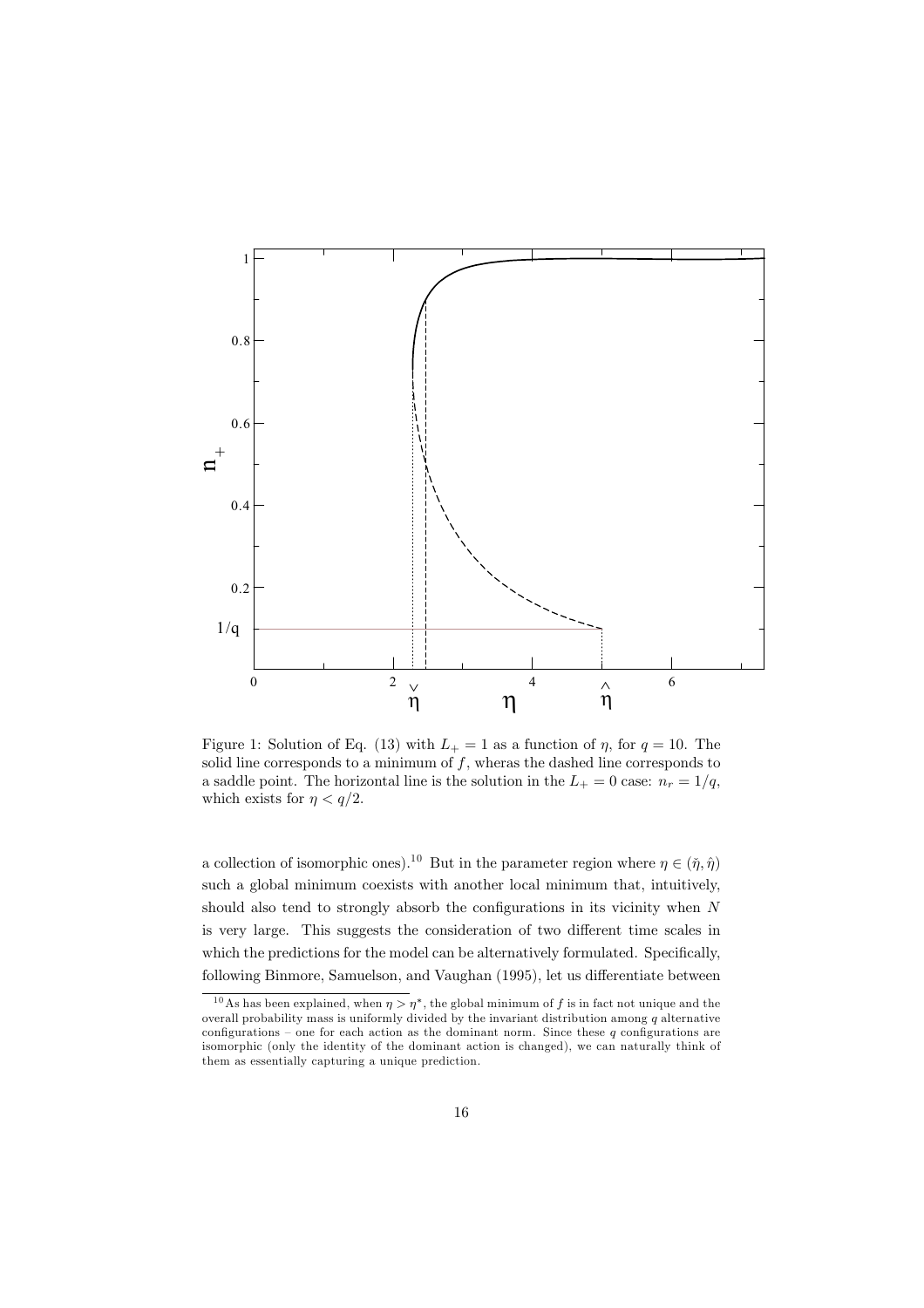Figure 1: Solution of Eq. (13) with $L_+ = 1$ as a function of $\eta$, for $q = 10$. The solid line corresponds to a minimum of $f$, wheras the dashed line corresponds to a saddle point. The horizontal line is the solution in the $L_+ = 0$ case: $n_r = 1/q$, which exists for $\eta < q/2$.

a collection of isomorphic ones).[10] But in the parameter region where $\eta \in (\check{\eta}, \hat{\eta})$ such a global minimum coexists with another local minimum that, intuitively, should also tend to strongly absorb the configurations in its vicinity when $N$ is very large. This suggests the consideration of two different time scales in which the predictions for the model can be alternatively formulated. Specifically, following Binmore, Samuelson, and Vaughan (1995), let us differentiate between

[10] As has been explained, when $\eta > \eta^*$, the global minimum of $f$ is in fact not unique and the overall probability mass is uniformly divided by the invariant distribution among $q$ alternative configurations – one for each action as the dominant norm. Since these $q$ configurations are isomorphic (only the identity of the dominant action is changed), we can naturally think of them as essentially capturing a unique prediction.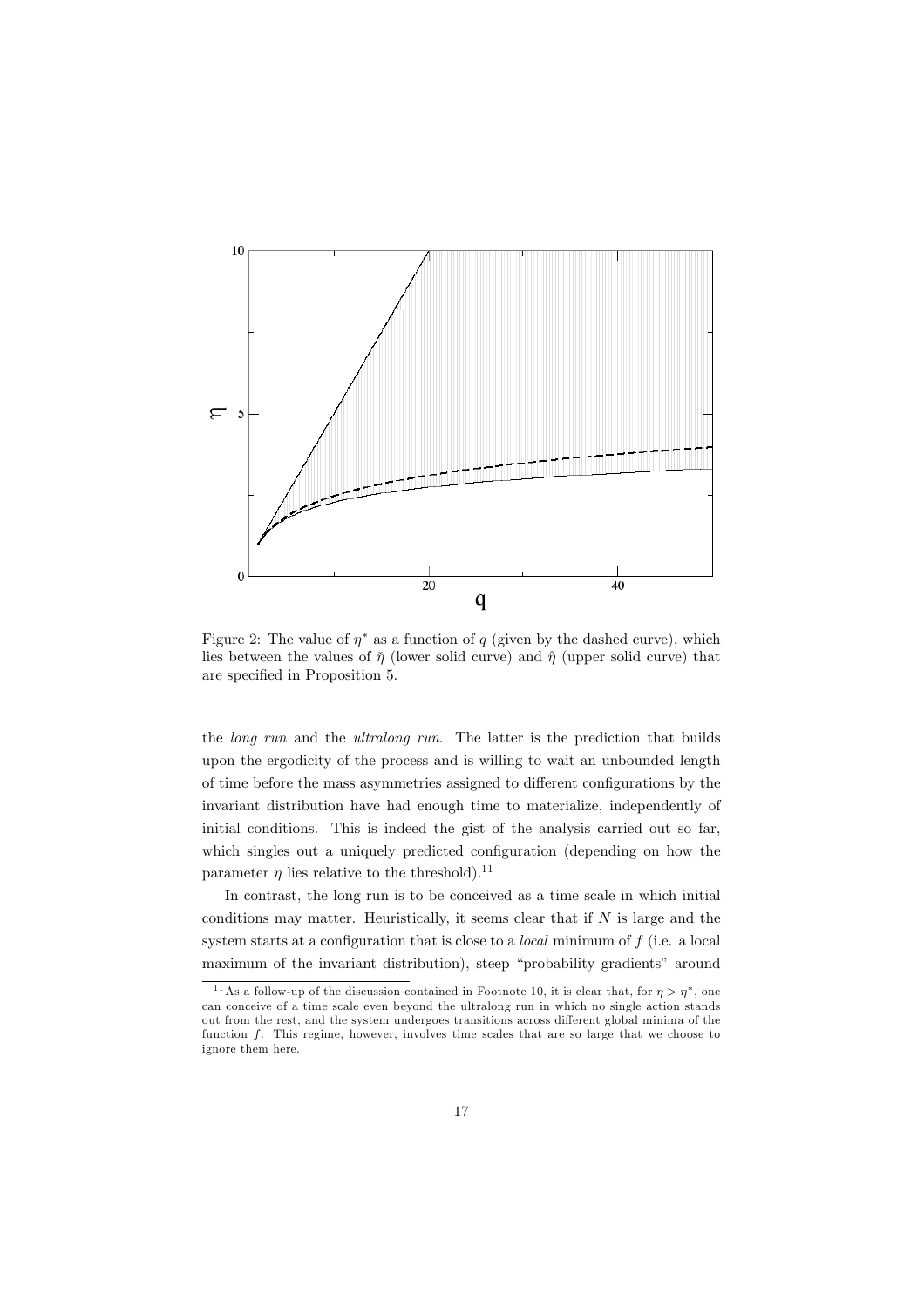Figure 2: The value of $\eta^*$ as a function of $q$ (given by the dashed curve), which lies between the values of $\breve{\eta}$ (lower solid curve) and $\hat{\eta}$ (upper solid curve) that are specified in Proposition 5.

the *long run* and the *ultralong run*. The latter is the prediction that builds upon the ergodicity of the process and is willing to wait an unbounded length of time before the mass asymmetries assigned to different configurations by the invariant distribution have had enough time to materialize, independently of initial conditions. This is indeed the gist of the analysis carried out so far, which singles out a uniquely predicted configuration (depending on how the parameter $\eta$ lies relative to the threshold).[11]

In contrast, the long run is to be conceived as a time scale in which initial conditions may matter. Heuristically, it seems clear that if $N$ is large and the system starts at a configuration that is close to a *local* minimum of $f$ (i.e. a local maximum of the invariant distribution), steep "probability gradients" around

[11] As a follow-up of the discussion contained in Footnote 10, it is clear that, for $\eta > \eta^*$, one can conceive of a time scale even beyond the ultralong run in which no single action stands out from the rest, and the system undergoes transitions across different global minima of the function $f$. This regime, however, involves time scales that are so large that we choose to ignore them here.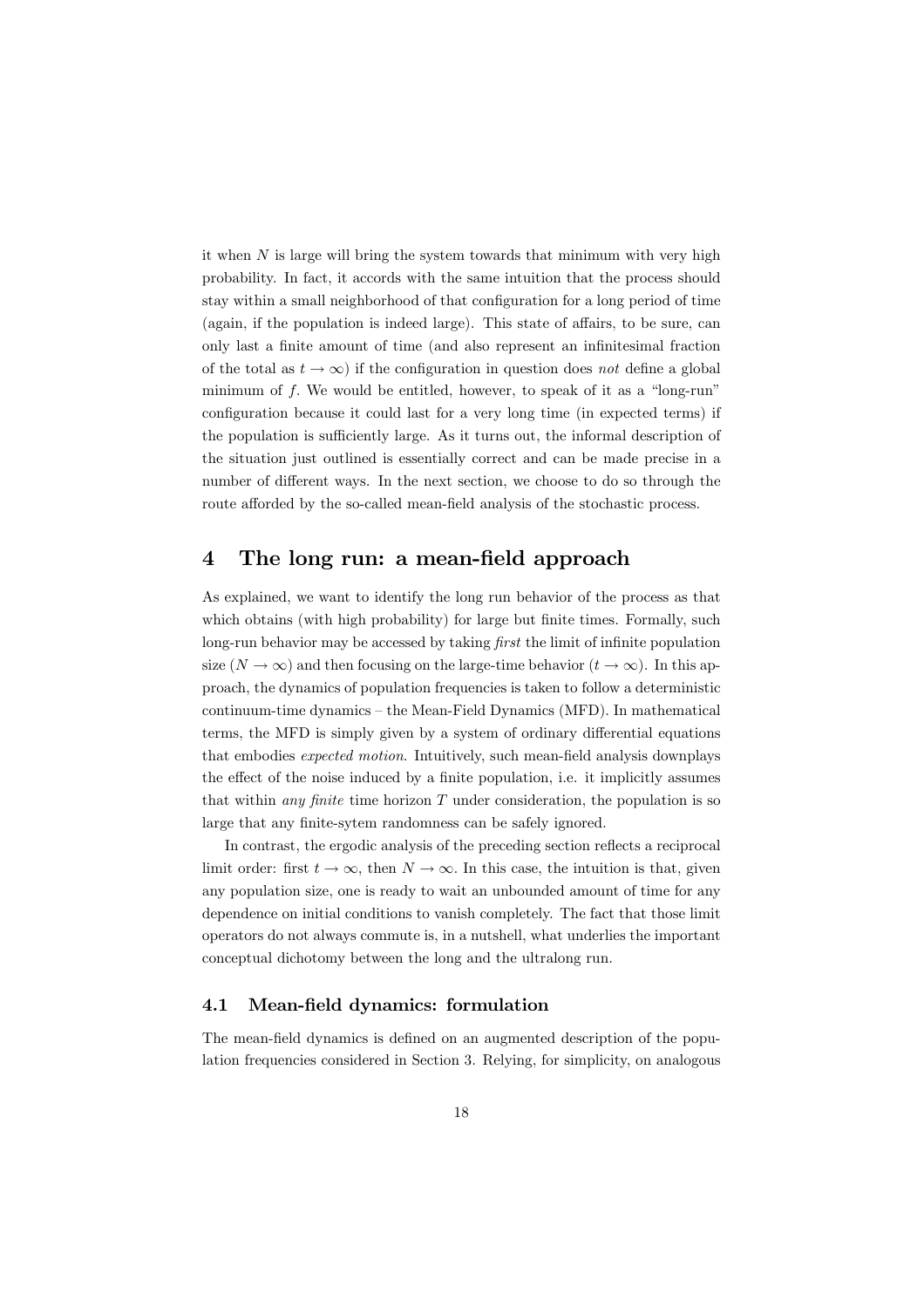it when $N$ is large will bring the system towards that minimum with very high probability. In fact, it accords with the same intuition that the process should stay within a small neighborhood of that configuration for a long period of time (again, if the population is indeed large). This state of affairs, to be sure, can only last a finite amount of time (and also represent an infinitesimal fraction of the total as $t \to \infty$) if the configuration in question does *not* define a global minimum of $f$. We would be entitled, however, to speak of it as a "long-run" configuration because it could last for a very long time (in expected terms) if the population is sufficiently large. As it turns out, the informal description of the situation just outlined is essentially correct and can be made precise in a number of different ways. In the next section, we choose to do so through the route afforded by the so-called mean-field analysis of the stochastic process.

# 4 The long run: a mean-field approach

As explained, we want to identify the long run behavior of the process as that which obtains (with high probability) for large but finite times. Formally, such long-run behavior may be accessed by taking *first* the limit of infinite population size ($N \to \infty$) and then focusing on the large-time behavior ($t \to \infty$). In this approach, the dynamics of population frequencies is taken to follow a deterministic continuum-time dynamics – the Mean-Field Dynamics (MFD). In mathematical terms, the MFD is simply given by a system of ordinary differential equations that embodies *expected motion*. Intuitively, such mean-field analysis downplays the effect of the noise induced by a finite population, i.e. it implicitly assumes that within *any finite* time horizon $T$ under consideration, the population is so large that any finite-sytem randomness can be safely ignored.

In contrast, the ergodic analysis of the preceding section reflects a reciprocal limit order: first $t \to \infty$, then $N \to \infty$. In this case, the intuition is that, given any population size, one is ready to wait an unbounded amount of time for any dependence on initial conditions to vanish completely. The fact that those limit operators do not always commute is, in a nutshell, what underlies the important conceptual dichotomy between the long and the ultralong run.

## 4.1 Mean-field dynamics: formulation

The mean-field dynamics is defined on an augmented description of the population frequencies considered in Section 3. Relying, for simplicity, on analogous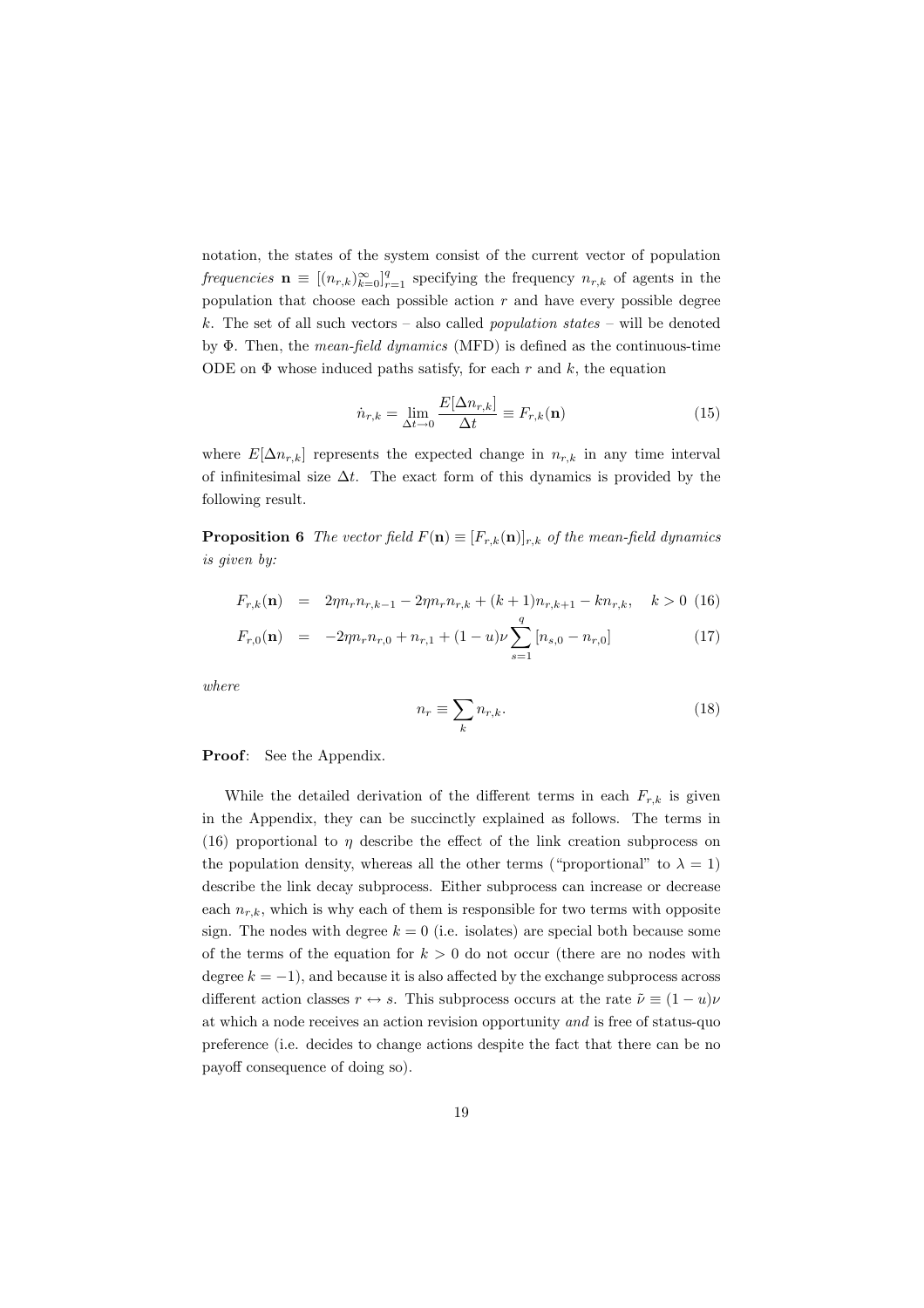notation, the states of the system consist of the current vector of population *frequencies* $\mathbf{n} \equiv [(n_{r,k})_{k=0}^{\infty}]_{r=1}^{q}$ specifying the frequency $n_{r,k}$ of agents in the population that choose each possible action $r$ and have every possible degree $k$. The set of all such vectors – also called *population states* – will be denoted by $\Phi$. Then, the *mean-field dynamics* (MFD) is defined as the continuous-time ODE on $\Phi$ whose induced paths satisfy, for each $r$ and $k$, the equation

$$\dot{n}_{r,k} = \lim_{\Delta t \to 0} \frac{E[\Delta n_{r,k}]}{\Delta t} \equiv F_{r,k}(\mathbf{n}) \tag{15}$$

where $E[\Delta n_{r,k}]$ represents the expected change in $n_{r,k}$ in any time interval of infinitesimal size $\Delta t$. The exact form of this dynamics is provided by the following result.

**Proposition 6** *The vector field $F(\mathbf{n}) \equiv [F_{r,k}(\mathbf{n})]_{r,k}$ of the mean-field dynamics is given by:*

$$F_{r,k}(\mathbf{n}) = 2\eta n_r n_{r,k-1} - 2\eta n_r n_{r,k} + (k+1) n_{r,k+1} - k n_{r,k}, \quad k > 0 \tag{16}$$

$$F_{r,0}(\mathbf{n}) = -2\eta n_r n_{r,0} + n_{r,1} + (1-u)\nu \sum_{s=1}^{q} [n_{s,0} - n_{r,0}] \tag{17}$$

*where*

$$n_r \equiv \sum_k n_{r,k}. \tag{18}$$

**Proof**: See the Appendix.

While the detailed derivation of the different terms in each $F_{r,k}$ is given in the Appendix, they can be succinctly explained as follows. The terms in (16) proportional to $\eta$ describe the effect of the link creation subprocess on the population density, whereas all the other terms ("proportional" to $\lambda = 1$) describe the link decay subprocess. Either subprocess can increase or decrease each $n_{r,k}$, which is why each of them is responsible for two terms with opposite sign. The nodes with degree $k = 0$ (i.e. isolates) are special both because some of the terms of the equation for $k > 0$ do not occur (there are no nodes with degree $k = -1$), and because it is also affected by the exchange subprocess across different action classes $r \leftrightarrow s$. This subprocess occurs at the rate $\tilde{\nu} \equiv (1-u)\nu$ at which a node receives an action revision opportunity *and* is free of status-quo preference (i.e. decides to change actions despite the fact that there can be no payoff consequence of doing so).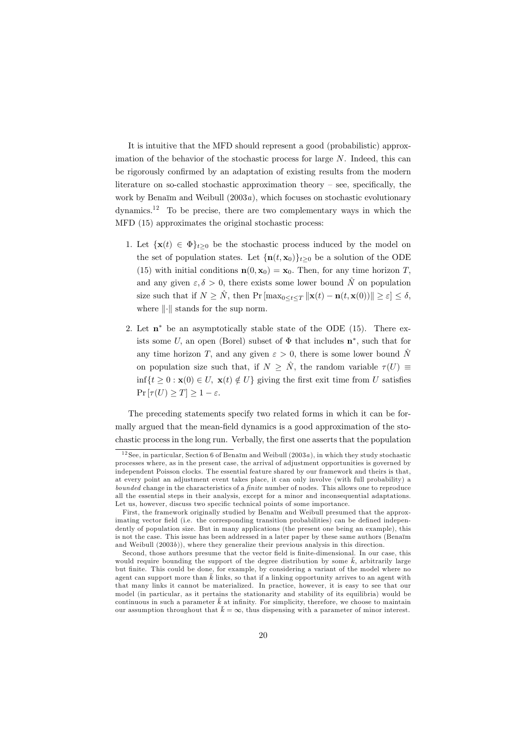It is intuitive that the MFD should represent a good (probabilistic) approximation of the behavior of the stochastic process for large $N$. Indeed, this can be rigorously confirmed by an adaptation of existing results from the modern literature on so-called stochastic approximation theory – see, specifically, the work by Benaïm and Weibull (2003*a*), which focuses on stochastic evolutionary dynamics.[12] To be precise, there are two complementary ways in which the MFD (15) approximates the original stochastic process:

1. Let $\{\mathbf{x}(t) \in \Phi\}_{t \geq 0}$ be the stochastic process induced by the model on the set of population states. Let $\{\mathbf{n}(t, \mathbf{x}_0)\}_{t \geq 0}$ be a solution of the ODE (15) with initial conditions $\mathbf{n}(0, \mathbf{x}_0) = \mathbf{x}_0$. Then, for any time horizon $T$, and any given $\varepsilon, \delta > 0$, there exists some lower bound $\hat{N}$ on population size such that if $N \geq \hat{N}$, then $\Pr\left[\max_{0 \leq t \leq T} \|\mathbf{x}(t) - \mathbf{n}(t, \mathbf{x}(0))\| \geq \varepsilon\right] \leq \delta$, where $\|\cdot\|$ stands for the sup norm.

2. Let $\mathbf{n}^*$ be an asymptotically stable state of the ODE (15). There exists some $U$, an open (Borel) subset of $\Phi$ that includes $\mathbf{n}^*$, such that for any time horizon $T$, and any given $\varepsilon > 0$, there is some lower bound $\hat{N}$ on population size such that, if $N \geq \hat{N}$, the random variable $\tau(U) \equiv \inf\{t \geq 0 : \mathbf{x}(0) \in U,\ \mathbf{x}(t) \notin U\}$ giving the first exit time from $U$ satisfies $\Pr\left[\tau(U) \geq T\right] \geq 1 - \varepsilon$.

The preceding statements specify two related forms in which it can be formally argued that the mean-field dynamics is a good approximation of the stochastic process in the long run. Verbally, the first one asserts that the population

---

[12] See, in particular, Section 6 of Benaïm and Weibull (2003*a*), in which they study stochastic processes where, as in the present case, the arrival of adjustment opportunities is governed by independent Poisson clocks. The essential feature shared by our framework and theirs is that, at every point an adjustment event takes place, it can only involve (with full probability) a *bounded* change in the characteristics of a *finite* number of nodes. This allows one to reproduce all the essential steps in their analysis, except for a minor and inconsequential adaptations. Let us, however, discuss two specific technical points of some importance.

First, the framework originally studied by Benaïm and Weibull presumed that the approximating vector field (i.e. the corresponding transition probabilities) can be defined independently of population size. But in many applications (the present one being an example), this is not the case. This issue has been addressed in a later paper by these same authors (Benaïm and Weibull (2003*b*)), where they generalize their previous analysis in this direction.

Second, those authors presume that the vector field is finite-dimensional. In our case, this would require bounding the support of the degree distribution by some $\bar{k}$, arbitrarily large but finite. This could be done, for example, by considering a variant of the model where no agent can support more than $\bar{k}$ links, so that if a linking opportunity arrives to an agent with that many links it cannot be materialized. In practice, however, it is easy to see that our model (in particular, as it pertains the stationarity and stability of its equilibria) would be continuous in such a parameter $\bar{k}$ at infinity. For simplicity, therefore, we choose to maintain our assumption throughout that $\bar{k} = \infty$, thus dispensing with a parameter of minor interest.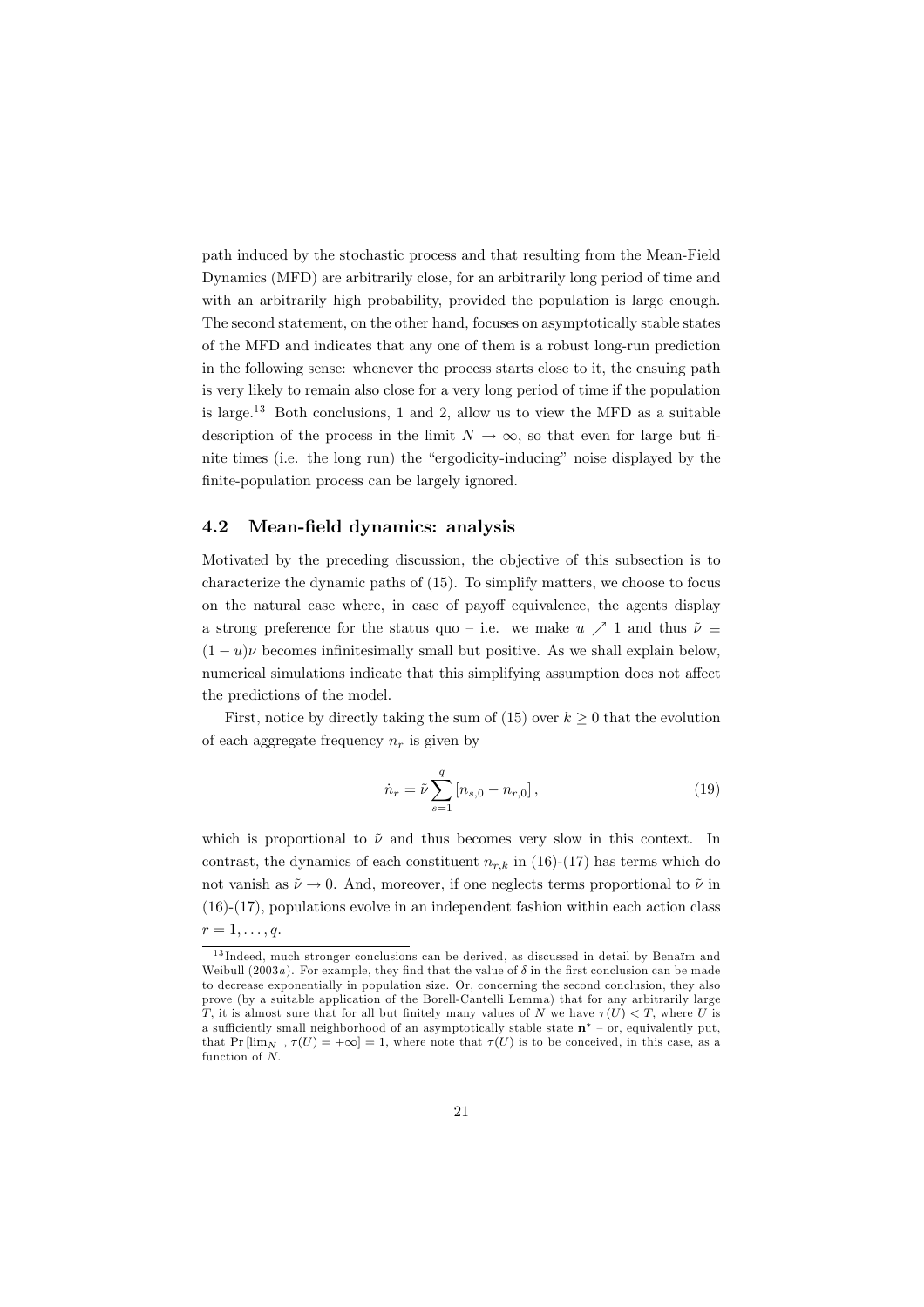path induced by the stochastic process and that resulting from the Mean-Field Dynamics (MFD) are arbitrarily close, for an arbitrarily long period of time and with an arbitrarily high probability, provided the population is large enough. The second statement, on the other hand, focuses on asymptotically stable states of the MFD and indicates that any one of them is a robust long-run prediction in the following sense: whenever the process starts close to it, the ensuing path is very likely to remain also close for a very long period of time if the population is large.[13] Both conclusions, 1 and 2, allow us to view the MFD as a suitable description of the process in the limit $N \to \infty$, so that even for large but finite times (i.e. the long run) the "ergodicity-inducing" noise displayed by the finite-population process can be largely ignored.

## 4.2 Mean-field dynamics: analysis

Motivated by the preceding discussion, the objective of this subsection is to characterize the dynamic paths of (15). To simplify matters, we choose to focus on the natural case where, in case of payoff equivalence, the agents display a strong preference for the status quo – i.e. we make $u \nearrow 1$ and thus $\tilde{\nu} \equiv (1-u)\nu$ becomes infinitesimally small but positive. As we shall explain below, numerical simulations indicate that this simplifying assumption does not affect the predictions of the model.

First, notice by directly taking the sum of (15) over $k \geq 0$ that the evolution of each aggregate frequency $n_r$ is given by

$$\dot{n}_r = \tilde{\nu} \sum_{s=1}^{q} \left[ n_{s,0} - n_{r,0} \right], \tag{19}$$

which is proportional to $\tilde{\nu}$ and thus becomes very slow in this context. In contrast, the dynamics of each constituent $n_{r,k}$ in (16)-(17) has terms which do not vanish as $\tilde{\nu} \to 0$. And, moreover, if one neglects terms proportional to $\tilde{\nu}$ in (16)-(17), populations evolve in an independent fashion within each action class $r = 1, \ldots, q$.

[13] Indeed, much stronger conclusions can be derived, as discussed in detail by Benaïm and Weibull (2003*a*). For example, they find that the value of $\delta$ in the first conclusion can be made to decrease exponentially in population size. Or, concerning the second conclusion, they also prove (by a suitable application of the Borell-Cantelli Lemma) that for any arbitrarily large $T$, it is almost sure that for all but finitely many values of $N$ we have $\tau(U) < T$, where $U$ is a sufficiently small neighborhood of an asymptotically stable state $\mathbf{n}^*$ – or, equivalently put, that $\Pr\left[\lim_{N\to} \tau(U) = +\infty\right] = 1$, where note that $\tau(U)$ is to be conceived, in this case, as a function of $N$.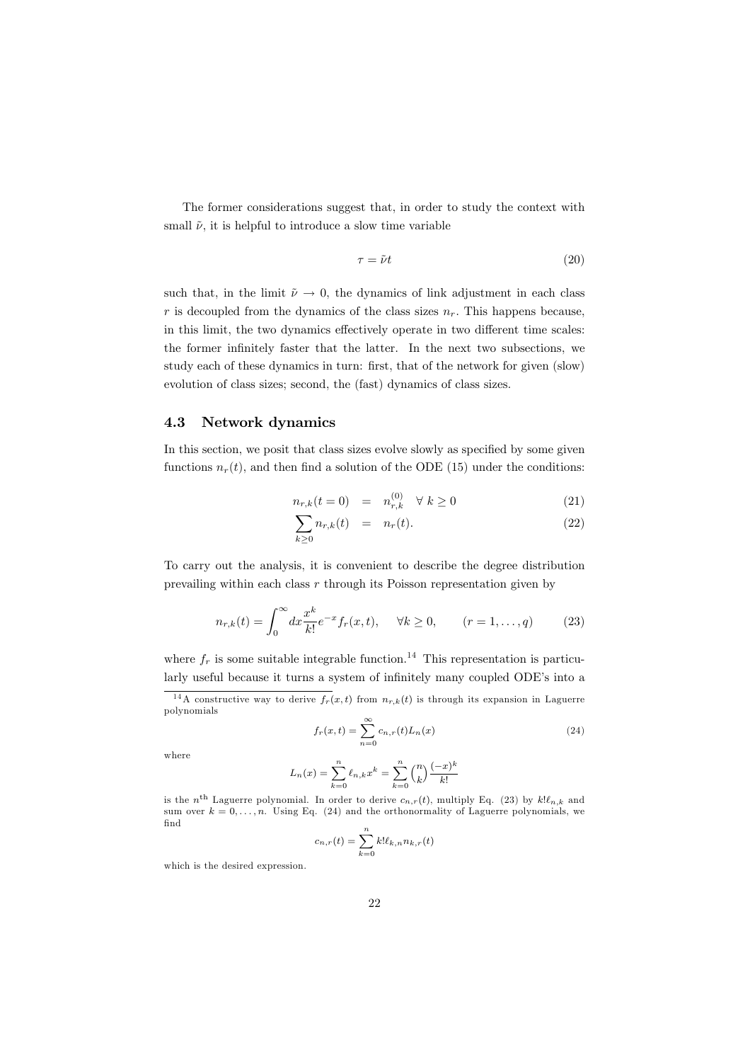The former considerations suggest that, in order to study the context with small $\tilde{\nu}$, it is helpful to introduce a slow time variable

$$\tau = \tilde{\nu} t \tag{20}$$

such that, in the limit $\tilde{\nu} \to 0$, the dynamics of link adjustment in each class $r$ is decoupled from the dynamics of the class sizes $n_r$. This happens because, in this limit, the two dynamics effectively operate in two different time scales: the former infinitely faster that the latter. In the next two subsections, we study each of these dynamics in turn: first, that of the network for given (slow) evolution of class sizes; second, the (fast) dynamics of class sizes.

### 4.3 Network dynamics

In this section, we posit that class sizes evolve slowly as specified by some given functions $n_r(t)$, and then find a solution of the ODE (15) under the conditions:

$$n_{r,k}(t=0) = n_{r,k}^{(0)} \quad \forall\, k \geq 0 \tag{21}$$

$$\sum_{k\geq 0} n_{r,k}(t) = n_r(t). \tag{22}$$

To carry out the analysis, it is convenient to describe the degree distribution prevailing within each class $r$ through its Poisson representation given by

$$n_{r,k}(t) = \int_0^\infty dx \frac{x^k}{k!} e^{-x} f_r(x,t), \quad \forall k \geq 0, \qquad (r = 1, \ldots, q) \tag{23}$$

where $f_r$ is some suitable integrable function.[14] This representation is particularly useful because it turns a system of infinitely many coupled ODE's into a

[14] A constructive way to derive $f_r(x,t)$ from $n_{r,k}(t)$ is through its expansion in Laguerre polynomials

$$f_r(x,t) = \sum_{n=0}^{\infty} c_{n,r}(t) L_n(x) \tag{24}$$

where

$$L_n(x) = \sum_{k=0}^{n} \ell_{n,k} x^k = \sum_{k=0}^{n} \binom{n}{k} \frac{(-x)^k}{k!}$$

is the $n^{\text{th}}$ Laguerre polynomial. In order to derive $c_{n,r}(t)$, multiply Eq. (23) by $k!\ell_{n,k}$ and sum over $k = 0, \ldots, n$. Using Eq. (24) and the orthonormality of Laguerre polynomials, we find

$$c_{n,r}(t) = \sum_{k=0}^{n} k! \ell_{k,n} n_{k,r}(t)$$

which is the desired expression.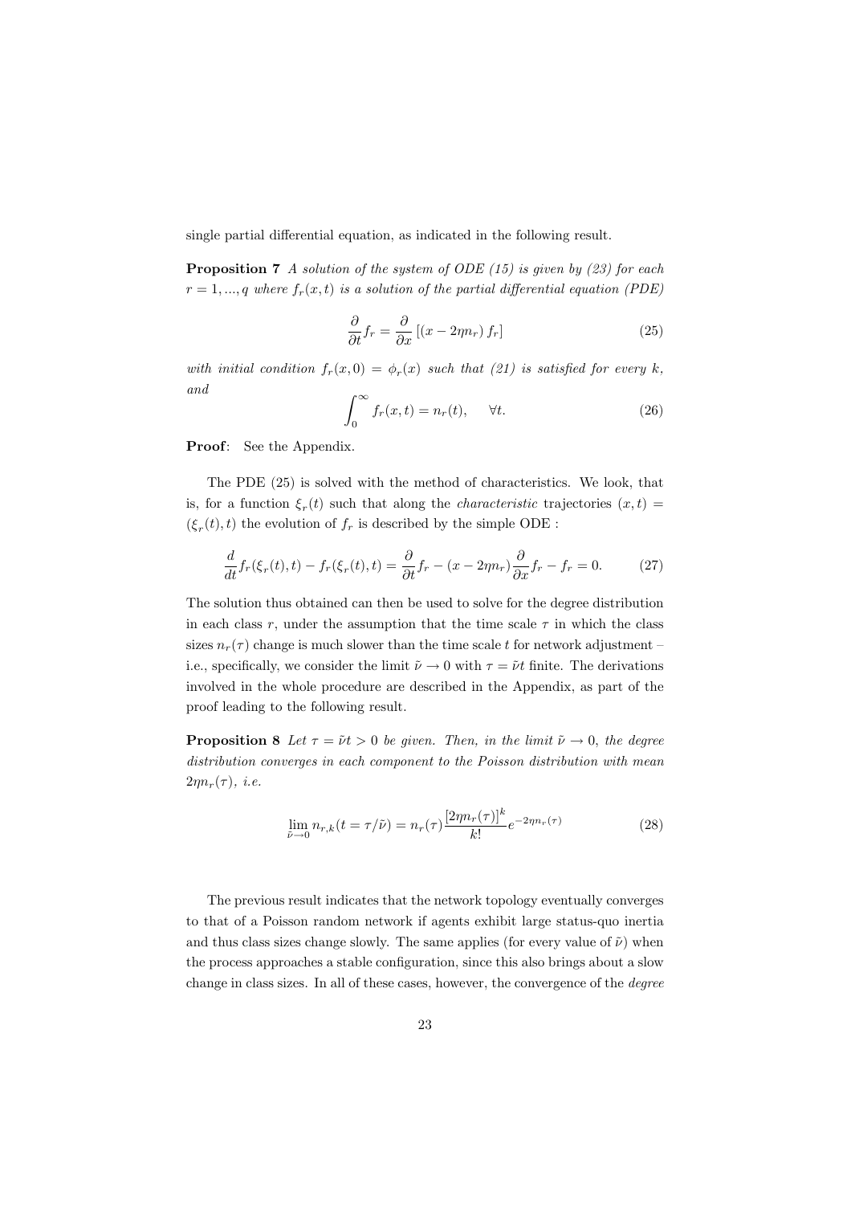single partial differential equation, as indicated in the following result.

**Proposition 7** *A solution of the system of ODE (15) is given by (23) for each $r = 1, ..., q$ where $f_r(x,t)$ is a solution of the partial differential equation (PDE)*

$$\frac{\partial}{\partial t} f_r = \frac{\partial}{\partial x} \left[ (x - 2\eta n_r) \, f_r \right] \tag{25}$$

*with initial condition $f_r(x, 0) = \phi_r(x)$ such that (21) is satisfied for every $k$, and*

$$\int_0^\infty f_r(x,t) = n_r(t), \qquad \forall t. \tag{26}$$

**Proof**: See the Appendix.

The PDE (25) is solved with the method of characteristics. We look, that is, for a function $\xi_r(t)$ such that along the *characteristic* trajectories $(x,t) = (\xi_r(t), t)$ the evolution of $f_r$ is described by the simple ODE :

$$\frac{d}{dt} f_r(\xi_r(t), t) - f_r(\xi_r(t), t) = \frac{\partial}{\partial t} f_r - (x - 2\eta n_r) \frac{\partial}{\partial x} f_r - f_r = 0. \tag{27}$$

The solution thus obtained can then be used to solve for the degree distribution in each class $r$, under the assumption that the time scale $\tau$ in which the class sizes $n_r(\tau)$ change is much slower than the time scale $t$ for network adjustment – i.e., specifically, we consider the limit $\tilde{\nu} \to 0$ with $\tau = \tilde{\nu} t$ finite. The derivations involved in the whole procedure are described in the Appendix, as part of the proof leading to the following result.

**Proposition 8** *Let $\tau = \tilde{\nu} t > 0$ be given. Then, in the limit $\tilde{\nu} \to 0$, the degree distribution converges in each component to the Poisson distribution with mean $2\eta n_r(\tau)$, i.e.*

$$\lim_{\tilde{\nu} \to 0} n_{r,k}(t = \tau / \tilde{\nu}) = n_r(\tau) \frac{[2\eta n_r(\tau)]^k}{k!} e^{-2\eta n_r(\tau)} \tag{28}$$

The previous result indicates that the network topology eventually converges to that of a Poisson random network if agents exhibit large status-quo inertia and thus class sizes change slowly. The same applies (for every value of $\tilde{\nu}$) when the process approaches a stable configuration, since this also brings about a slow change in class sizes. In all of these cases, however, the convergence of the *degree*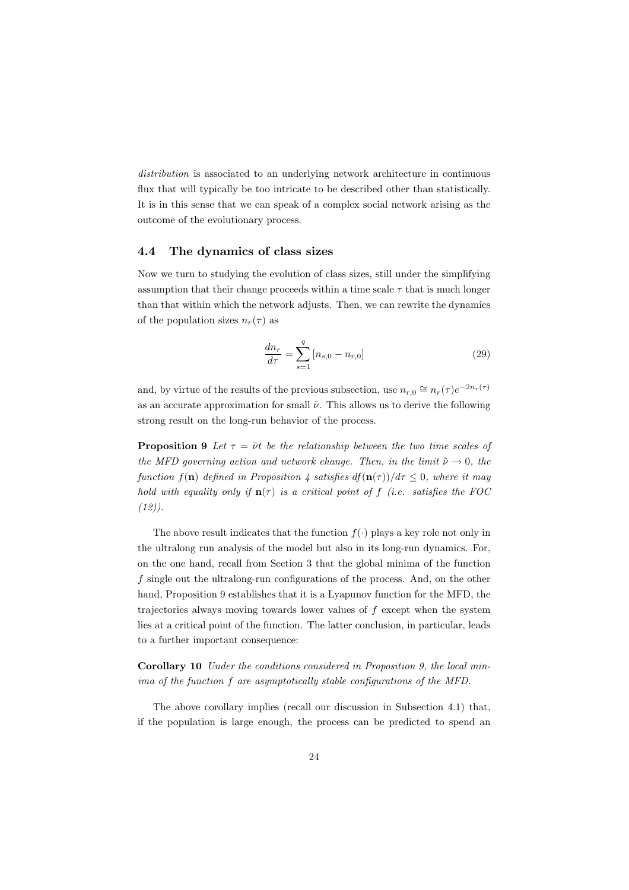*distribution* is associated to an underlying network architecture in continuous flux that will typically be too intricate to be described other than statistically. It is in this sense that we can speak of a complex social network arising as the outcome of the evolutionary process.

### 4.4 The dynamics of class sizes

Now we turn to studying the evolution of class sizes, still under the simplifying assumption that their change proceeds within a time scale $\tau$ that is much longer than that within which the network adjusts. Then, we can rewrite the dynamics of the population sizes $n_r(\tau)$ as

$$\frac{dn_r}{d\tau} = \sum_{s=1}^{q} [n_{s,0} - n_{r,0}] \tag{29}$$

and, by virtue of the results of the previous subsection, use $n_{r,0} \cong n_r(\tau)e^{-2n_r(\tau)}$ as an accurate approximation for small $\tilde{\nu}$. This allows us to derive the following strong result on the long-run behavior of the process.

**Proposition 9** *Let $\tau = \tilde{\nu}t$ be the relationship between the two time scales of the MFD governing action and network change. Then, in the limit $\tilde{\nu} \to 0$, the function $f(\mathbf{n})$ defined in Proposition 4 satisfies $df(\mathbf{n}(\tau))/d\tau \leq 0$, where it may hold with equality only if $\mathbf{n}(\tau)$ is a critical point of $f$ (i.e. satisfies the FOC (12)).*

The above result indicates that the function $f(\cdot)$ plays a key role not only in the ultralong run analysis of the model but also in its long-run dynamics. For, on the one hand, recall from Section 3 that the global minima of the function $f$ single out the ultralong-run configurations of the process. And, on the other hand, Proposition 9 establishes that it is a Lyapunov function for the MFD, the trajectories always moving towards lower values of $f$ except when the system lies at a critical point of the function. The latter conclusion, in particular, leads to a further important consequence:

**Corollary 10** *Under the conditions considered in Proposition 9, the local minima of the function $f$ are asymptotically stable configurations of the MFD.*

The above corollary implies (recall our discussion in Subsection 4.1) that, if the population is large enough, the process can be predicted to spend an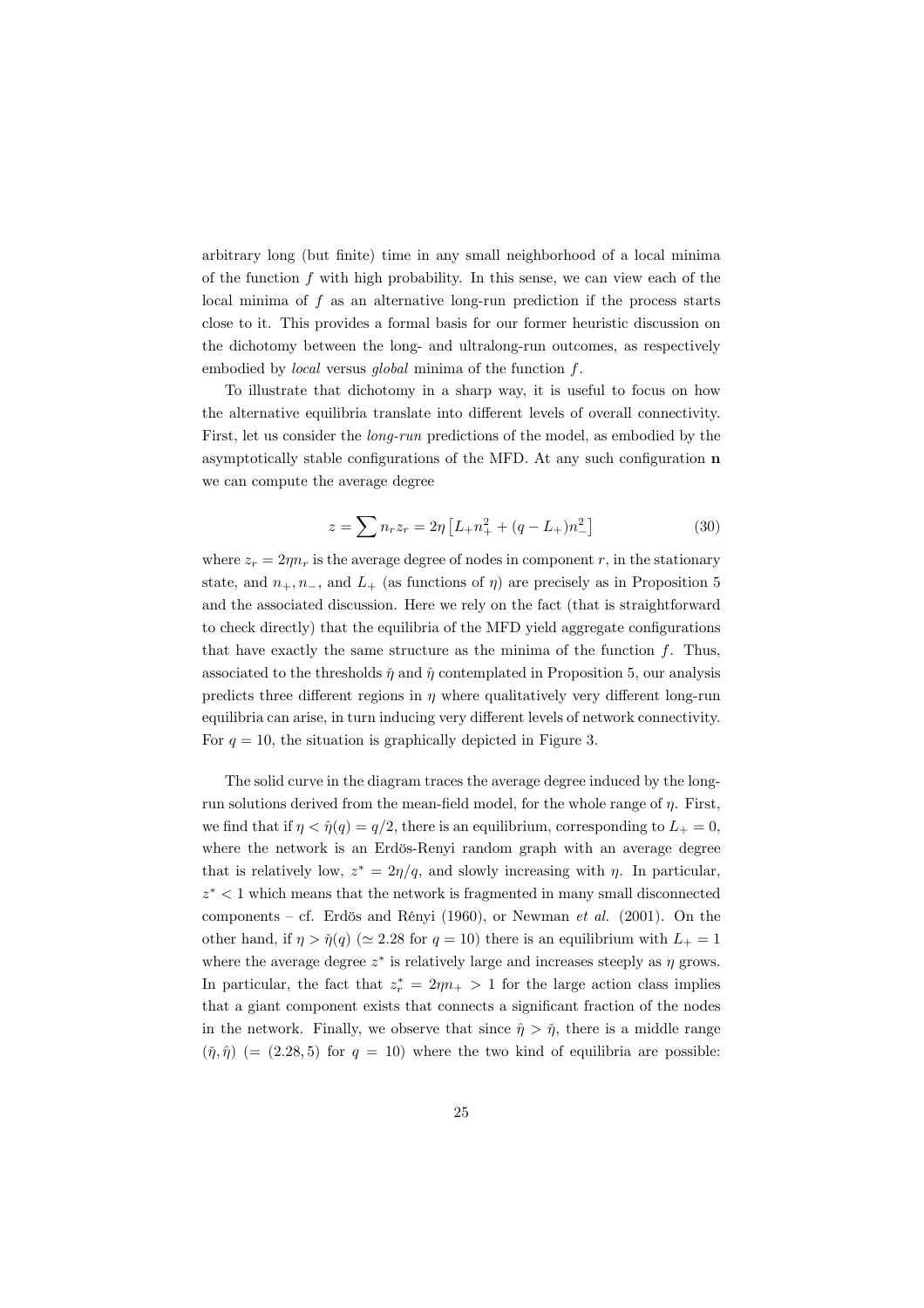arbitrary long (but finite) time in any small neighborhood of a local minima of the function $f$ with high probability. In this sense, we can view each of the local minima of $f$ as an alternative long-run prediction if the process starts close to it. This provides a formal basis for our former heuristic discussion on the dichotomy between the long- and ultralong-run outcomes, as respectively embodied by *local* versus *global* minima of the function $f$.

To illustrate that dichotomy in a sharp way, it is useful to focus on how the alternative equilibria translate into different levels of overall connectivity. First, let us consider the *long-run* predictions of the model, as embodied by the asymptotically stable configurations of the MFD. At any such configuration $\mathbf{n}$ we can compute the average degree

$$z = \sum n_r z_r = 2\eta \left[ L_+ n_+^2 + (q - L_+) n_-^2 \right] \tag{30}$$

where $z_r = 2\eta n_r$ is the average degree of nodes in component $r$, in the stationary state, and $n_+, n_-$, and $L_+$ (as functions of $\eta$) are precisely as in Proposition 5 and the associated discussion. Here we rely on the fact (that is straightforward to check directly) that the equilibria of the MFD yield aggregate configurations that have exactly the same structure as the minima of the function $f$. Thus, associated to the thresholds $\check{\eta}$ and $\hat{\eta}$ contemplated in Proposition 5, our analysis predicts three different regions in $\eta$ where qualitatively very different long-run equilibria can arise, in turn inducing very different levels of network connectivity. For $q = 10$, the situation is graphically depicted in Figure 3.

The solid curve in the diagram traces the average degree induced by the long-run solutions derived from the mean-field model, for the whole range of $\eta$. First, we find that if $\eta < \hat{\eta}(q) = q/2$, there is an equilibrium, corresponding to $L_+ = 0$, where the network is an Erdös-Renyi random graph with an average degree that is relatively low, $z^* = 2\eta/q$, and slowly increasing with $\eta$. In particular, $z^* < 1$ which means that the network is fragmented in many small disconnected components – cf. Erdös and Rényi (1960), or Newman *et al.* (2001). On the other hand, if $\eta > \check{\eta}(q)$ ($\simeq 2.28$ for $q = 10$) there is an equilibrium with $L_+ = 1$ where the average degree $z^*$ is relatively large and increases steeply as $\eta$ grows. In particular, the fact that $z_r^* = 2\eta n_+ > 1$ for the large action class implies that a giant component exists that connects a significant fraction of the nodes in the network. Finally, we observe that since $\hat{\eta} > \check{\eta}$, there is a middle range $(\check{\eta}, \hat{\eta})$ ($= (2.28, 5)$ for $q = 10$) where the two kind of equilibria are possible: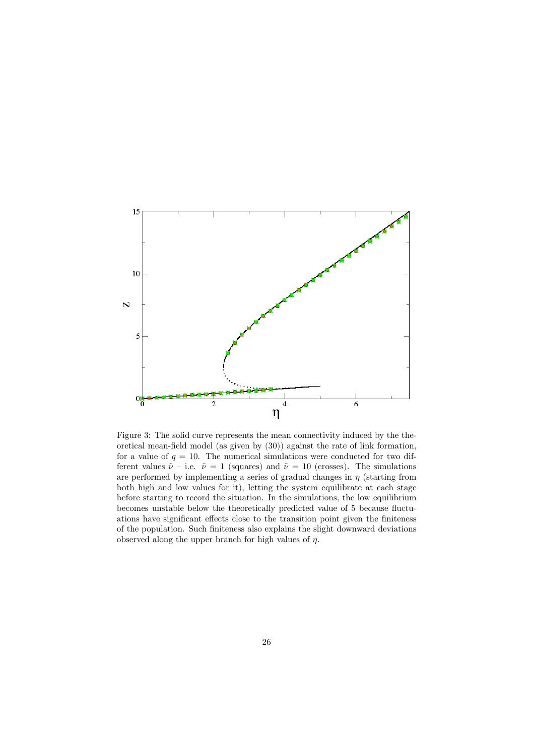Figure 3: The solid curve represents the mean connectivity induced by the theoretical mean-field model (as given by (30)) against the rate of link formation, for a value of $q = 10$. The numerical simulations were conducted for two different values $\tilde{\nu}$ – i.e. $\tilde{\nu} = 1$ (squares) and $\tilde{\nu} = 10$ (crosses). The simulations are performed by implementing a series of gradual changes in $\eta$ (starting from both high and low values for it), letting the system equilibrate at each stage before starting to record the situation. In the simulations, the low equilibrium becomes unstable below the theoretically predicted value of 5 because fluctuations have significant effects close to the transition point given the finiteness of the population. Such finiteness also explains the slight downward deviations observed along the upper branch for high values of $\eta$.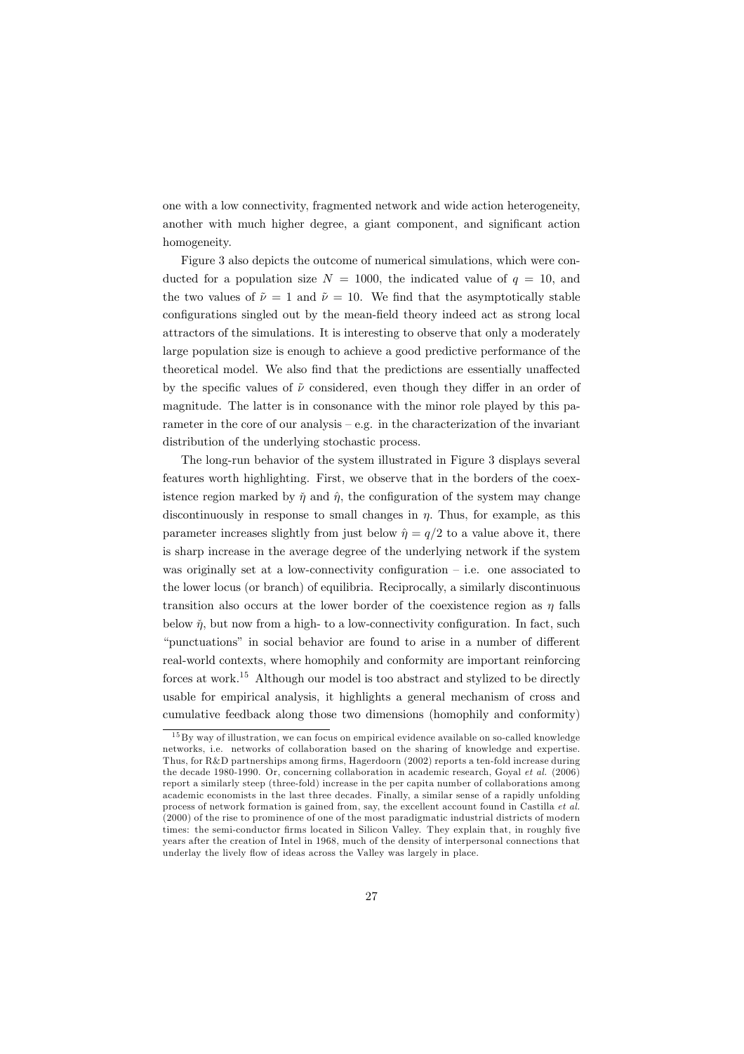one with a low connectivity, fragmented network and wide action heterogeneity, another with much higher degree, a giant component, and significant action homogeneity.

Figure 3 also depicts the outcome of numerical simulations, which were conducted for a population size $N = 1000$, the indicated value of $q = 10$, and the two values of $\tilde{\nu} = 1$ and $\tilde{\nu} = 10$. We find that the asymptotically stable configurations singled out by the mean-field theory indeed act as strong local attractors of the simulations. It is interesting to observe that only a moderately large population size is enough to achieve a good predictive performance of the theoretical model. We also find that the predictions are essentially unaffected by the specific values of $\tilde{\nu}$ considered, even though they differ in an order of magnitude. The latter is in consonance with the minor role played by this parameter in the core of our analysis – e.g. in the characterization of the invariant distribution of the underlying stochastic process.

The long-run behavior of the system illustrated in Figure 3 displays several features worth highlighting. First, we observe that in the borders of the coexistence region marked by $\check{\eta}$ and $\hat{\eta}$, the configuration of the system may change discontinuously in response to small changes in $\eta$. Thus, for example, as this parameter increases slightly from just below $\hat{\eta} = q/2$ to a value above it, there is sharp increase in the average degree of the underlying network if the system was originally set at a low-connectivity configuration – i.e. one associated to the lower locus (or branch) of equilibria. Reciprocally, a similarly discontinuous transition also occurs at the lower border of the coexistence region as $\eta$ falls below $\check{\eta}$, but now from a high- to a low-connectivity configuration. In fact, such "punctuations" in social behavior are found to arise in a number of different real-world contexts, where homophily and conformity are important reinforcing forces at work.[15] Although our model is too abstract and stylized to be directly usable for empirical analysis, it highlights a general mechanism of cross and cumulative feedback along those two dimensions (homophily and conformity)

[15] By way of illustration, we can focus on empirical evidence available on so-called knowledge networks, i.e. networks of collaboration based on the sharing of knowledge and expertise. Thus, for R&D partnerships among firms, Hagerdoorn (2002) reports a ten-fold increase during the decade 1980-1990. Or, concerning collaboration in academic research, Goyal *et al.* (2006) report a similarly steep (three-fold) increase in the per capita number of collaborations among academic economists in the last three decades. Finally, a similar sense of a rapidly unfolding process of network formation is gained from, say, the excellent account found in Castilla *et al.* (2000) of the rise to prominence of one of the most paradigmatic industrial districts of modern times: the semi-conductor firms located in Silicon Valley. They explain that, in roughly five years after the creation of Intel in 1968, much of the density of interpersonal connections that underlay the lively flow of ideas across the Valley was largely in place.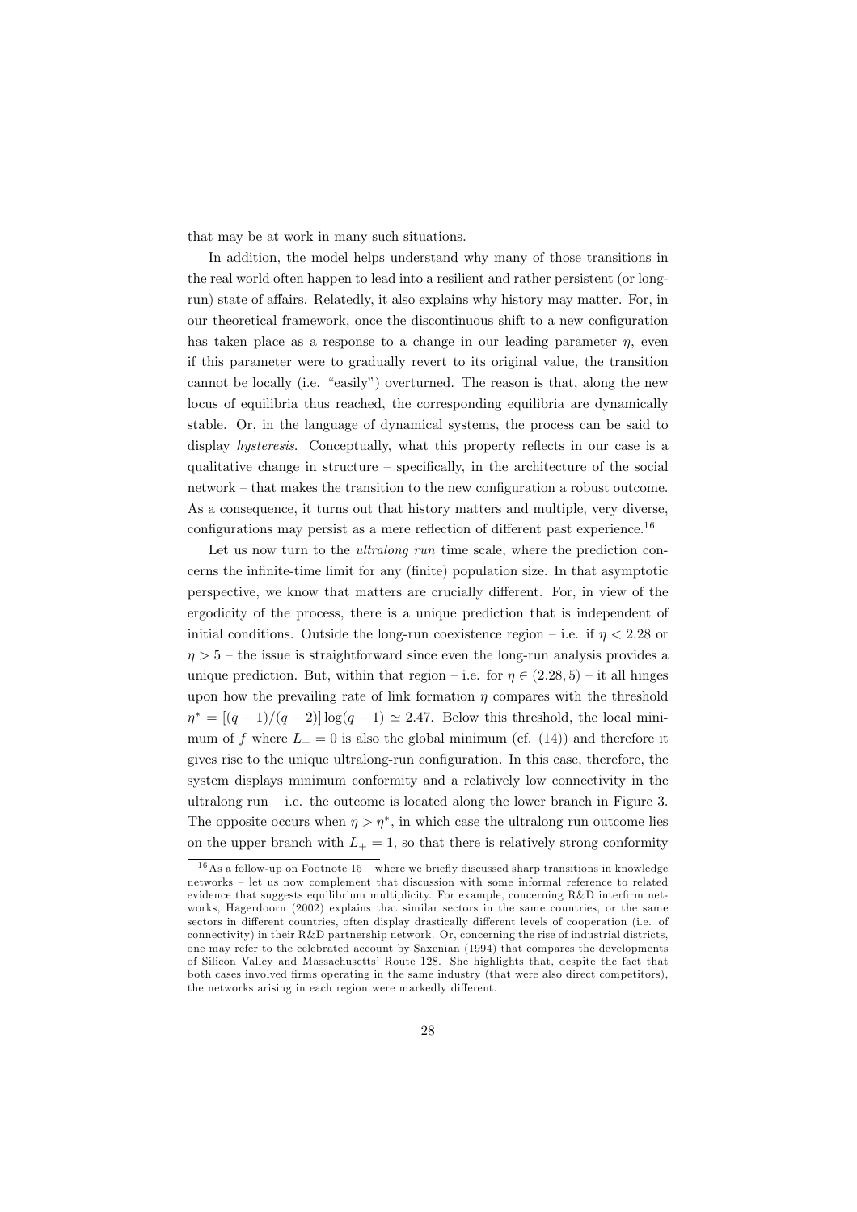that may be at work in many such situations.

In addition, the model helps understand why many of those transitions in the real world often happen to lead into a resilient and rather persistent (or long-run) state of affairs. Relatedly, it also explains why history may matter. For, in our theoretical framework, once the discontinuous shift to a new configuration has taken place as a response to a change in our leading parameter $\eta$, even if this parameter were to gradually revert to its original value, the transition cannot be locally (i.e. "easily") overturned. The reason is that, along the new locus of equilibria thus reached, the corresponding equilibria are dynamically stable. Or, in the language of dynamical systems, the process can be said to display *hysteresis*. Conceptually, what this property reflects in our case is a qualitative change in structure – specifically, in the architecture of the social network – that makes the transition to the new configuration a robust outcome. As a consequence, it turns out that history matters and multiple, very diverse, configurations may persist as a mere reflection of different past experience.[16]

Let us now turn to the *ultralong run* time scale, where the prediction concerns the infinite-time limit for any (finite) population size. In that asymptotic perspective, we know that matters are crucially different. For, in view of the ergodicity of the process, there is a unique prediction that is independent of initial conditions. Outside the long-run coexistence region – i.e. if $\eta < 2.28$ or $\eta > 5$ – the issue is straightforward since even the long-run analysis provides a unique prediction. But, within that region – i.e. for $\eta \in (2.28, 5)$ – it all hinges upon how the prevailing rate of link formation $\eta$ compares with the threshold $\eta^* = [(q-1)/(q-2)] \log(q-1) \simeq 2.47$. Below this threshold, the local minimum of $f$ where $L_+ = 0$ is also the global minimum (cf. (14)) and therefore it gives rise to the unique ultralong-run configuration. In this case, therefore, the system displays minimum conformity and a relatively low connectivity in the ultralong run – i.e. the outcome is located along the lower branch in Figure 3. The opposite occurs when $\eta > \eta^*$, in which case the ultralong run outcome lies on the upper branch with $L_+ = 1$, so that there is relatively strong conformity

[16] As a follow-up on Footnote 15 – where we briefly discussed sharp transitions in knowledge networks – let us now complement that discussion with some informal reference to related evidence that suggests equilibrium multiplicity. For example, concerning R&D interfirm networks, Hagerdoorn (2002) explains that similar sectors in the same countries, or the same sectors in different countries, often display drastically different levels of cooperation (i.e. of connectivity) in their R&D partnership network. Or, concerning the rise of industrial districts, one may refer to the celebrated account by Saxenian (1994) that compares the developments of Silicon Valley and Massachusetts' Route 128. She highlights that, despite the fact that both cases involved firms operating in the same industry (that were also direct competitors), the networks arising in each region were markedly different.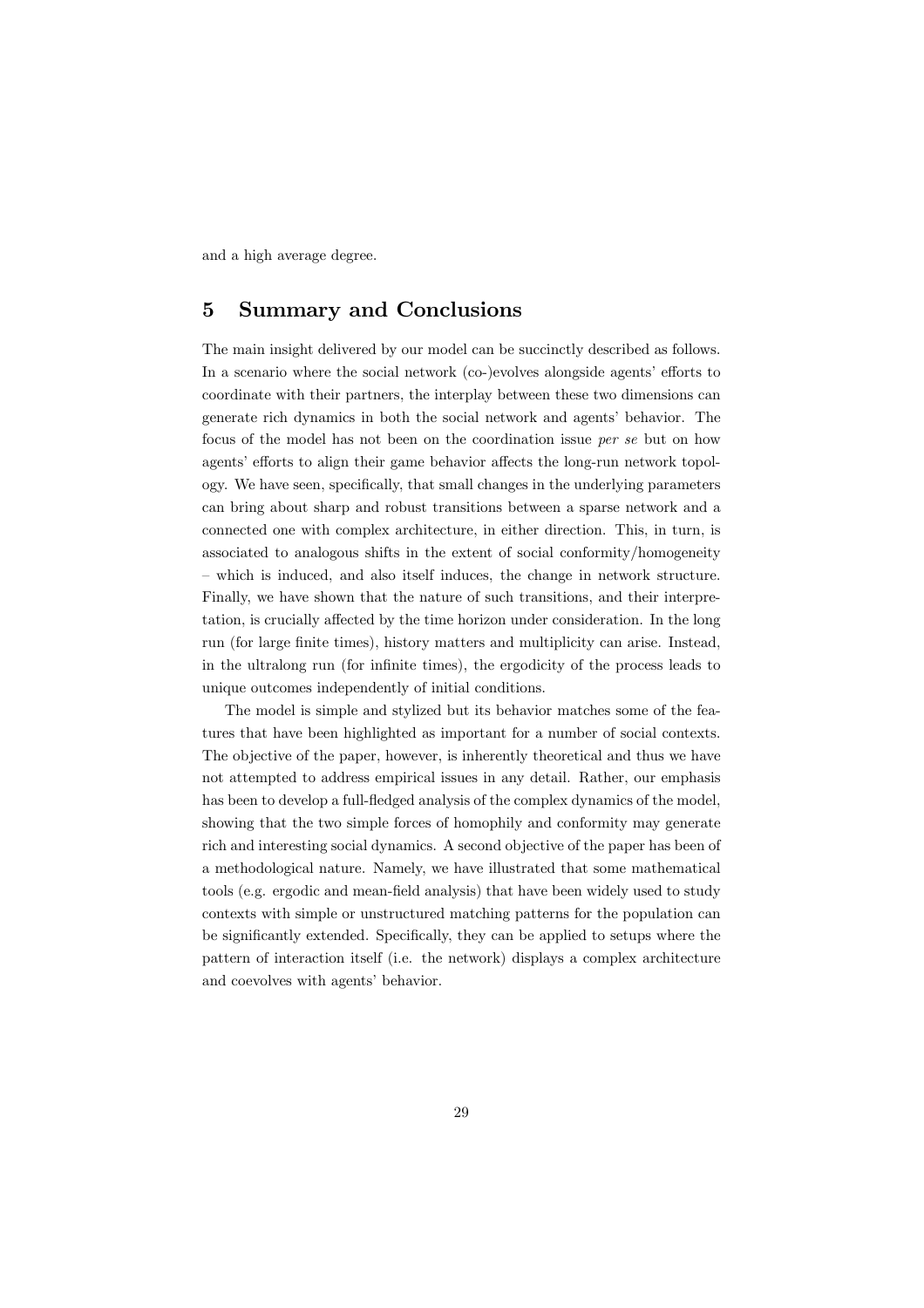and a high average degree.

## 5 Summary and Conclusions

The main insight delivered by our model can be succinctly described as follows. In a scenario where the social network (co-)evolves alongside agents' efforts to coordinate with their partners, the interplay between these two dimensions can generate rich dynamics in both the social network and agents' behavior. The focus of the model has not been on the coordination issue *per se* but on how agents' efforts to align their game behavior affects the long-run network topology. We have seen, specifically, that small changes in the underlying parameters can bring about sharp and robust transitions between a sparse network and a connected one with complex architecture, in either direction. This, in turn, is associated to analogous shifts in the extent of social conformity/homogeneity – which is induced, and also itself induces, the change in network structure. Finally, we have shown that the nature of such transitions, and their interpretation, is crucially affected by the time horizon under consideration. In the long run (for large finite times), history matters and multiplicity can arise. Instead, in the ultralong run (for infinite times), the ergodicity of the process leads to unique outcomes independently of initial conditions.

The model is simple and stylized but its behavior matches some of the features that have been highlighted as important for a number of social contexts. The objective of the paper, however, is inherently theoretical and thus we have not attempted to address empirical issues in any detail. Rather, our emphasis has been to develop a full-fledged analysis of the complex dynamics of the model, showing that the two simple forces of homophily and conformity may generate rich and interesting social dynamics. A second objective of the paper has been of a methodological nature. Namely, we have illustrated that some mathematical tools (e.g. ergodic and mean-field analysis) that have been widely used to study contexts with simple or unstructured matching patterns for the population can be significantly extended. Specifically, they can be applied to setups where the pattern of interaction itself (i.e. the network) displays a complex architecture and coevolves with agents' behavior.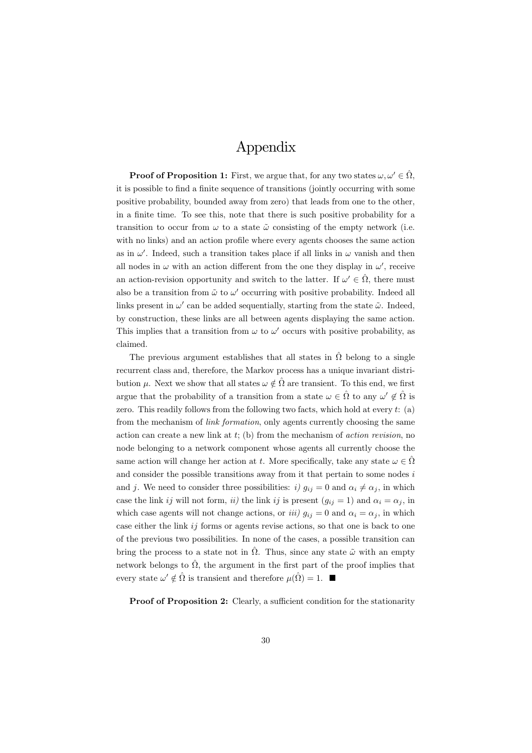# Appendix

**Proof of Proposition 1:** First, we argue that, for any two states $\omega, \omega' \in \hat{\Omega}$, it is possible to find a finite sequence of transitions (jointly occurring with some positive probability, bounded away from zero) that leads from one to the other, in a finite time. To see this, note that there is such positive probability for a transition to occur from $\omega$ to a state $\tilde{\omega}$ consisting of the empty network (i.e. with no links) and an action profile where every agents chooses the same action as in $\omega'$. Indeed, such a transition takes place if all links in $\omega$ vanish and then all nodes in $\omega$ with an action different from the one they display in $\omega'$, receive an action-revision opportunity and switch to the latter. If $\omega' \in \hat{\Omega}$, there must also be a transition from $\tilde{\omega}$ to $\omega'$ occurring with positive probability. Indeed all links present in $\omega'$ can be added sequentially, starting from the state $\tilde{\omega}$. Indeed, by construction, these links are all between agents displaying the same action. This implies that a transition from $\omega$ to $\omega'$ occurs with positive probability, as claimed.

The previous argument establishes that all states in $\hat{\Omega}$ belong to a single recurrent class and, therefore, the Markov process has a unique invariant distribution $\mu$. Next we show that all states $\omega \notin \hat{\Omega}$ are transient. To this end, we first argue that the probability of a transition from a state $\omega \in \hat{\Omega}$ to any $\omega' \notin \hat{\Omega}$ is zero. This readily follows from the following two facts, which hold at every $t$: (a) from the mechanism of *link formation*, only agents currently choosing the same action can create a new link at $t$; (b) from the mechanism of *action revision*, no node belonging to a network component whose agents all currently choose the same action will change her action at $t$. More specifically, take any state $\omega \in \hat{\Omega}$ and consider the possible transitions away from it that pertain to some nodes $i$ and $j$. We need to consider three possibilities: *i)* $g_{ij} = 0$ and $\alpha_i \neq \alpha_j$, in which case the link $ij$ will not form, *ii)* the link $ij$ is present ($g_{ij} = 1$) and $\alpha_i = \alpha_j$, in which case agents will not change actions, or *iii)* $g_{ij} = 0$ and $\alpha_i = \alpha_j$, in which case either the link $ij$ forms or agents revise actions, so that one is back to one of the previous two possibilities. In none of the cases, a possible transition can bring the process to a state not in $\hat{\Omega}$. Thus, since any state $\tilde{\omega}$ with an empty network belongs to $\hat{\Omega}$, the argument in the first part of the proof implies that every state $\omega' \notin \hat{\Omega}$ is transient and therefore $\mu(\hat{\Omega}) = 1$. ■

**Proof of Proposition 2:** Clearly, a sufficient condition for the stationarity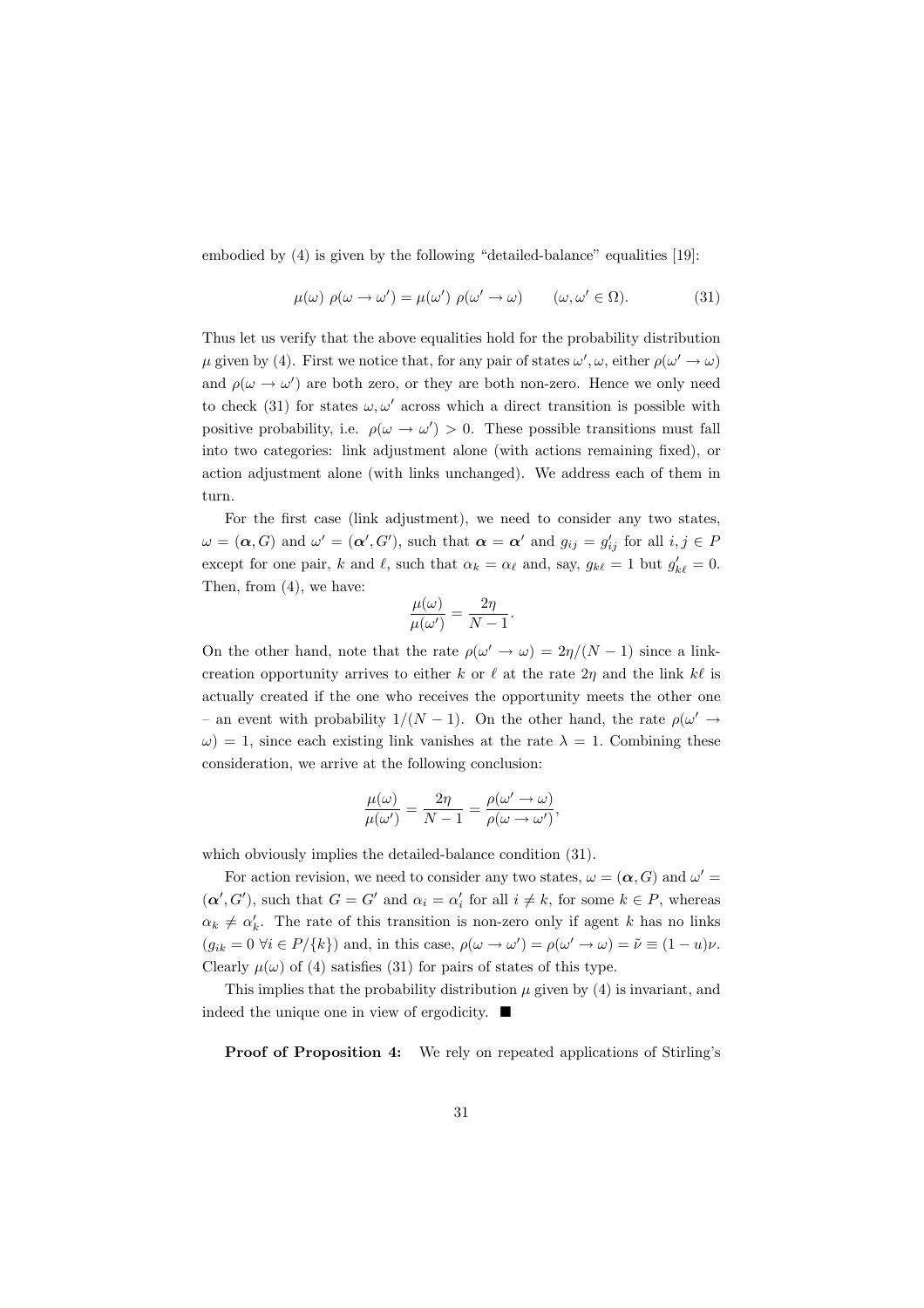embodied by (4) is given by the following "detailed-balance" equalities [19]:

$$\mu(\omega)\ \rho(\omega \to \omega') = \mu(\omega')\ \rho(\omega' \to \omega) \qquad (\omega, \omega' \in \Omega). \tag{31}$$

Thus let us verify that the above equalities hold for the probability distribution $\mu$ given by (4). First we notice that, for any pair of states $\omega', \omega$, either $\rho(\omega' \to \omega)$ and $\rho(\omega \to \omega')$ are both zero, or they are both non-zero. Hence we only need to check (31) for states $\omega, \omega'$ across which a direct transition is possible with positive probability, i.e. $\rho(\omega \to \omega') > 0$. These possible transitions must fall into two categories: link adjustment alone (with actions remaining fixed), or action adjustment alone (with links unchanged). We address each of them in turn.

For the first case (link adjustment), we need to consider any two states, $\omega = (\boldsymbol{\alpha}, G)$ and $\omega' = (\boldsymbol{\alpha}', G')$, such that $\boldsymbol{\alpha} = \boldsymbol{\alpha}'$ and $g_{ij} = g'_{ij}$ for all $i, j \in P$ except for one pair, $k$ and $\ell$, such that $\alpha_k = \alpha_\ell$ and, say, $g_{k\ell} = 1$ but $g'_{k\ell} = 0$. Then, from (4), we have:

$$\frac{\mu(\omega)}{\mu(\omega')} = \frac{2\eta}{N-1}.$$

On the other hand, note that the rate $\rho(\omega' \to \omega) = 2\eta/(N-1)$ since a link-creation opportunity arrives to either $k$ or $\ell$ at the rate $2\eta$ and the link $k\ell$ is actually created if the one who receives the opportunity meets the other one – an event with probability $1/(N-1)$. On the other hand, the rate $\rho(\omega' \to \omega) = 1$, since each existing link vanishes at the rate $\lambda = 1$. Combining these consideration, we arrive at the following conclusion:

$$\frac{\mu(\omega)}{\mu(\omega')} = \frac{2\eta}{N-1} = \frac{\rho(\omega' \to \omega)}{\rho(\omega \to \omega')},$$

which obviously implies the detailed-balance condition (31).

For action revision, we need to consider any two states, $\omega = (\boldsymbol{\alpha}, G)$ and $\omega' = (\boldsymbol{\alpha}', G')$, such that $G = G'$ and $\alpha_i = \alpha'_i$ for all $i \neq k$, for some $k \in P$, whereas $\alpha_k \neq \alpha'_k$. The rate of this transition is non-zero only if agent $k$ has no links ($g_{ik} = 0\ \forall i \in P/\{k\}$) and, in this case, $\rho(\omega \to \omega') = \rho(\omega' \to \omega) = \tilde{\nu} \equiv (1-u)\nu$. Clearly $\mu(\omega)$ of (4) satisfies (31) for pairs of states of this type.

This implies that the probability distribution $\mu$ given by (4) is invariant, and indeed the unique one in view of ergodicity. ∎

**Proof of Proposition 4:** We rely on repeated applications of Stirling's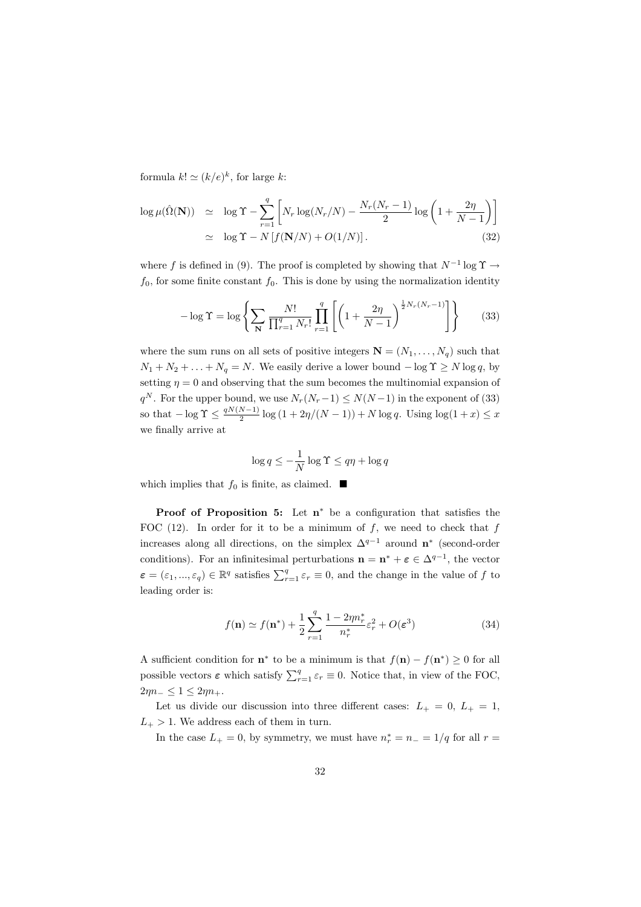formula $k! \simeq (k/e)^k$, for large $k$:

$$\begin{aligned}
\log \mu(\hat{\Omega}(\mathbf{N})) &\simeq \log \Upsilon - \sum_{r=1}^{q} \left[ N_r \log(N_r/N) - \frac{N_r(N_r-1)}{2} \log\left(1 + \frac{2\eta}{N-1}\right) \right] \\
&\simeq \log \Upsilon - N \left[ f(\mathbf{N}/N) + O(1/N) \right]. \qquad (32)
\end{aligned}$$

where $f$ is defined in (9). The proof is completed by showing that $N^{-1} \log \Upsilon \to f_0$, for some finite constant $f_0$. This is done by using the normalization identity

$$-\log \Upsilon = \log \left\{ \sum_{\mathbf{N}} \frac{N!}{\prod_{r=1}^{q} N_r!} \prod_{r=1}^{q} \left[ \left(1 + \frac{2\eta}{N-1}\right)^{\frac{1}{2}N_r(N_r-1)} \right] \right\} \qquad (33)$$

where the sum runs on all sets of positive integers $\mathbf{N} = (N_1, \ldots, N_q)$ such that $N_1 + N_2 + \ldots + N_q = N$. We easily derive a lower bound $-\log \Upsilon \geq N \log q$, by setting $\eta = 0$ and observing that the sum becomes the multinomial expansion of $q^N$. For the upper bound, we use $N_r(N_r-1) \leq N(N-1)$ in the exponent of (33) so that $-\log \Upsilon \leq \frac{qN(N-1)}{2} \log(1 + 2\eta/(N-1)) + N \log q$. Using $\log(1+x) \leq x$ we finally arrive at

$$\log q \leq -\frac{1}{N} \log \Upsilon \leq q\eta + \log q$$

which implies that $f_0$ is finite, as claimed. ■

**Proof of Proposition 5:** Let $\mathbf{n}^*$ be a configuration that satisfies the FOC (12). In order for it to be a minimum of $f$, we need to check that $f$ increases along all directions, on the simplex $\Delta^{q-1}$ around $\mathbf{n}^*$ (second-order conditions). For an infinitesimal perturbations $\mathbf{n} = \mathbf{n}^* + \boldsymbol{\varepsilon} \in \Delta^{q-1}$, the vector $\boldsymbol{\varepsilon} = (\varepsilon_1, ..., \varepsilon_q) \in \mathbb{R}^q$ satisfies $\sum_{r=1}^{q} \varepsilon_r \equiv 0$, and the change in the value of $f$ to leading order is:

$$f(\mathbf{n}) \simeq f(\mathbf{n}^*) + \frac{1}{2} \sum_{r=1}^{q} \frac{1 - 2\eta n_r^*}{n_r^*} \varepsilon_r^2 + O(\boldsymbol{\varepsilon}^3) \qquad (34)$$

A sufficient condition for $\mathbf{n}^*$ to be a minimum is that $f(\mathbf{n}) - f(\mathbf{n}^*) \geq 0$ for all possible vectors $\boldsymbol{\varepsilon}$ which satisfy $\sum_{r=1}^{q} \varepsilon_r \equiv 0$. Notice that, in view of the FOC, $2\eta n_- \leq 1 \leq 2\eta n_+$.

Let us divide our discussion into three different cases: $L_+ = 0$, $L_+ = 1$, $L_+ > 1$. We address each of them in turn.

In the case $L_+ = 0$, by symmetry, we must have $n_r^* = n_- = 1/q$ for all $r =$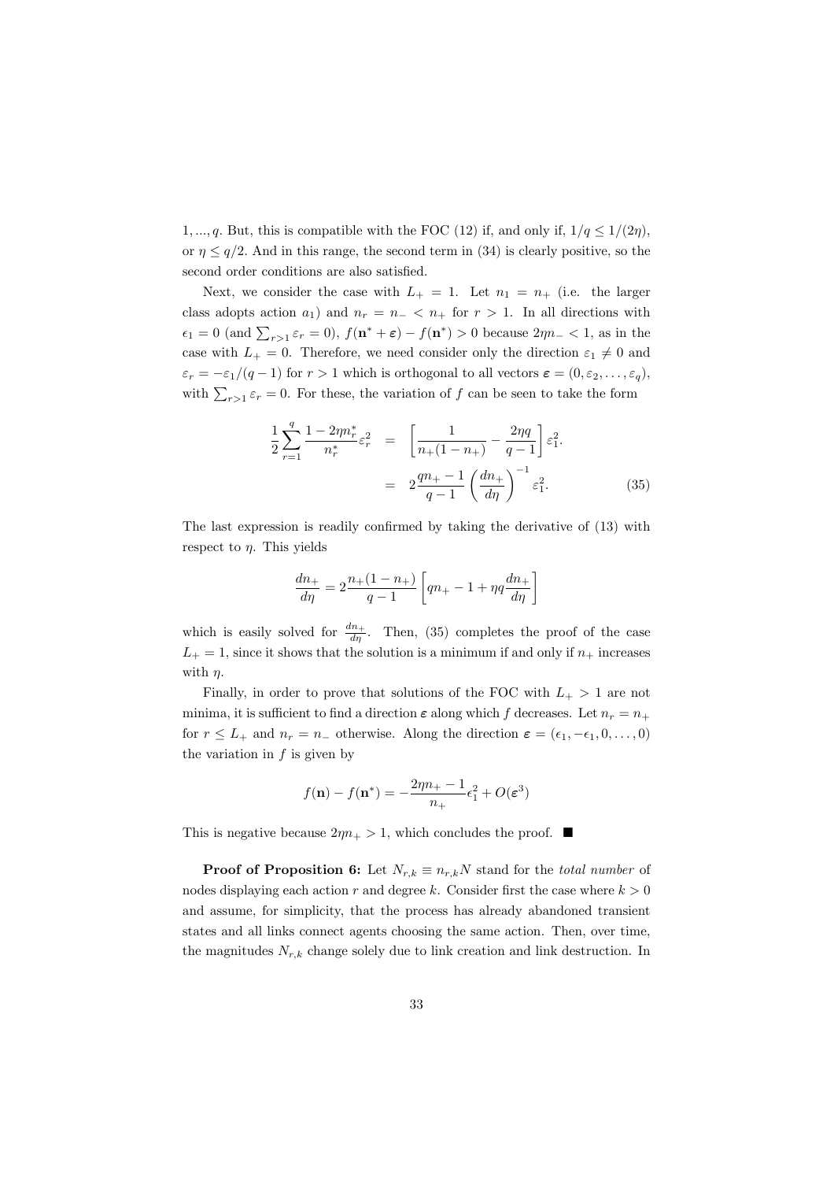1, ..., $q$. But, this is compatible with the FOC (12) if, and only if, $1/q \leq 1/(2\eta)$, or $\eta \leq q/2$. And in this range, the second term in (34) is clearly positive, so the second order conditions are also satisfied.

Next, we consider the case with $L_+ = 1$. Let $n_1 = n_+$ (i.e. the larger class adopts action $a_1$) and $n_r = n_- < n_+$ for $r > 1$. In all directions with $\epsilon_1 = 0$ (and $\sum_{r>1} \varepsilon_r = 0$), $f(\mathbf{n}^* + \boldsymbol{\varepsilon}) - f(\mathbf{n}^*) > 0$ because $2\eta n_- < 1$, as in the case with $L_+ = 0$. Therefore, we need consider only the direction $\varepsilon_1 \neq 0$ and $\varepsilon_r = -\varepsilon_1/(q-1)$ for $r > 1$ which is orthogonal to all vectors $\boldsymbol{\varepsilon} = (0, \varepsilon_2, \ldots, \varepsilon_q)$, with $\sum_{r>1} \varepsilon_r = 0$. For these, the variation of $f$ can be seen to take the form

$$
\begin{aligned}
\frac{1}{2}\sum_{r=1}^{q} \frac{1 - 2\eta n_r^*}{n_r^*}\varepsilon_r^2 &= \left[\frac{1}{n_+(1-n_+)} - \frac{2\eta q}{q-1}\right]\varepsilon_1^2. \\
&= 2\frac{qn_+ - 1}{q-1}\left(\frac{dn_+}{d\eta}\right)^{-1}\varepsilon_1^2. \qquad (35)
\end{aligned}
$$

The last expression is readily confirmed by taking the derivative of (13) with respect to $\eta$. This yields

$$
\frac{dn_+}{d\eta} = 2\frac{n_+(1-n_+)}{q-1}\left[qn_+ - 1 + \eta q \frac{dn_+}{d\eta}\right]
$$

which is easily solved for $\frac{dn_+}{d\eta}$. Then, (35) completes the proof of the case $L_+ = 1$, since it shows that the solution is a minimum if and only if $n_+$ increases with $\eta$.

Finally, in order to prove that solutions of the FOC with $L_+ > 1$ are not minima, it is sufficient to find a direction $\boldsymbol{\varepsilon}$ along which $f$ decreases. Let $n_r = n_+$ for $r \leq L_+$ and $n_r = n_-$ otherwise. Along the direction $\boldsymbol{\varepsilon} = (\epsilon_1, -\epsilon_1, 0, \ldots, 0)$ the variation in $f$ is given by

$$
f(\mathbf{n}) - f(\mathbf{n}^*) = -\frac{2\eta n_+ - 1}{n_+}\epsilon_1^2 + O(\boldsymbol{\varepsilon}^3)
$$

This is negative because $2\eta n_+ > 1$, which concludes the proof. ■

**Proof of Proposition 6:** Let $N_{r,k} \equiv n_{r,k}N$ stand for the *total number* of nodes displaying each action $r$ and degree $k$. Consider first the case where $k > 0$ and assume, for simplicity, that the process has already abandoned transient states and all links connect agents choosing the same action. Then, over time, the magnitudes $N_{r,k}$ change solely due to link creation and link destruction. In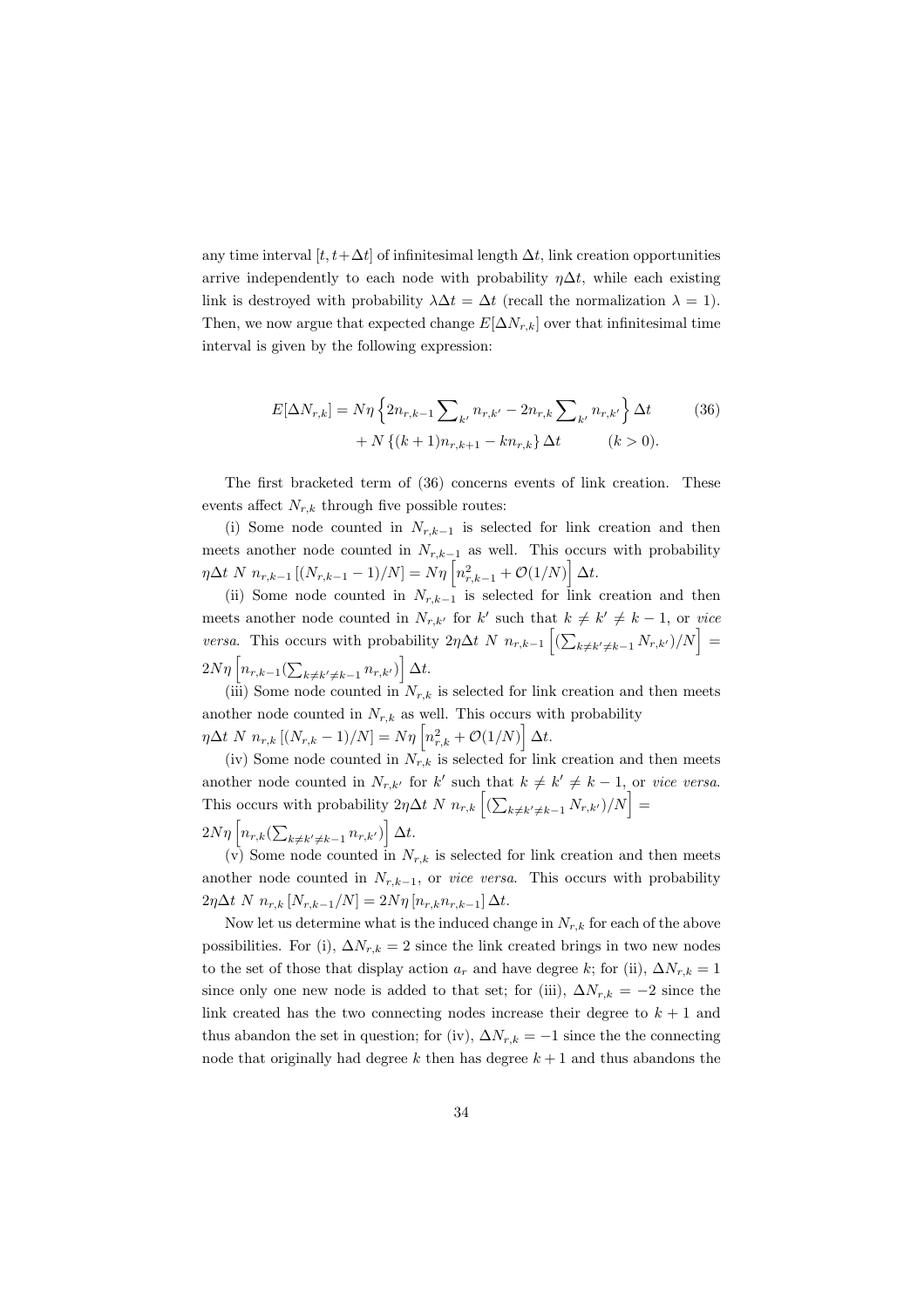any time interval $[t, t+\Delta t]$ of infinitesimal length $\Delta t$, link creation opportunities arrive independently to each node with probability $\eta\Delta t$, while each existing link is destroyed with probability $\lambda\Delta t = \Delta t$ (recall the normalization $\lambda = 1$). Then, we now argue that expected change $E[\Delta N_{r,k}]$ over that infinitesimal time interval is given by the following expression:

$$E[\Delta N_{r,k}] = N\eta \left\{ 2n_{r,k-1} \sum\nolimits_{k'} n_{r,k'} - 2n_{r,k} \sum\nolimits_{k'} n_{r,k'} \right\} \Delta t \qquad (36)$$
$$+ N \left\{ (k+1)n_{r,k+1} - kn_{r,k} \right\} \Delta t \qquad (k > 0).$$

The first bracketed term of (36) concerns events of link creation. These events affect $N_{r,k}$ through five possible routes:

(i) Some node counted in $N_{r,k-1}$ is selected for link creation and then meets another node counted in $N_{r,k-1}$ as well. This occurs with probability $\eta\Delta t \; N \; n_{r,k-1} \left[ (N_{r,k-1} - 1)/N \right] = N\eta \left[ n_{r,k-1}^2 + \mathcal{O}(1/N) \right] \Delta t$.

(ii) Some node counted in $N_{r,k-1}$ is selected for link creation and then meets another node counted in $N_{r,k'}$ for $k'$ such that $k \neq k' \neq k-1$, or *vice versa*. This occurs with probability $2\eta\Delta t \; N \; n_{r,k-1} \left[ (\sum_{k \neq k' \neq k-1} N_{r,k'})/N \right] = 2N\eta \left[ n_{r,k-1} (\sum_{k \neq k' \neq k-1} n_{r,k'}) \right] \Delta t$.

(iii) Some node counted in $N_{r,k}$ is selected for link creation and then meets another node counted in $N_{r,k}$ as well. This occurs with probability $\eta\Delta t \; N \; n_{r,k} \left[ (N_{r,k} - 1)/N \right] = N\eta \left[ n_{r,k}^2 + \mathcal{O}(1/N) \right] \Delta t$.

(iv) Some node counted in $N_{r,k}$ is selected for link creation and then meets another node counted in $N_{r,k'}$ for $k'$ such that $k \neq k' \neq k-1$, or *vice versa*. This occurs with probability $2\eta\Delta t \; N \; n_{r,k} \left[ (\sum_{k \neq k' \neq k-1} N_{r,k'})/N \right] = 2N\eta \left[ n_{r,k} (\sum_{k \neq k' \neq k-1} n_{r,k'}) \right] \Delta t$.

(v) Some node counted in $N_{r,k}$ is selected for link creation and then meets another node counted in $N_{r,k-1}$, or *vice versa*. This occurs with probability $2\eta\Delta t \; N \; n_{r,k} \left[ N_{r,k-1}/N \right] = 2N\eta \left[ n_{r,k} n_{r,k-1} \right] \Delta t$.

Now let us determine what is the induced change in $N_{r,k}$ for each of the above possibilities. For (i), $\Delta N_{r,k} = 2$ since the link created brings in two new nodes to the set of those that display action $a_r$ and have degree $k$; for (ii), $\Delta N_{r,k} = 1$ since only one new node is added to that set; for (iii), $\Delta N_{r,k} = -2$ since the link created has the two connecting nodes increase their degree to $k+1$ and thus abandon the set in question; for (iv), $\Delta N_{r,k} = -1$ since the the connecting node that originally had degree $k$ then has degree $k+1$ and thus abandons the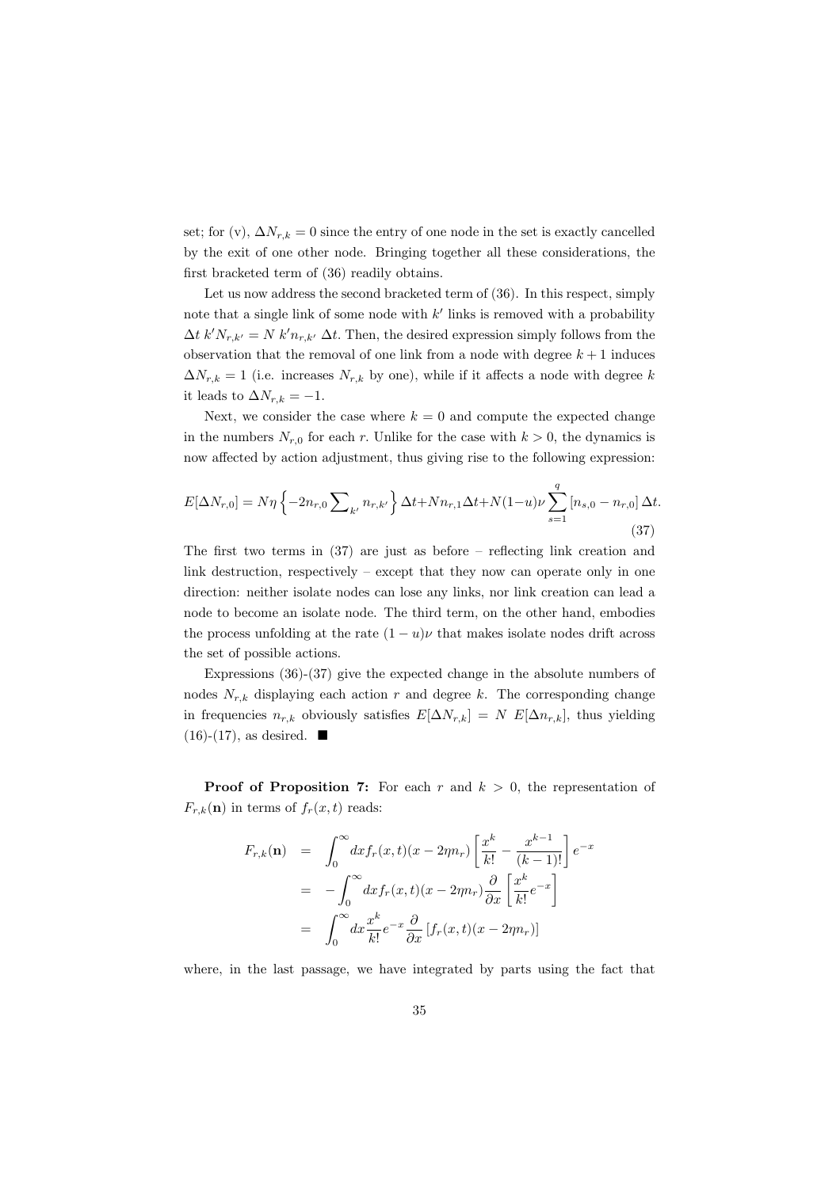set; for (v), $\Delta N_{r,k} = 0$ since the entry of one node in the set is exactly cancelled by the exit of one other node. Bringing together all these considerations, the first bracketed term of (36) readily obtains.

Let us now address the second bracketed term of (36). In this respect, simply note that a single link of some node with $k'$ links is removed with a probability $\Delta t \; k' N_{r,k'} = N \; k' n_{r,k'} \; \Delta t$. Then, the desired expression simply follows from the observation that the removal of one link from a node with degree $k+1$ induces $\Delta N_{r,k} = 1$ (i.e. increases $N_{r,k}$ by one), while if it affects a node with degree $k$ it leads to $\Delta N_{r,k} = -1$.

Next, we consider the case where $k = 0$ and compute the expected change in the numbers $N_{r,0}$ for each $r$. Unlike for the case with $k > 0$, the dynamics is now affected by action adjustment, thus giving rise to the following expression:

$$E[\Delta N_{r,0}] = N\eta \left\{ -2n_{r,0} \sum\nolimits_{k'} n_{r,k'} \right\} \Delta t + N n_{r,1} \Delta t + N(1-u)\nu \sum_{s=1}^{q} \left[ n_{s,0} - n_{r,0} \right] \Delta t. \tag{37}$$

The first two terms in (37) are just as before – reflecting link creation and link destruction, respectively – except that they now can operate only in one direction: neither isolate nodes can lose any links, nor link creation can lead a node to become an isolate node. The third term, on the other hand, embodies the process unfolding at the rate $(1-u)\nu$ that makes isolate nodes drift across the set of possible actions.

Expressions (36)-(37) give the expected change in the absolute numbers of nodes $N_{r,k}$ displaying each action $r$ and degree $k$. The corresponding change in frequencies $n_{r,k}$ obviously satisfies $E[\Delta N_{r,k}] = N \; E[\Delta n_{r,k}]$, thus yielding (16)-(17), as desired. ■

**Proof of Proposition 7:** For each $r$ and $k > 0$, the representation of $F_{r,k}(\mathbf{n})$ in terms of $f_r(x,t)$ reads:

$$\begin{aligned}
F_{r,k}(\mathbf{n}) &= \int_0^\infty dx f_r(x,t)(x - 2\eta n_r) \left[ \frac{x^k}{k!} - \frac{x^{k-1}}{(k-1)!} \right] e^{-x} \\
&= -\int_0^\infty dx f_r(x,t)(x - 2\eta n_r) \frac{\partial}{\partial x} \left[ \frac{x^k}{k!} e^{-x} \right] \\
&= \int_0^\infty dx \frac{x^k}{k!} e^{-x} \frac{\partial}{\partial x} \left[ f_r(x,t)(x - 2\eta n_r) \right]
\end{aligned}$$

where, in the last passage, we have integrated by parts using the fact that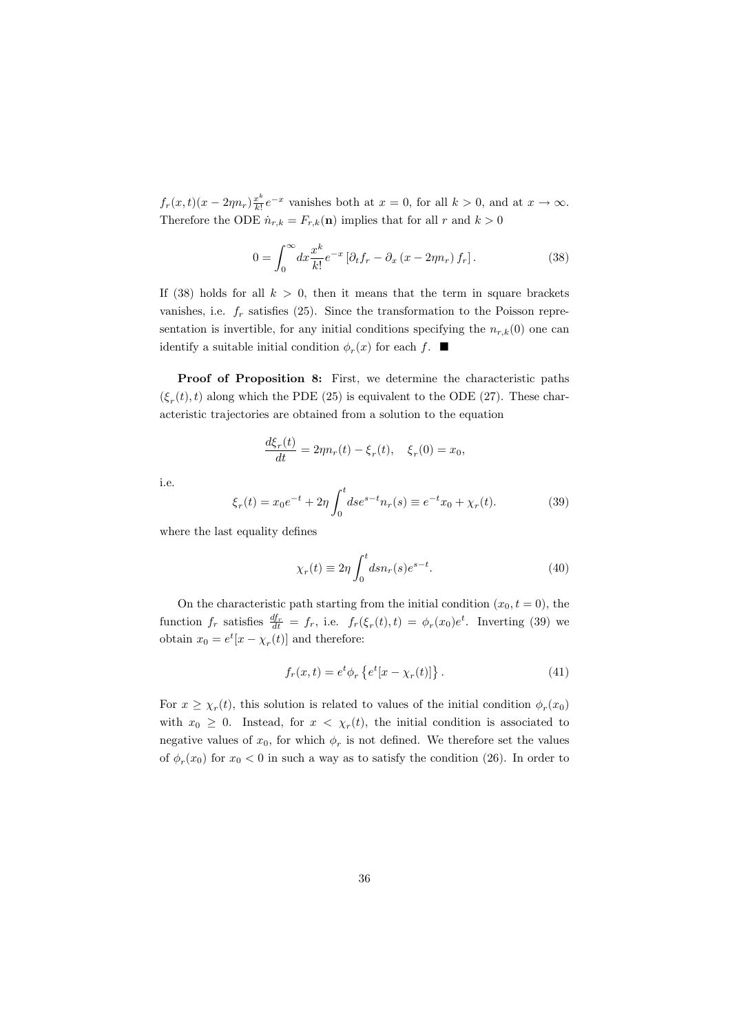$f_r(x,t)(x - 2\eta n_r)\frac{x^k}{k!}e^{-x}$ vanishes both at $x = 0$, for all $k > 0$, and at $x \to \infty$. Therefore the ODE $\dot{n}_{r,k} = F_{r,k}(\mathbf{n})$ implies that for all $r$ and $k > 0$

$$0 = \int_0^\infty dx \frac{x^k}{k!} e^{-x} \left[ \partial_t f_r - \partial_x \left( x - 2\eta n_r \right) f_r \right]. \tag{38}$$

If (38) holds for all $k > 0$, then it means that the term in square brackets vanishes, i.e. $f_r$ satisfies (25). Since the transformation to the Poisson representation is invertible, for any initial conditions specifying the $n_{r,k}(0)$ one can identify a suitable initial condition $\phi_r(x)$ for each $f$. ■

**Proof of Proposition 8:** First, we determine the characteristic paths $(\xi_r(t), t)$ along which the PDE (25) is equivalent to the ODE (27). These characteristic trajectories are obtained from a solution to the equation

$$\frac{d\xi_r(t)}{dt} = 2\eta n_r(t) - \xi_r(t), \quad \xi_r(0) = x_0,$$

i.e.

$$\xi_r(t) = x_0 e^{-t} + 2\eta \int_0^t ds e^{s-t} n_r(s) \equiv e^{-t} x_0 + \chi_r(t). \tag{39}$$

where the last equality defines

$$\chi_r(t) \equiv 2\eta \int_0^t ds n_r(s) e^{s-t}. \tag{40}$$

On the characteristic path starting from the initial condition $(x_0, t = 0)$, the function $f_r$ satisfies $\frac{df_r}{dt} = f_r$, i.e. $f_r(\xi_r(t), t) = \phi_r(x_0)e^t$. Inverting (39) we obtain $x_0 = e^t[x - \chi_r(t)]$ and therefore:

$$f_r(x,t) = e^t \phi_r \left\{ e^t [x - \chi_r(t)] \right\}. \tag{41}$$

For $x \geq \chi_r(t)$, this solution is related to values of the initial condition $\phi_r(x_0)$ with $x_0 \geq 0$. Instead, for $x < \chi_r(t)$, the initial condition is associated to negative values of $x_0$, for which $\phi_r$ is not defined. We therefore set the values of $\phi_r(x_0)$ for $x_0 < 0$ in such a way as to satisfy the condition (26). In order to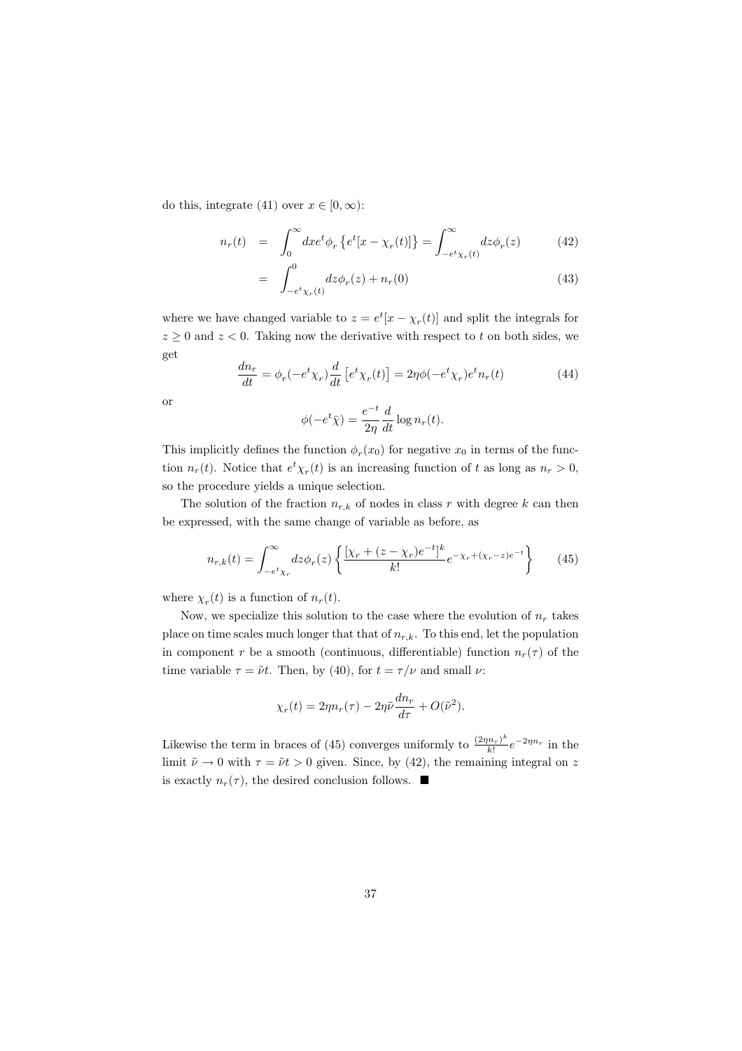do this, integrate (41) over $x \in [0, \infty)$:

$$
\begin{aligned}
n_r(t) &= \int_0^\infty dx e^t \phi_r \left\{ e^t [x - \chi_r(t)] \right\} = \int_{-e^t \chi_r(t)}^\infty dz \phi_r(z) \qquad (42) \\
&= \int_{-e^t \chi_r(t)}^0 dz \phi_r(z) + n_r(0) \qquad (43)
\end{aligned}
$$

where we have changed variable to $z = e^t[x - \chi_r(t)]$ and split the integrals for $z \geq 0$ and $z < 0$. Taking now the derivative with respect to $t$ on both sides, we get

$$
\frac{dn_r}{dt} = \phi_r(-e^t \chi_r) \frac{d}{dt} \left[ e^t \chi_r(t) \right] = 2\eta \phi(-e^t \chi_r) e^t n_r(t) \qquad (44)
$$

or

$$
\phi(-e^t \bar{\chi}) = \frac{e^{-t}}{2\eta} \frac{d}{dt} \log n_r(t).
$$

This implicitly defines the function $\phi_r(x_0)$ for negative $x_0$ in terms of the function $n_r(t)$. Notice that $e^t \chi_r(t)$ is an increasing function of $t$ as long as $n_r > 0$, so the procedure yields a unique selection.

The solution of the fraction $n_{r,k}$ of nodes in class $r$ with degree $k$ can then be expressed, with the same change of variable as before, as

$$
n_{r,k}(t) = \int_{-e^t \chi_r}^\infty dz \phi_r(z) \left\{ \frac{\left[ \chi_r + (z - \chi_r) e^{-t} \right]^k}{k!} e^{-\chi_r + (\chi_r - z) e^{-t}} \right\} \qquad (45)
$$

where $\chi_r(t)$ is a function of $n_r(t)$.

Now, we specialize this solution to the case where the evolution of $n_r$ takes place on time scales much longer that that of $n_{r,k}$. To this end, let the population in component $r$ be a smooth (continuous, differentiable) function $n_r(\tau)$ of the time variable $\tau = \tilde{\nu} t$. Then, by (40), for $t = \tau/\nu$ and small $\nu$:

$$
\chi_r(t) = 2\eta n_r(\tau) - 2\eta \tilde{\nu} \frac{dn_r}{d\tau} + O(\tilde{\nu}^2).
$$

Likewise the term in braces of (45) converges uniformly to $\frac{(2\eta n_r)^k}{k!} e^{-2\eta n_r}$ in the limit $\tilde{\nu} \to 0$ with $\tau = \tilde{\nu} t > 0$ given. Since, by (42), the remaining integral on $z$ is exactly $n_r(\tau)$, the desired conclusion follows. ■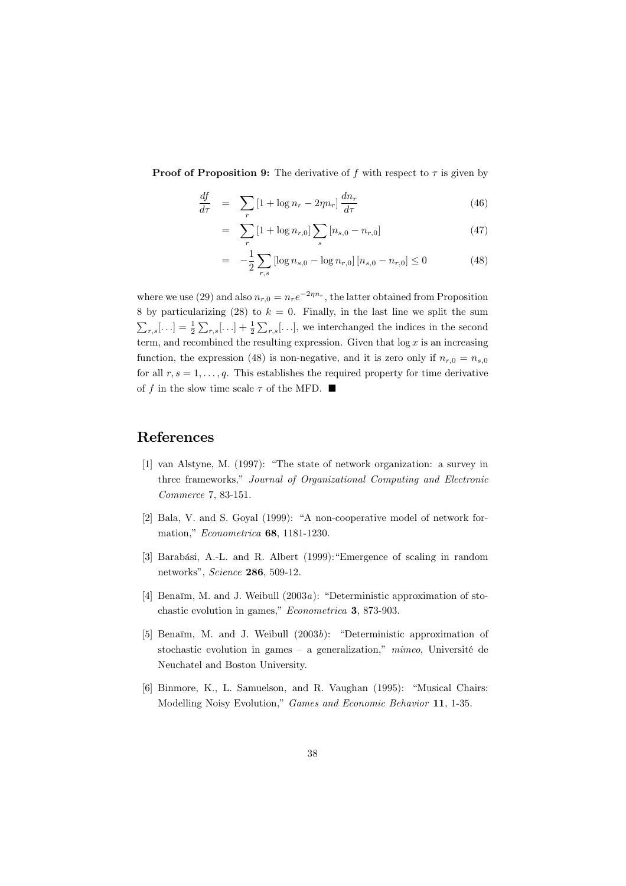**Proof of Proposition 9:** The derivative of $f$ with respect to $\tau$ is given by

$$\frac{df}{d\tau} = \sum_r [1 + \log n_r - 2\eta n_r] \frac{dn_r}{d\tau} \tag{46}$$

$$= \sum_r [1 + \log n_{r,0}] \sum_s [n_{s,0} - n_{r,0}] \tag{47}$$

$$= -\frac{1}{2} \sum_{r,s} [\log n_{s,0} - \log n_{r,0}] [n_{s,0} - n_{r,0}] \leq 0 \tag{48}$$

where we use (29) and also $n_{r,0} = n_r e^{-2\eta n_r}$, the latter obtained from Proposition 8 by particularizing (28) to $k = 0$. Finally, in the last line we split the sum $\sum_{r,s}[\ldots] = \frac{1}{2}\sum_{r,s}[\ldots] + \frac{1}{2}\sum_{r,s}[\ldots]$, we interchanged the indices in the second term, and recombined the resulting expression. Given that $\log x$ is an increasing function, the expression (48) is non-negative, and it is zero only if $n_{r,0} = n_{s,0}$ for all $r, s = 1, \ldots, q$. This establishes the required property for time derivative of $f$ in the slow time scale $\tau$ of the MFD. ■

# References

[1] van Alstyne, M. (1997): "The state of network organization: a survey in three frameworks," *Journal of Organizational Computing and Electronic Commerce* 7, 83-151.

[2] Bala, V. and S. Goyal (1999): "A non-cooperative model of network formation," *Econometrica* **68**, 1181-1230.

[3] Barabási, A.-L. and R. Albert (1999):"Emergence of scaling in random networks", *Science* **286**, 509-12.

[4] Benaïm, M. and J. Weibull (2003*a*): "Deterministic approximation of stochastic evolution in games," *Econometrica* **3**, 873-903.

[5] Benaïm, M. and J. Weibull (2003*b*): "Deterministic approximation of stochastic evolution in games – a generalization," *mimeo*, Université de Neuchatel and Boston University.

[6] Binmore, K., L. Samuelson, and R. Vaughan (1995): "Musical Chairs: Modelling Noisy Evolution," *Games and Economic Behavior* **11**, 1-35.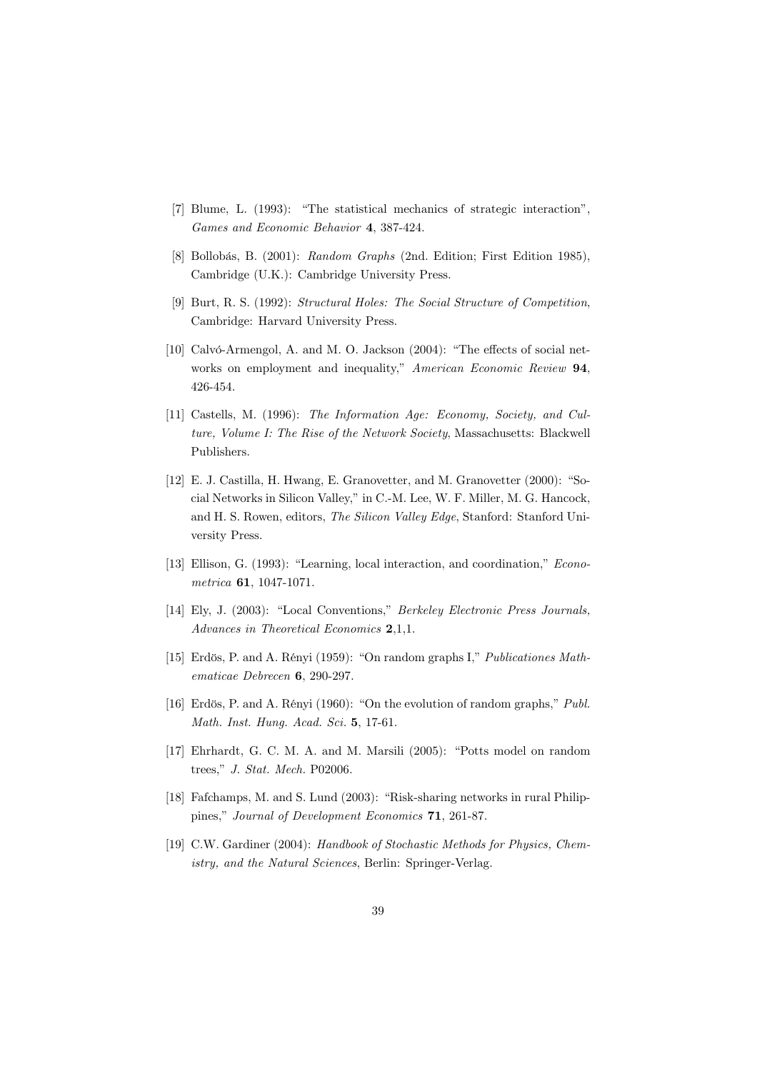[7] Blume, L. (1993): "The statistical mechanics of strategic interaction", *Games and Economic Behavior* **4**, 387-424.

[8] Bollobás, B. (2001): *Random Graphs* (2nd. Edition; First Edition 1985), Cambridge (U.K.): Cambridge University Press.

[9] Burt, R. S. (1992): *Structural Holes: The Social Structure of Competition*, Cambridge: Harvard University Press.

[10] Calvó-Armengol, A. and M. O. Jackson (2004): "The effects of social networks on employment and inequality," *American Economic Review* **94**, 426-454.

[11] Castells, M. (1996): *The Information Age: Economy, Society, and Culture, Volume I: The Rise of the Network Society*, Massachusetts: Blackwell Publishers.

[12] E. J. Castilla, H. Hwang, E. Granovetter, and M. Granovetter (2000): "Social Networks in Silicon Valley," in C.-M. Lee, W. F. Miller, M. G. Hancock, and H. S. Rowen, editors, *The Silicon Valley Edge*, Stanford: Stanford University Press.

[13] Ellison, G. (1993): "Learning, local interaction, and coordination," *Econometrica* **61**, 1047-1071.

[14] Ely, J. (2003): "Local Conventions," *Berkeley Electronic Press Journals, Advances in Theoretical Economics* **2**,1,1.

[15] Erdös, P. and A. Rényi (1959): "On random graphs I," *Publicationes Mathematicae Debrecen* **6**, 290-297.

[16] Erdös, P. and A. Rényi (1960): "On the evolution of random graphs," *Publ. Math. Inst. Hung. Acad. Sci.* **5**, 17-61.

[17] Ehrhardt, G. C. M. A. and M. Marsili (2005): "Potts model on random trees," *J. Stat. Mech.* P02006.

[18] Fafchamps, M. and S. Lund (2003): "Risk-sharing networks in rural Philippines," *Journal of Development Economics* **71**, 261-87.

[19] C.W. Gardiner (2004): *Handbook of Stochastic Methods for Physics, Chemistry, and the Natural Sciences*, Berlin: Springer-Verlag.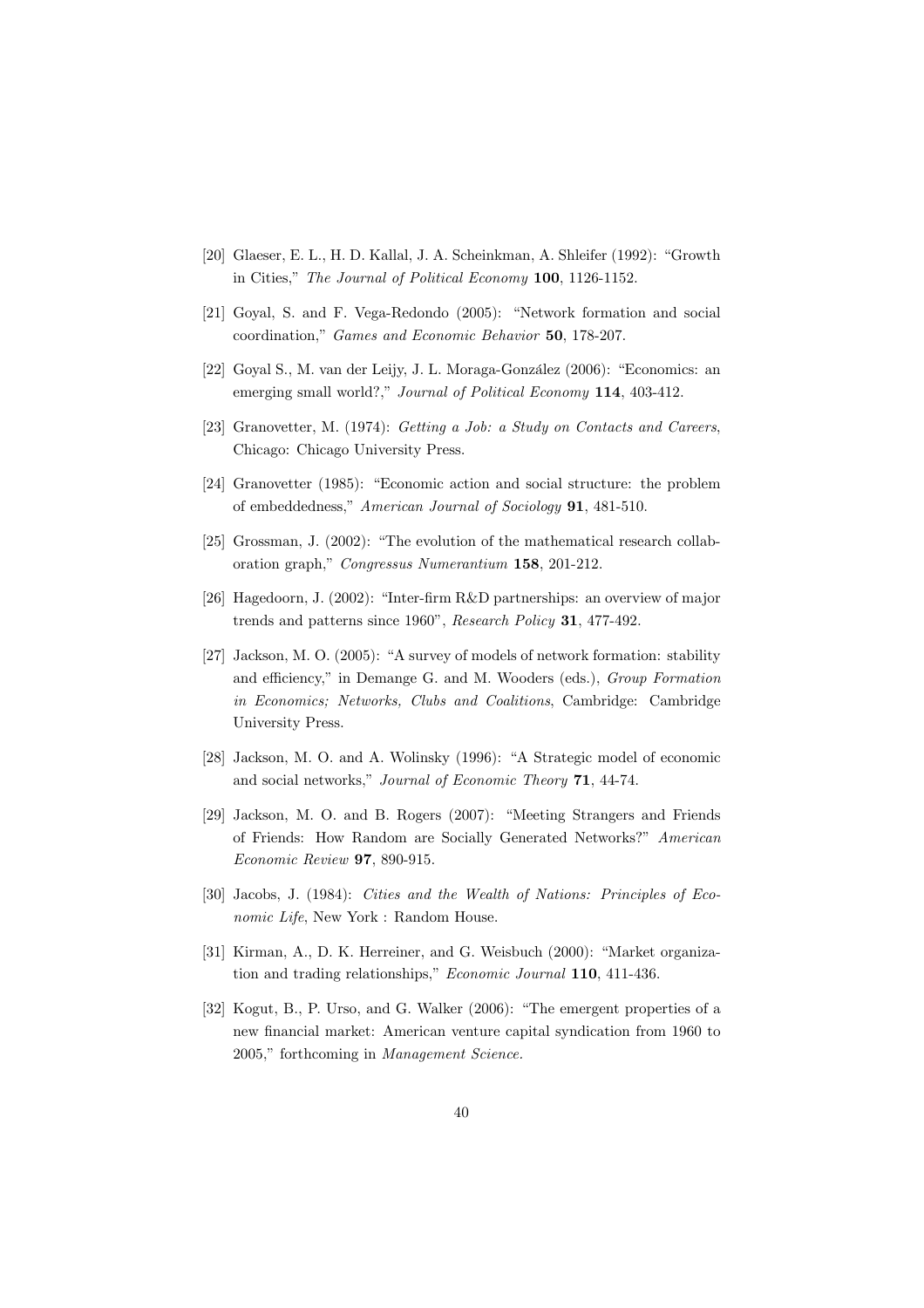[20] Glaeser, E. L., H. D. Kallal, J. A. Scheinkman, A. Shleifer (1992): "Growth in Cities," *The Journal of Political Economy* **100**, 1126-1152.

[21] Goyal, S. and F. Vega-Redondo (2005): "Network formation and social coordination," *Games and Economic Behavior* **50**, 178-207.

[22] Goyal S., M. van der Leijy, J. L. Moraga-González (2006): "Economics: an emerging small world?," *Journal of Political Economy* **114**, 403-412.

[23] Granovetter, M. (1974): *Getting a Job: a Study on Contacts and Careers*, Chicago: Chicago University Press.

[24] Granovetter (1985): "Economic action and social structure: the problem of embeddedness," *American Journal of Sociology* **91**, 481-510.

[25] Grossman, J. (2002): "The evolution of the mathematical research collaboration graph," *Congressus Numerantium* **158**, 201-212.

[26] Hagedoorn, J. (2002): "Inter-firm R&D partnerships: an overview of major trends and patterns since 1960", *Research Policy* **31**, 477-492.

[27] Jackson, M. O. (2005): "A survey of models of network formation: stability and efficiency," in Demange G. and M. Wooders (eds.), *Group Formation in Economics; Networks, Clubs and Coalitions*, Cambridge: Cambridge University Press.

[28] Jackson, M. O. and A. Wolinsky (1996): "A Strategic model of economic and social networks," *Journal of Economic Theory* **71**, 44-74.

[29] Jackson, M. O. and B. Rogers (2007): "Meeting Strangers and Friends of Friends: How Random are Socially Generated Networks?" *American Economic Review* **97**, 890-915.

[30] Jacobs, J. (1984): *Cities and the Wealth of Nations: Principles of Economic Life*, New York : Random House.

[31] Kirman, A., D. K. Herreiner, and G. Weisbuch (2000): "Market organization and trading relationships," *Economic Journal* **110**, 411-436.

[32] Kogut, B., P. Urso, and G. Walker (2006): "The emergent properties of a new financial market: American venture capital syndication from 1960 to 2005," forthcoming in *Management Science.*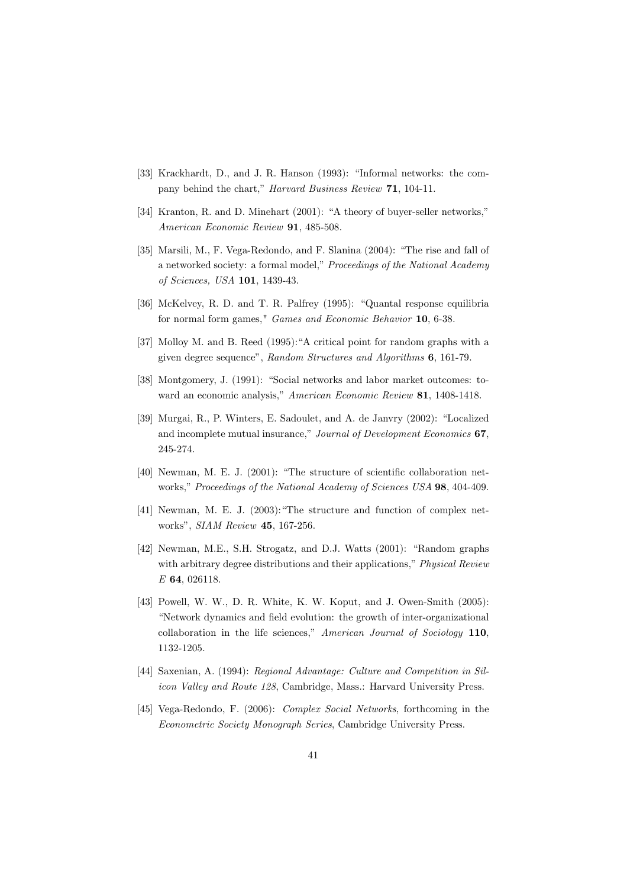[33] Krackhardt, D., and J. R. Hanson (1993): "Informal networks: the company behind the chart," *Harvard Business Review* **71**, 104-11.

[34] Kranton, R. and D. Minehart (2001): "A theory of buyer-seller networks," *American Economic Review* **91**, 485-508.

[35] Marsili, M., F. Vega-Redondo, and F. Slanina (2004): "The rise and fall of a networked society: a formal model," *Proceedings of the National Academy of Sciences, USA* **101**, 1439-43.

[36] McKelvey, R. D. and T. R. Palfrey (1995): "Quantal response equilibria for normal form games," *Games and Economic Behavior* **10**, 6-38.

[37] Molloy M. and B. Reed (1995): "A critical point for random graphs with a given degree sequence", *Random Structures and Algorithms* **6**, 161-79.

[38] Montgomery, J. (1991): "Social networks and labor market outcomes: toward an economic analysis," *American Economic Review* **81**, 1408-1418.

[39] Murgai, R., P. Winters, E. Sadoulet, and A. de Janvry (2002): "Localized and incomplete mutual insurance," *Journal of Development Economics* **67**, 245-274.

[40] Newman, M. E. J. (2001): "The structure of scientific collaboration networks," *Proceedings of the National Academy of Sciences USA* **98**, 404-409.

[41] Newman, M. E. J. (2003): "The structure and function of complex networks", *SIAM Review* **45**, 167-256.

[42] Newman, M.E., S.H. Strogatz, and D.J. Watts (2001): "Random graphs with arbitrary degree distributions and their applications," *Physical Review E* **64**, 026118.

[43] Powell, W. W., D. R. White, K. W. Koput, and J. Owen-Smith (2005): "Network dynamics and field evolution: the growth of inter-organizational collaboration in the life sciences," *American Journal of Sociology* **110**, 1132-1205.

[44] Saxenian, A. (1994): *Regional Advantage: Culture and Competition in Silicon Valley and Route 128*, Cambridge, Mass.: Harvard University Press.

[45] Vega-Redondo, F. (2006): *Complex Social Networks*, forthcoming in the *Econometric Society Monograph Series*, Cambridge University Press.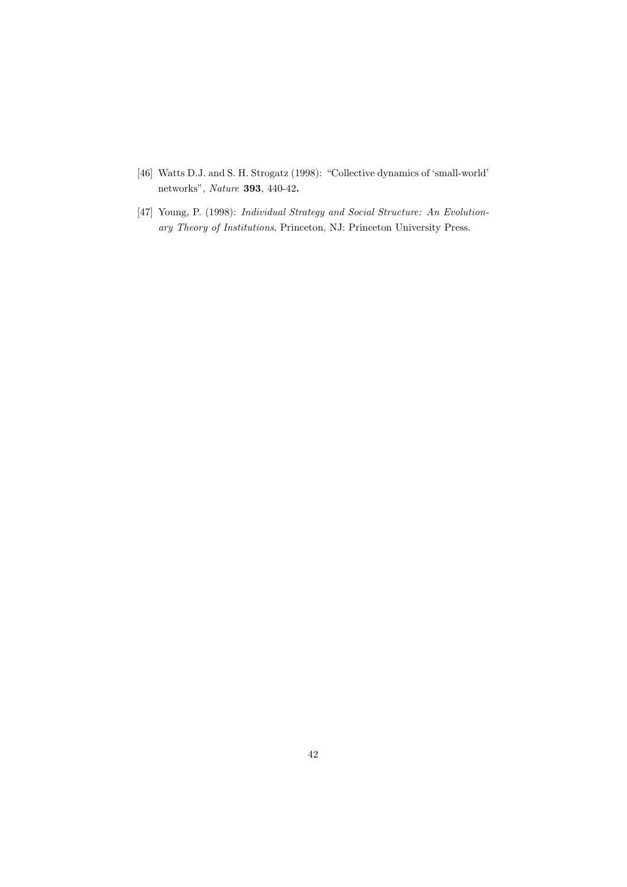[46] Watts D.J. and S. H. Strogatz (1998): "Collective dynamics of 'small-world' networks", *Nature* **393**, 440-42**.**

[47] Young, P. (1998): *Individual Strategy and Social Structure: An Evolutionary Theory of Institutions*, Princeton, NJ: Princeton University Press.